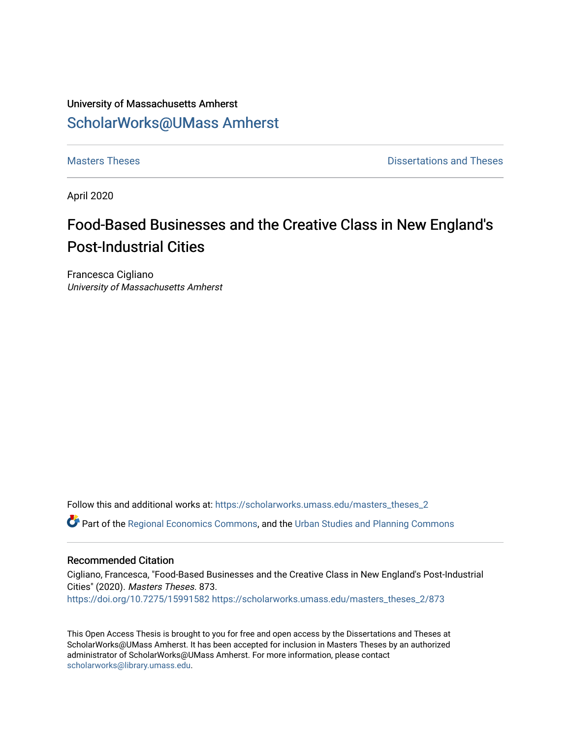University of Massachusetts Amherst

# ScholarWorks@UMass Amherst

Masters Theses

Dissertations and Theses

April 2020

# Food-Based Businesses and the Creative Class in New England's Post-Industrial Cities

Francesca Cigliano
*University of Massachusetts Amherst*

Follow this and additional works at: https://scholarworks.umass.edu/masters_theses_2

Part of the Regional Economics Commons, and the Urban Studies and Planning Commons

## Recommended Citation

Cigliano, Francesca, "Food-Based Businesses and the Creative Class in New England's Post-Industrial Cities" (2020). *Masters Theses*. 873.
https://doi.org/10.7275/15991582 https://scholarworks.umass.edu/masters_theses_2/873

This Open Access Thesis is brought to you for free and open access by the Dissertations and Theses at ScholarWorks@UMass Amherst. It has been accepted for inclusion in Masters Theses by an authorized administrator of ScholarWorks@UMass Amherst. For more information, please contact scholarworks@library.umass.edu.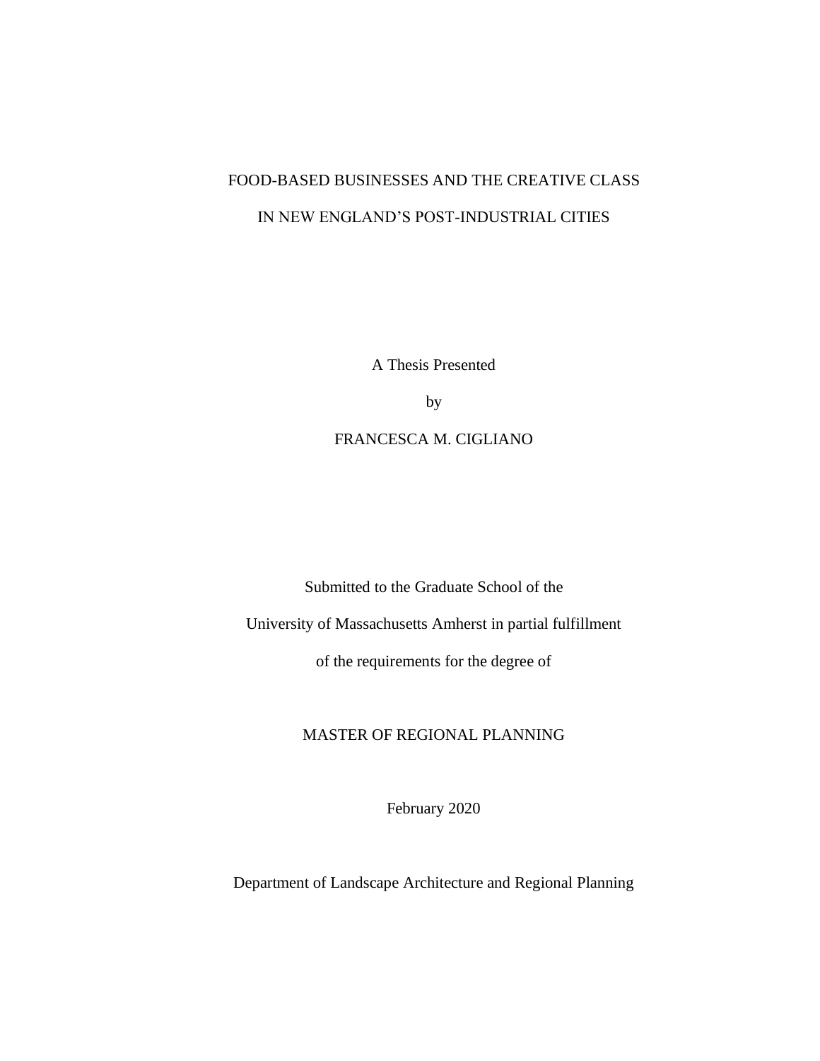# FOOD-BASED BUSINESSES AND THE CREATIVE CLASS IN NEW ENGLAND'S POST-INDUSTRIAL CITIES

A Thesis Presented

by

FRANCESCA M. CIGLIANO

Submitted to the Graduate School of the

University of Massachusetts Amherst in partial fulfillment

of the requirements for the degree of

MASTER OF REGIONAL PLANNING

February 2020

Department of Landscape Architecture and Regional Planning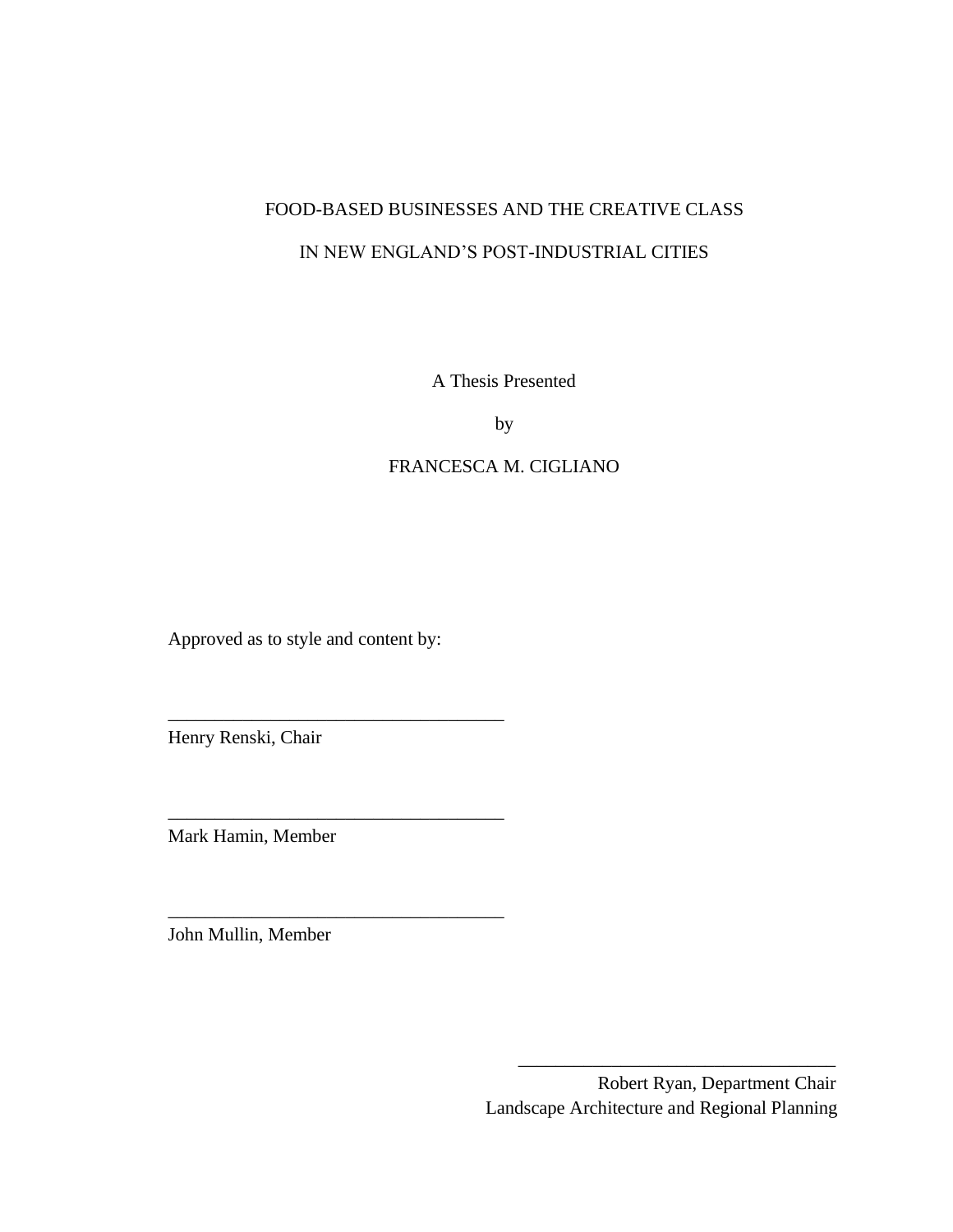FOOD-BASED BUSINESSES AND THE CREATIVE CLASS

IN NEW ENGLAND'S POST-INDUSTRIAL CITIES

A Thesis Presented

by

FRANCESCA M. CIGLIANO

Approved as to style and content by:

\_\_\_\_\_\_\_\_\_\_\_\_\_\_\_\_\_\_\_\_\_\_\_\_\_\_\_\_\_\_\_\_\_\_\_\_
Henry Renski, Chair

\_\_\_\_\_\_\_\_\_\_\_\_\_\_\_\_\_\_\_\_\_\_\_\_\_\_\_\_\_\_\_\_\_\_\_\_
Mark Hamin, Member

\_\_\_\_\_\_\_\_\_\_\_\_\_\_\_\_\_\_\_\_\_\_\_\_\_\_\_\_\_\_\_\_\_\_\_\_
John Mullin, Member

\_\_\_\_\_\_\_\_\_\_\_\_\_\_\_\_\_\_\_\_\_\_\_\_\_\_\_\_\_\_\_\_\_\_\_\_
Robert Ryan, Department Chair
Landscape Architecture and Regional Planning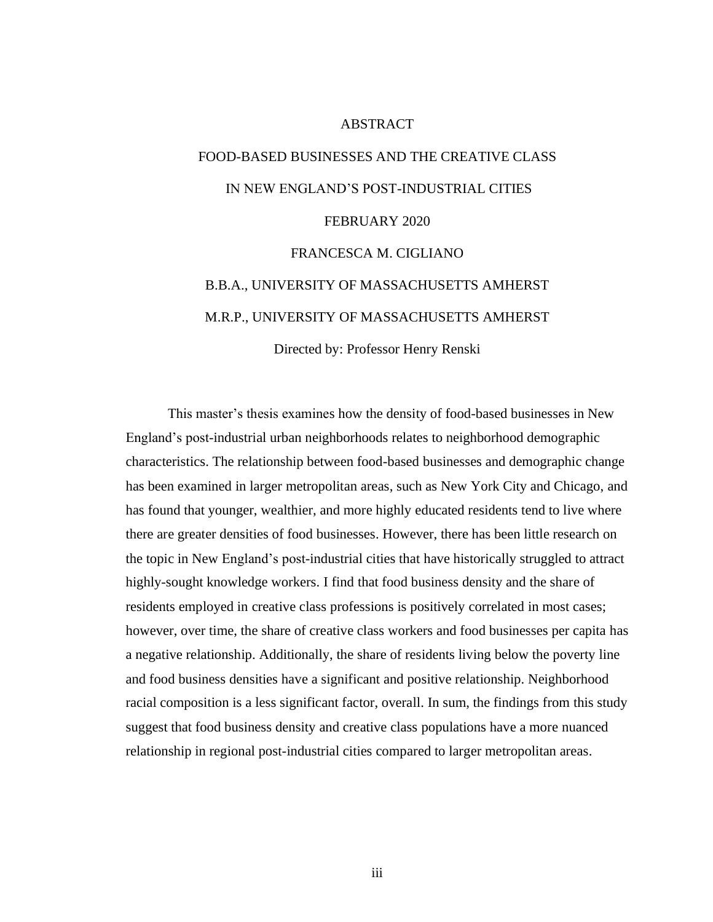# ABSTRACT

## FOOD-BASED BUSINESSES AND THE CREATIVE CLASS IN NEW ENGLAND'S POST-INDUSTRIAL CITIES

FEBRUARY 2020

FRANCESCA M. CIGLIANO

B.B.A., UNIVERSITY OF MASSACHUSETTS AMHERST

M.R.P., UNIVERSITY OF MASSACHUSETTS AMHERST

Directed by: Professor Henry Renski

This master's thesis examines how the density of food-based businesses in New England's post-industrial urban neighborhoods relates to neighborhood demographic characteristics. The relationship between food-based businesses and demographic change has been examined in larger metropolitan areas, such as New York City and Chicago, and has found that younger, wealthier, and more highly educated residents tend to live where there are greater densities of food businesses. However, there has been little research on the topic in New England's post-industrial cities that have historically struggled to attract highly-sought knowledge workers. I find that food business density and the share of residents employed in creative class professions is positively correlated in most cases; however, over time, the share of creative class workers and food businesses per capita has a negative relationship. Additionally, the share of residents living below the poverty line and food business densities have a significant and positive relationship. Neighborhood racial composition is a less significant factor, overall. In sum, the findings from this study suggest that food business density and creative class populations have a more nuanced relationship in regional post-industrial cities compared to larger metropolitan areas.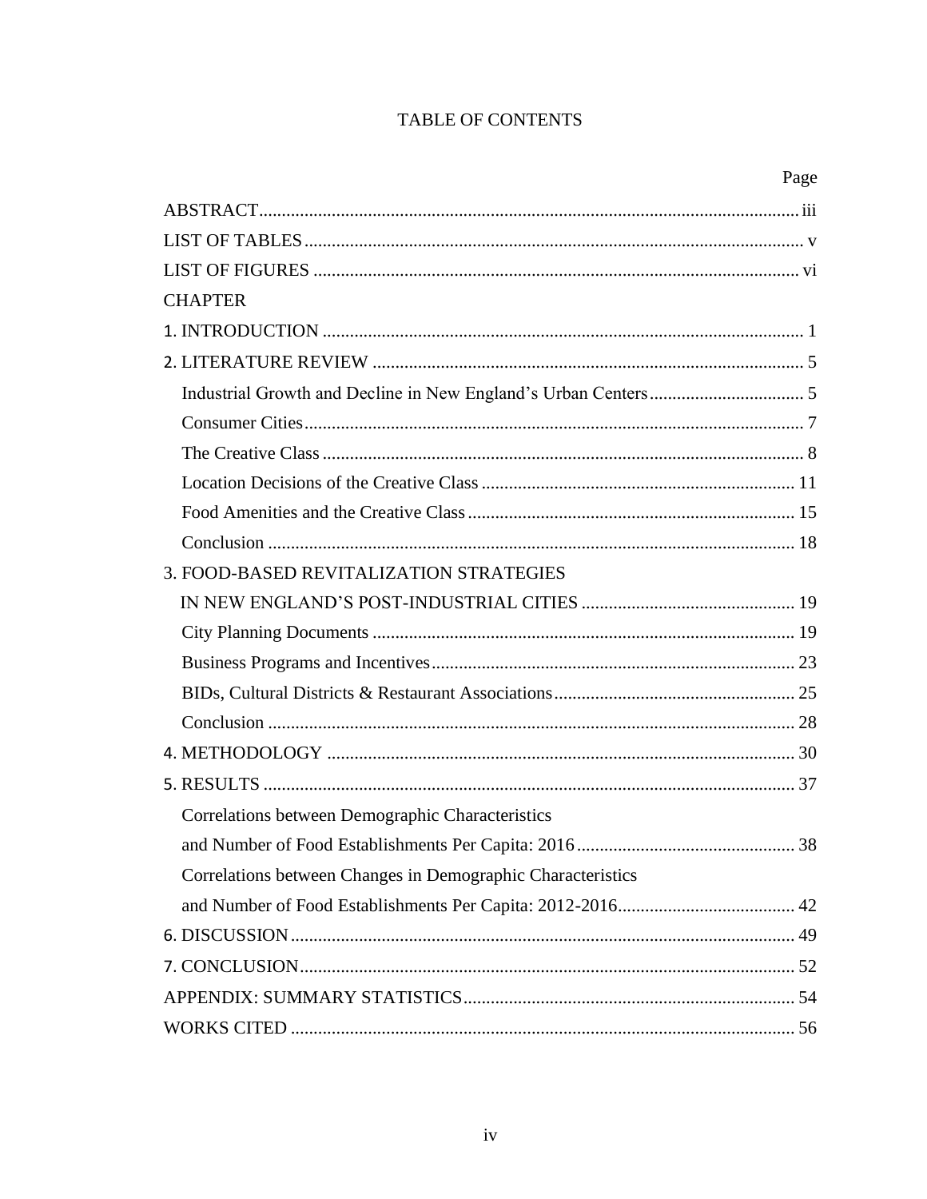# TABLE OF CONTENTS

| | Page |
|---|---|
| ABSTRACT | iii |
| LIST OF TABLES | v |
| LIST OF FIGURES | vi |
| CHAPTER | |
| 1. INTRODUCTION | 1 |
| 2. LITERATURE REVIEW | 5 |
| Industrial Growth and Decline in New England's Urban Centers | 5 |
| Consumer Cities | 7 |
| The Creative Class | 8 |
| Location Decisions of the Creative Class | 11 |
| Food Amenities and the Creative Class | 15 |
| Conclusion | 18 |
| 3. FOOD-BASED REVITALIZATION STRATEGIES IN NEW ENGLAND'S POST-INDUSTRIAL CITIES | 19 |
| City Planning Documents | 19 |
| Business Programs and Incentives | 23 |
| BIDs, Cultural Districts & Restaurant Associations | 25 |
| Conclusion | 28 |
| 4. METHODOLOGY | 30 |
| 5. RESULTS | 37 |
| Correlations between Demographic Characteristics and Number of Food Establishments Per Capita: 2016 | 38 |
| Correlations between Changes in Demographic Characteristics and Number of Food Establishments Per Capita: 2012-2016 | 42 |
| 6. DISCUSSION | 49 |
| 7. CONCLUSION | 52 |
| APPENDIX: SUMMARY STATISTICS | 54 |
| WORKS CITED | 56 |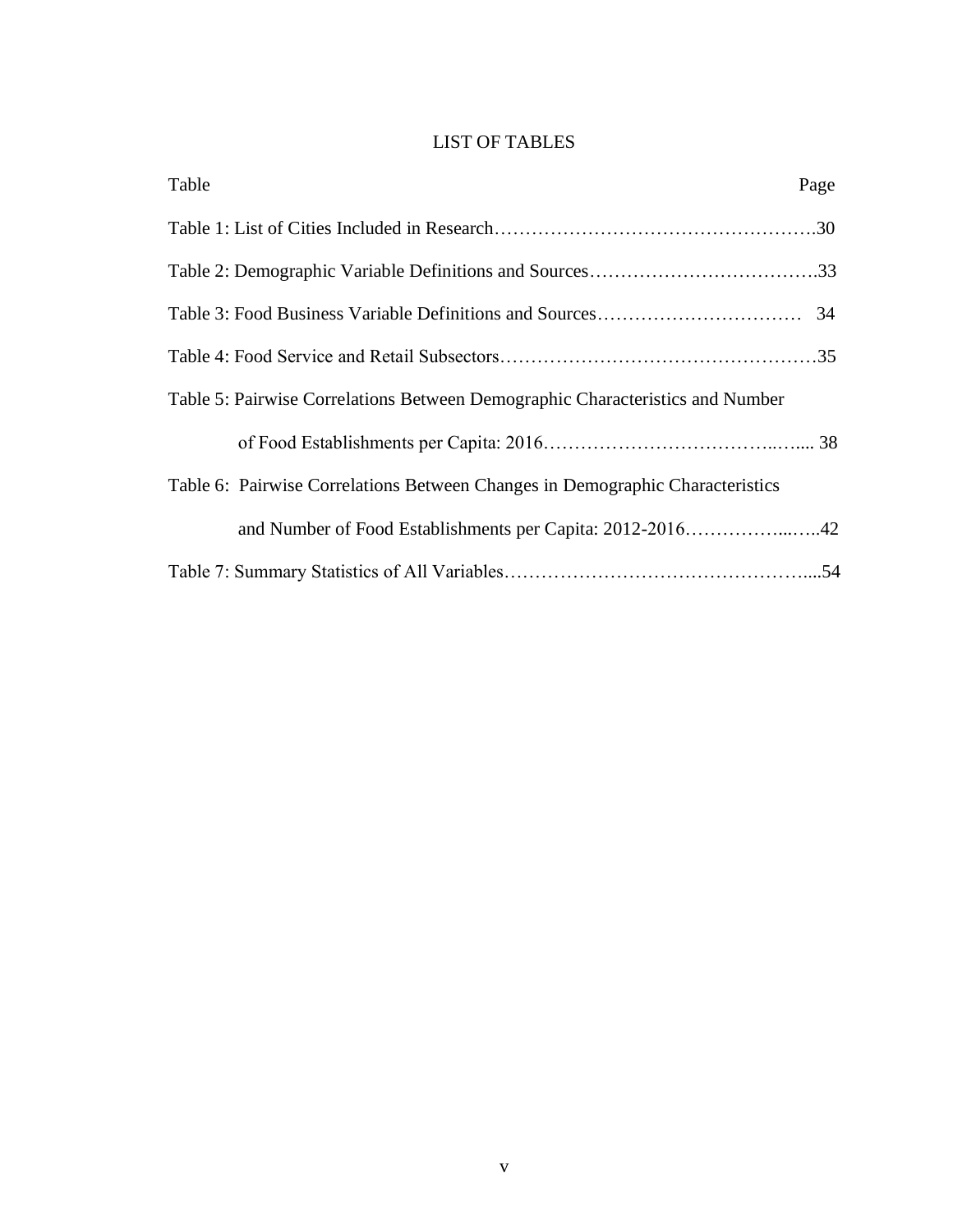# LIST OF TABLES

| Table | Page |
|---|---|
| Table 1: List of Cities Included in Research | 30 |
| Table 2: Demographic Variable Definitions and Sources | 33 |
| Table 3: Food Business Variable Definitions and Sources | 34 |
| Table 4: Food Service and Retail Subsectors | 35 |
| Table 5: Pairwise Correlations Between Demographic Characteristics and Number of Food Establishments per Capita: 2016 | 38 |
| Table 6: Pairwise Correlations Between Changes in Demographic Characteristics and Number of Food Establishments per Capita: 2012-2016 | 42 |
| Table 7: Summary Statistics of All Variables | 54 |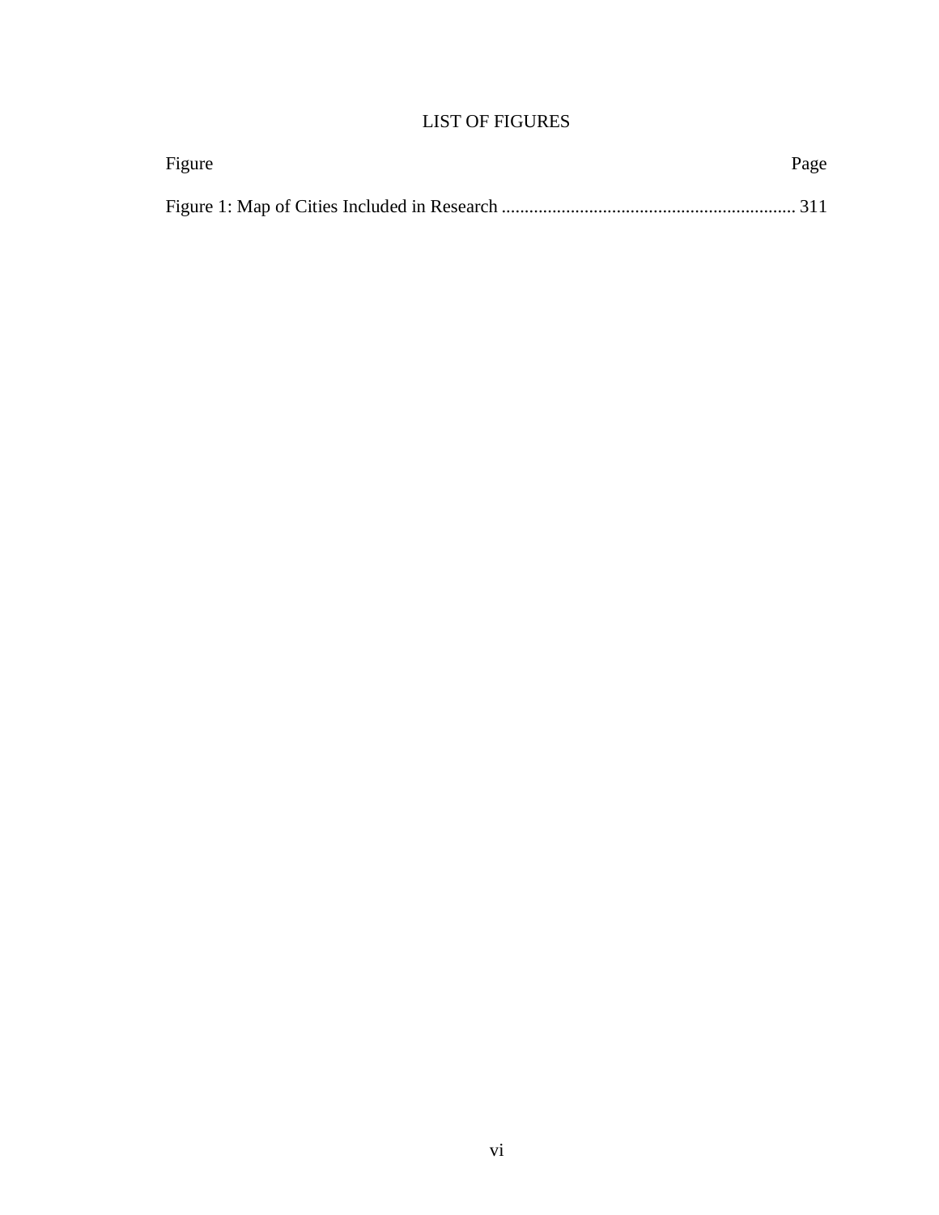# LIST OF FIGURES

| Figure | Page |
| --- | --- |
| Figure 1: Map of Cities Included in Research | 311 |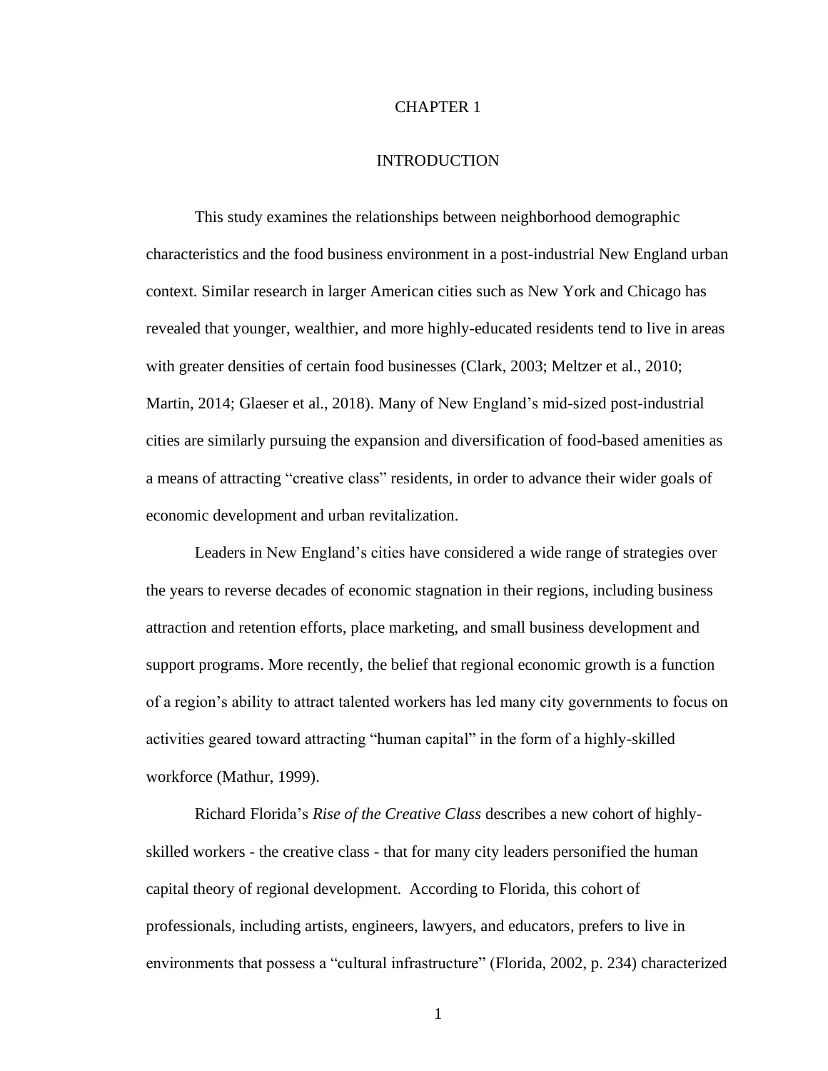# CHAPTER 1

# INTRODUCTION

This study examines the relationships between neighborhood demographic characteristics and the food business environment in a post-industrial New England urban context. Similar research in larger American cities such as New York and Chicago has revealed that younger, wealthier, and more highly-educated residents tend to live in areas with greater densities of certain food businesses (Clark, 2003; Meltzer et al., 2010; Martin, 2014; Glaeser et al., 2018). Many of New England's mid-sized post-industrial cities are similarly pursuing the expansion and diversification of food-based amenities as a means of attracting "creative class" residents, in order to advance their wider goals of economic development and urban revitalization.

Leaders in New England's cities have considered a wide range of strategies over the years to reverse decades of economic stagnation in their regions, including business attraction and retention efforts, place marketing, and small business development and support programs. More recently, the belief that regional economic growth is a function of a region's ability to attract talented workers has led many city governments to focus on activities geared toward attracting "human capital" in the form of a highly-skilled workforce (Mathur, 1999).

Richard Florida's *Rise of the Creative Class* describes a new cohort of highly-skilled workers - the creative class - that for many city leaders personified the human capital theory of regional development. According to Florida, this cohort of professionals, including artists, engineers, lawyers, and educators, prefers to live in environments that possess a "cultural infrastructure" (Florida, 2002, p. 234) characterized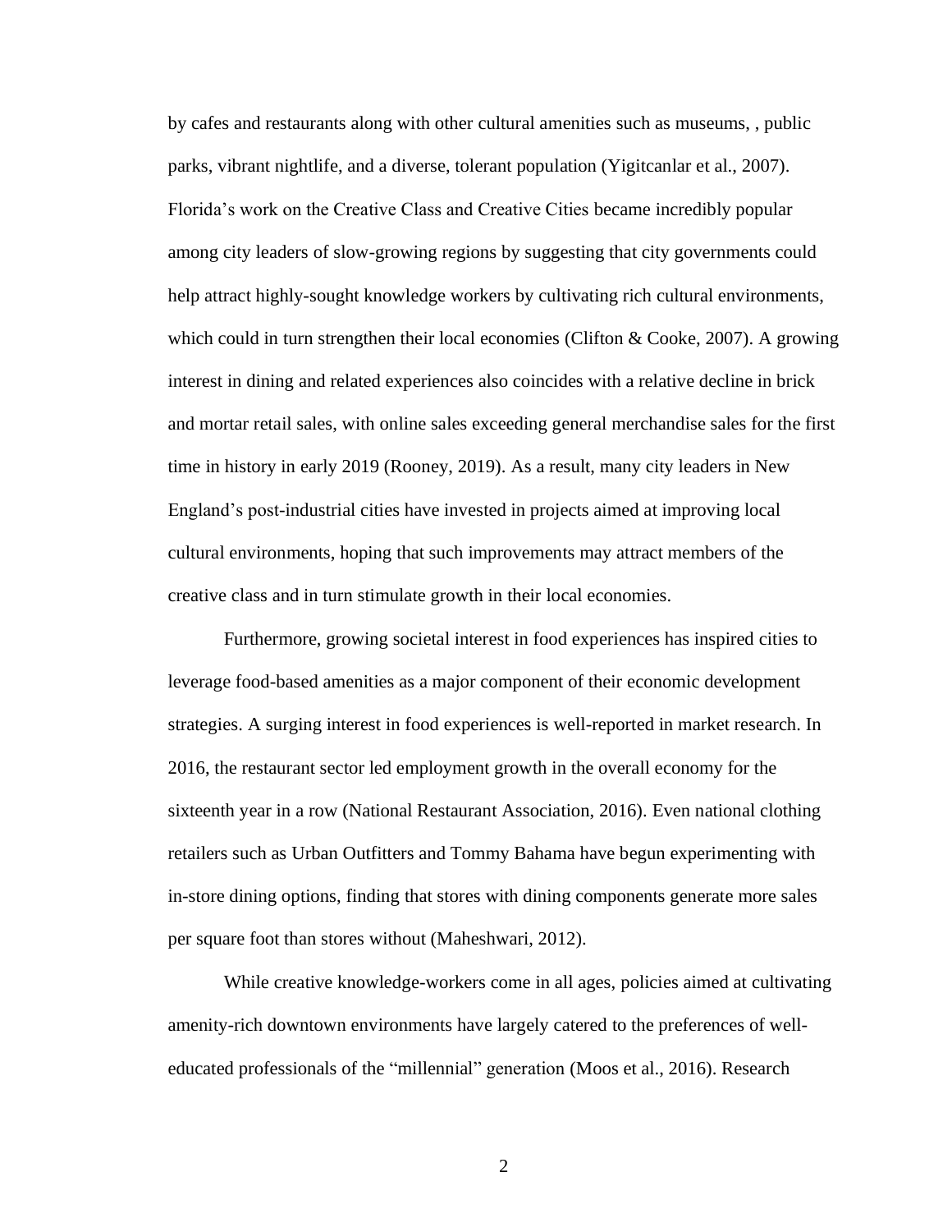by cafes and restaurants along with other cultural amenities such as museums, , public parks, vibrant nightlife, and a diverse, tolerant population (Yigitcanlar et al., 2007). Florida's work on the Creative Class and Creative Cities became incredibly popular among city leaders of slow-growing regions by suggesting that city governments could help attract highly-sought knowledge workers by cultivating rich cultural environments, which could in turn strengthen their local economies (Clifton & Cooke, 2007). A growing interest in dining and related experiences also coincides with a relative decline in brick and mortar retail sales, with online sales exceeding general merchandise sales for the first time in history in early 2019 (Rooney, 2019). As a result, many city leaders in New England's post-industrial cities have invested in projects aimed at improving local cultural environments, hoping that such improvements may attract members of the creative class and in turn stimulate growth in their local economies.

Furthermore, growing societal interest in food experiences has inspired cities to leverage food-based amenities as a major component of their economic development strategies. A surging interest in food experiences is well-reported in market research. In 2016, the restaurant sector led employment growth in the overall economy for the sixteenth year in a row (National Restaurant Association, 2016). Even national clothing retailers such as Urban Outfitters and Tommy Bahama have begun experimenting with in-store dining options, finding that stores with dining components generate more sales per square foot than stores without (Maheshwari, 2012).

While creative knowledge-workers come in all ages, policies aimed at cultivating amenity-rich downtown environments have largely catered to the preferences of well-educated professionals of the "millennial" generation (Moos et al., 2016). Research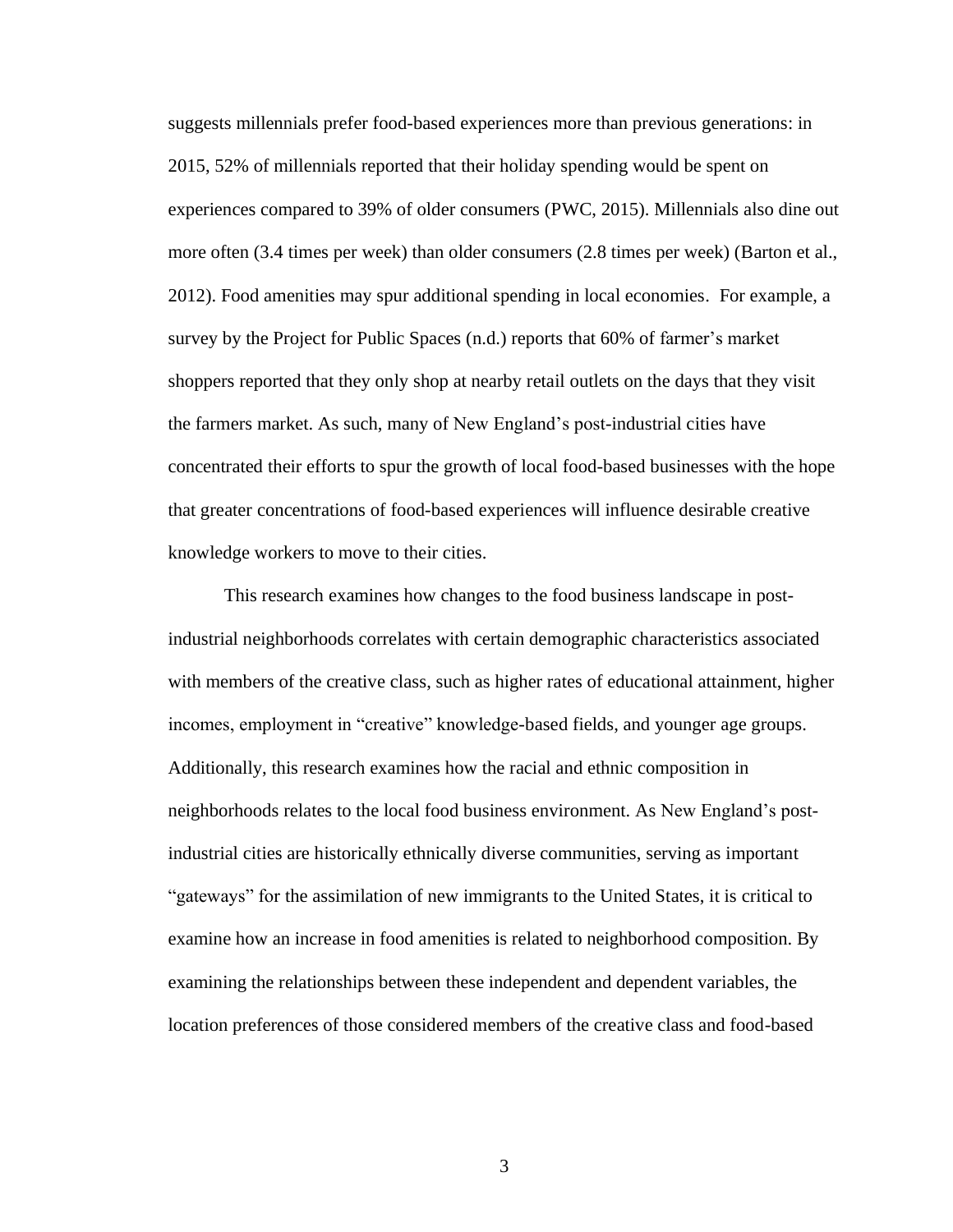suggests millennials prefer food-based experiences more than previous generations: in 2015, 52% of millennials reported that their holiday spending would be spent on experiences compared to 39% of older consumers (PWC, 2015). Millennials also dine out more often (3.4 times per week) than older consumers (2.8 times per week) (Barton et al., 2012). Food amenities may spur additional spending in local economies. For example, a survey by the Project for Public Spaces (n.d.) reports that 60% of farmer's market shoppers reported that they only shop at nearby retail outlets on the days that they visit the farmers market. As such, many of New England's post-industrial cities have concentrated their efforts to spur the growth of local food-based businesses with the hope that greater concentrations of food-based experiences will influence desirable creative knowledge workers to move to their cities.

This research examines how changes to the food business landscape in post-industrial neighborhoods correlates with certain demographic characteristics associated with members of the creative class, such as higher rates of educational attainment, higher incomes, employment in "creative" knowledge-based fields, and younger age groups. Additionally, this research examines how the racial and ethnic composition in neighborhoods relates to the local food business environment. As New England's post-industrial cities are historically ethnically diverse communities, serving as important "gateways" for the assimilation of new immigrants to the United States, it is critical to examine how an increase in food amenities is related to neighborhood composition. By examining the relationships between these independent and dependent variables, the location preferences of those considered members of the creative class and food-based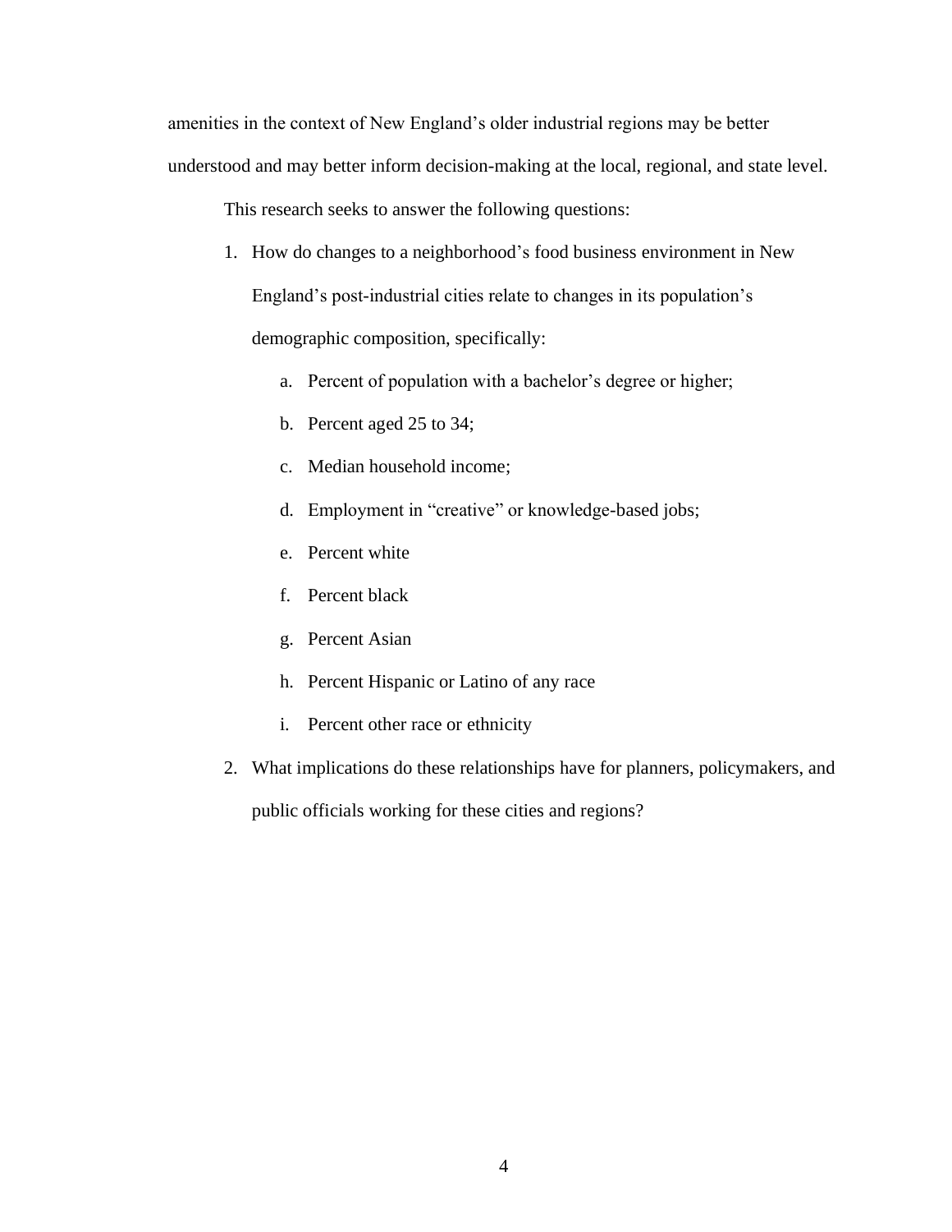amenities in the context of New England's older industrial regions may be better understood and may better inform decision-making at the local, regional, and state level.

This research seeks to answer the following questions:

1. How do changes to a neighborhood's food business environment in New England's post-industrial cities relate to changes in its population's demographic composition, specifically:
    a. Percent of population with a bachelor's degree or higher;
    b. Percent aged 25 to 34;
    c. Median household income;
    d. Employment in "creative" or knowledge-based jobs;
    e. Percent white
    f. Percent black
    g. Percent Asian
    h. Percent Hispanic or Latino of any race
    i. Percent other race or ethnicity
2. What implications do these relationships have for planners, policymakers, and public officials working for these cities and regions?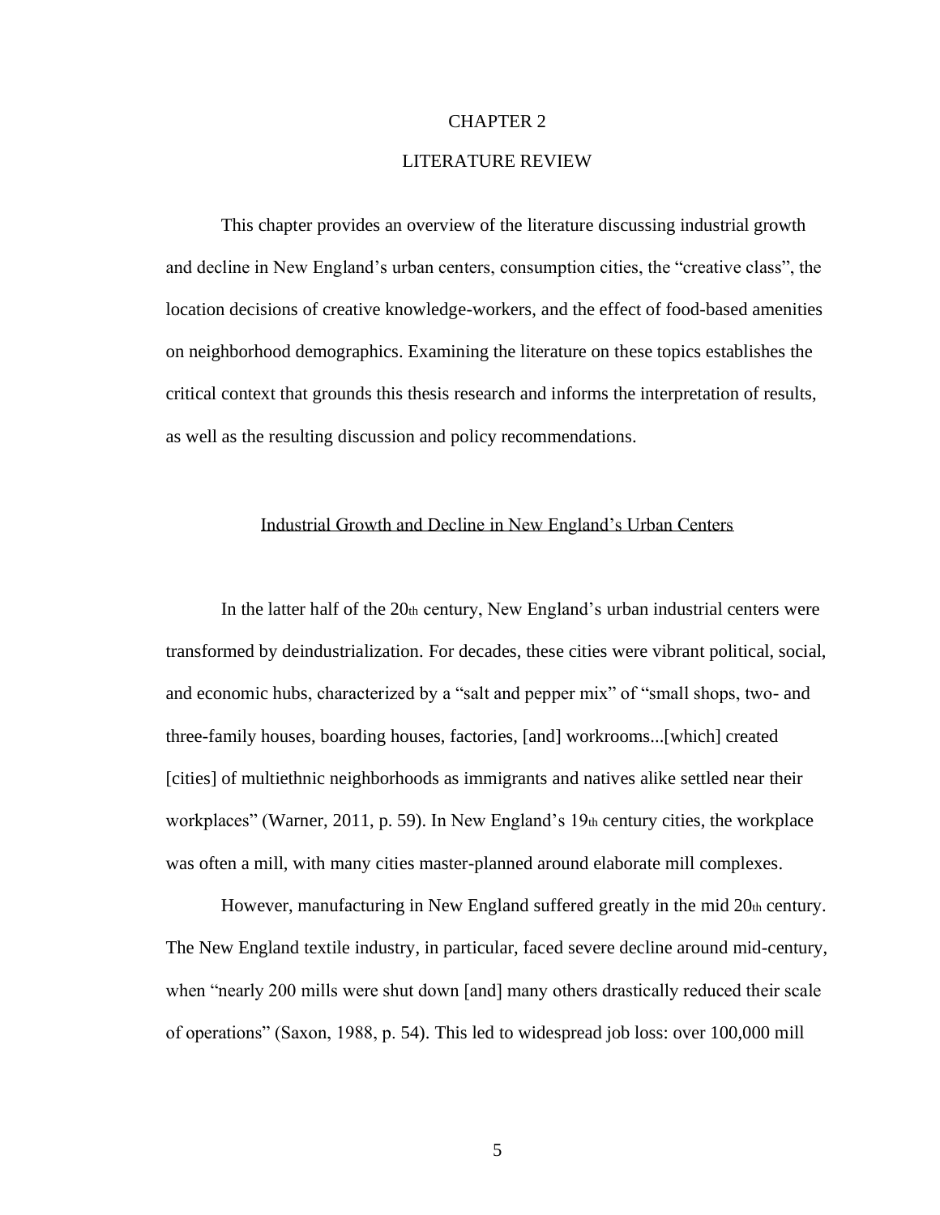# CHAPTER 2

# LITERATURE REVIEW

This chapter provides an overview of the literature discussing industrial growth and decline in New England's urban centers, consumption cities, the "creative class", the location decisions of creative knowledge-workers, and the effect of food-based amenities on neighborhood demographics. Examining the literature on these topics establishes the critical context that grounds this thesis research and informs the interpretation of results, as well as the resulting discussion and policy recommendations.

## Industrial Growth and Decline in New England's Urban Centers

In the latter half of the 20th century, New England's urban industrial centers were transformed by deindustrialization. For decades, these cities were vibrant political, social, and economic hubs, characterized by a "salt and pepper mix" of "small shops, two- and three-family houses, boarding houses, factories, [and] workrooms...[which] created [cities] of multiethnic neighborhoods as immigrants and natives alike settled near their workplaces" (Warner, 2011, p. 59). In New England's 19th century cities, the workplace was often a mill, with many cities master-planned around elaborate mill complexes.

However, manufacturing in New England suffered greatly in the mid 20th century. The New England textile industry, in particular, faced severe decline around mid-century, when "nearly 200 mills were shut down [and] many others drastically reduced their scale of operations" (Saxon, 1988, p. 54). This led to widespread job loss: over 100,000 mill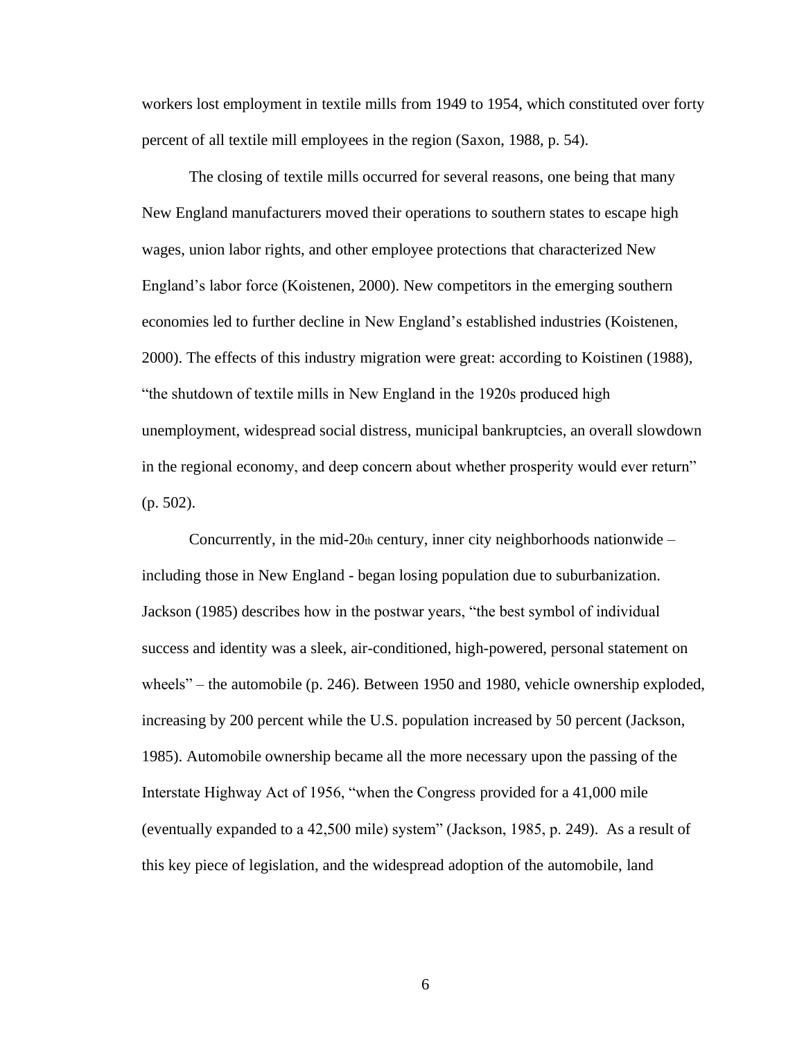workers lost employment in textile mills from 1949 to 1954, which constituted over forty percent of all textile mill employees in the region (Saxon, 1988, p. 54).

The closing of textile mills occurred for several reasons, one being that many New England manufacturers moved their operations to southern states to escape high wages, union labor rights, and other employee protections that characterized New England's labor force (Koistenen, 2000). New competitors in the emerging southern economies led to further decline in New England's established industries (Koistenen, 2000). The effects of this industry migration were great: according to Koistinen (1988), "the shutdown of textile mills in New England in the 1920s produced high unemployment, widespread social distress, municipal bankruptcies, an overall slowdown in the regional economy, and deep concern about whether prosperity would ever return" (p. 502).

Concurrently, in the mid-20th century, inner city neighborhoods nationwide – including those in New England - began losing population due to suburbanization. Jackson (1985) describes how in the postwar years, "the best symbol of individual success and identity was a sleek, air-conditioned, high-powered, personal statement on wheels" – the automobile (p. 246). Between 1950 and 1980, vehicle ownership exploded, increasing by 200 percent while the U.S. population increased by 50 percent (Jackson, 1985). Automobile ownership became all the more necessary upon the passing of the Interstate Highway Act of 1956, "when the Congress provided for a 41,000 mile (eventually expanded to a 42,500 mile) system" (Jackson, 1985, p. 249). As a result of this key piece of legislation, and the widespread adoption of the automobile, land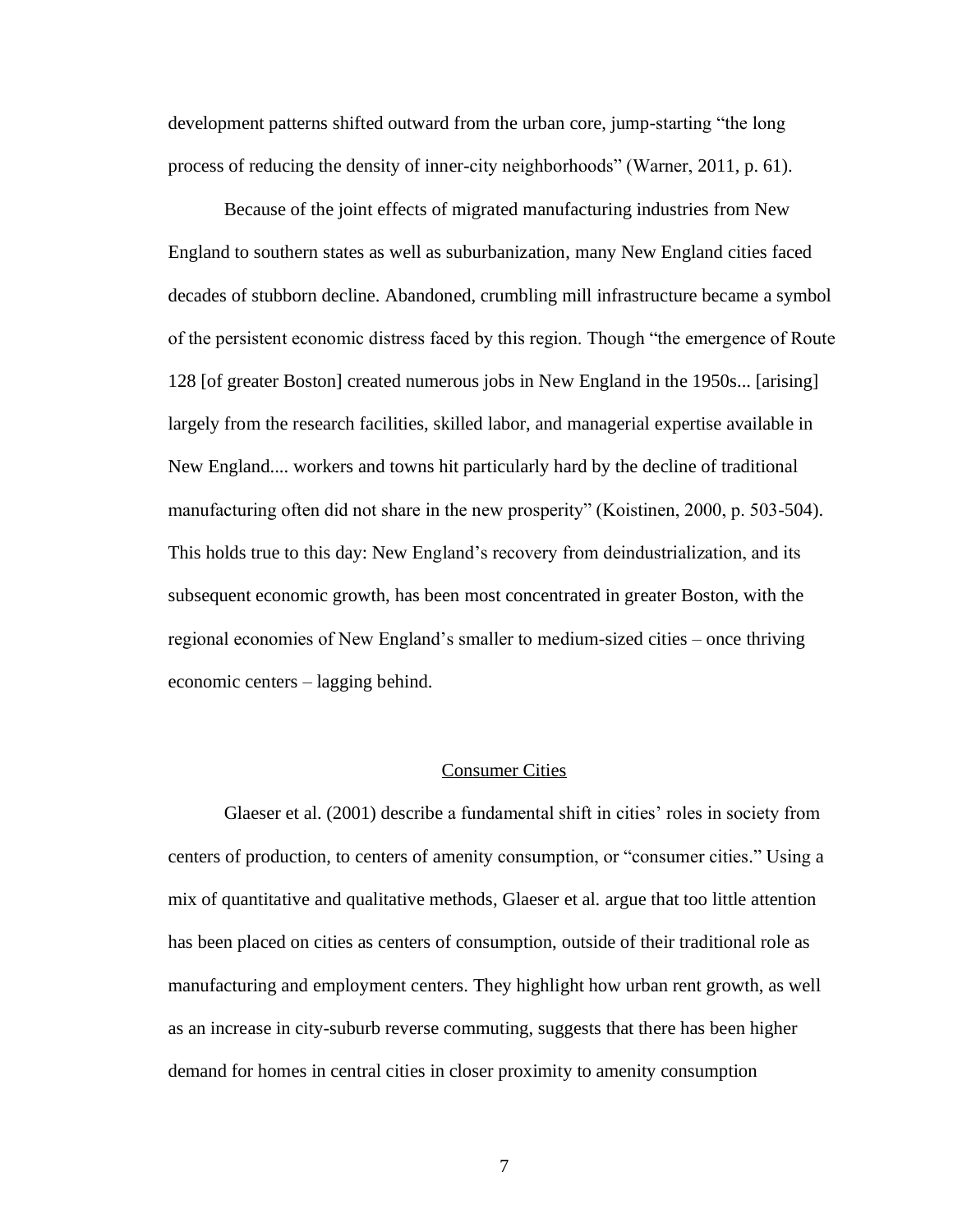development patterns shifted outward from the urban core, jump-starting "the long process of reducing the density of inner-city neighborhoods" (Warner, 2011, p. 61).

Because of the joint effects of migrated manufacturing industries from New England to southern states as well as suburbanization, many New England cities faced decades of stubborn decline. Abandoned, crumbling mill infrastructure became a symbol of the persistent economic distress faced by this region. Though "the emergence of Route 128 [of greater Boston] created numerous jobs in New England in the 1950s... [arising] largely from the research facilities, skilled labor, and managerial expertise available in New England.... workers and towns hit particularly hard by the decline of traditional manufacturing often did not share in the new prosperity" (Koistinen, 2000, p. 503-504). This holds true to this day: New England's recovery from deindustrialization, and its subsequent economic growth, has been most concentrated in greater Boston, with the regional economies of New England's smaller to medium-sized cities – once thriving economic centers – lagging behind.

## Consumer Cities

Glaeser et al. (2001) describe a fundamental shift in cities' roles in society from centers of production, to centers of amenity consumption, or "consumer cities." Using a mix of quantitative and qualitative methods, Glaeser et al. argue that too little attention has been placed on cities as centers of consumption, outside of their traditional role as manufacturing and employment centers. They highlight how urban rent growth, as well as an increase in city-suburb reverse commuting, suggests that there has been higher demand for homes in central cities in closer proximity to amenity consumption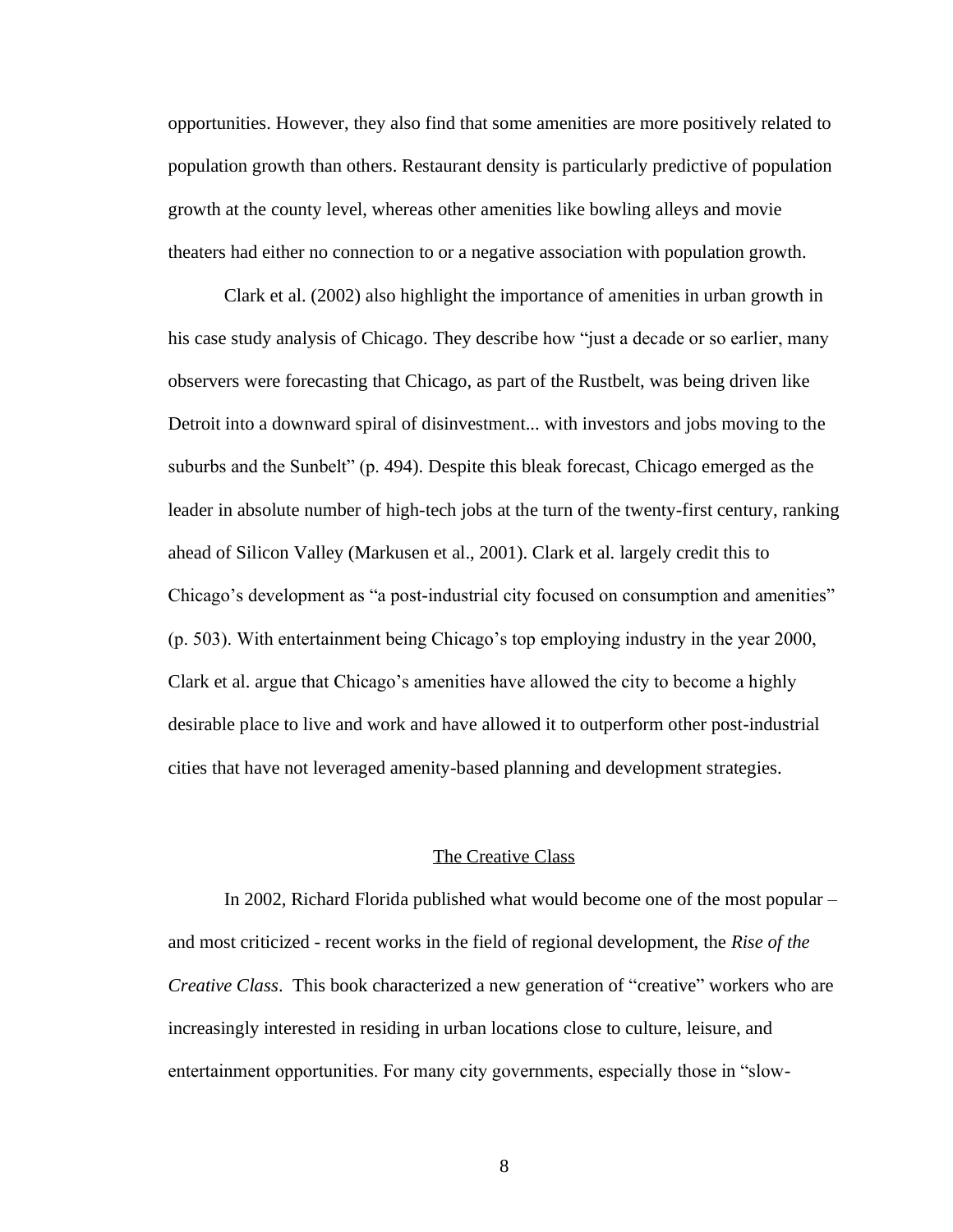opportunities. However, they also find that some amenities are more positively related to population growth than others. Restaurant density is particularly predictive of population growth at the county level, whereas other amenities like bowling alleys and movie theaters had either no connection to or a negative association with population growth.

Clark et al. (2002) also highlight the importance of amenities in urban growth in his case study analysis of Chicago. They describe how "just a decade or so earlier, many observers were forecasting that Chicago, as part of the Rustbelt, was being driven like Detroit into a downward spiral of disinvestment... with investors and jobs moving to the suburbs and the Sunbelt" (p. 494). Despite this bleak forecast, Chicago emerged as the leader in absolute number of high-tech jobs at the turn of the twenty-first century, ranking ahead of Silicon Valley (Markusen et al., 2001). Clark et al. largely credit this to Chicago's development as "a post-industrial city focused on consumption and amenities" (p. 503). With entertainment being Chicago's top employing industry in the year 2000, Clark et al. argue that Chicago's amenities have allowed the city to become a highly desirable place to live and work and have allowed it to outperform other post-industrial cities that have not leveraged amenity-based planning and development strategies.

## The Creative Class

In 2002, Richard Florida published what would become one of the most popular – and most criticized - recent works in the field of regional development, the *Rise of the Creative Class*. This book characterized a new generation of "creative" workers who are increasingly interested in residing in urban locations close to culture, leisure, and entertainment opportunities. For many city governments, especially those in "slow-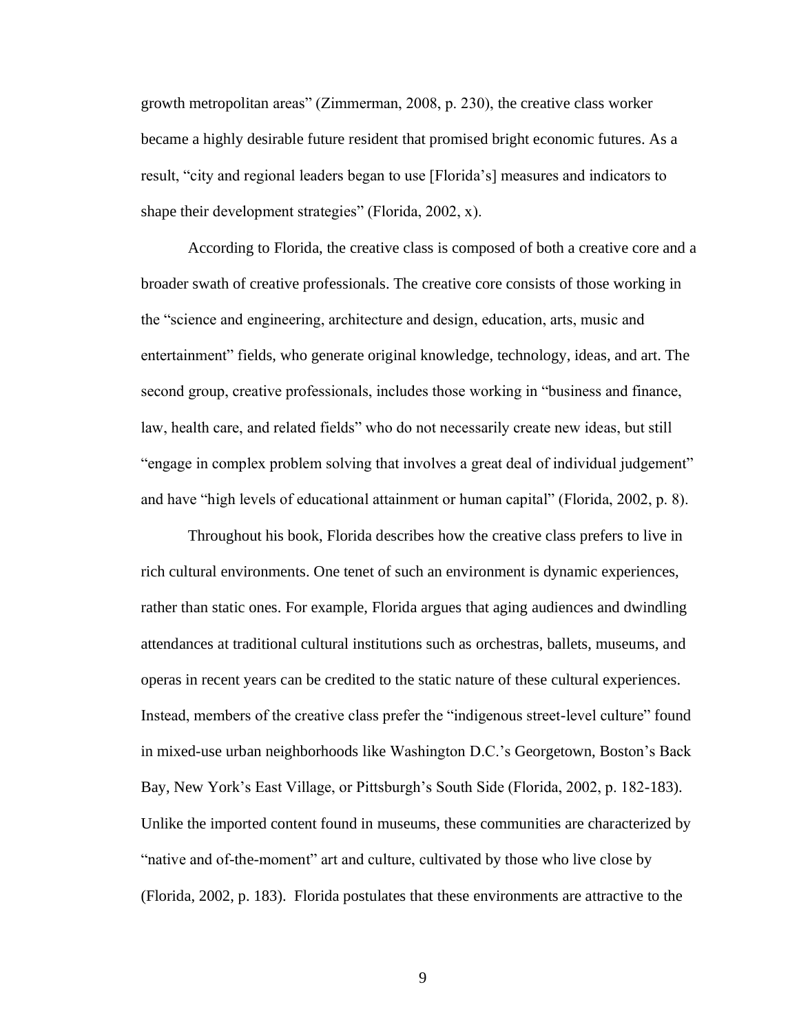growth metropolitan areas" (Zimmerman, 2008, p. 230), the creative class worker became a highly desirable future resident that promised bright economic futures. As a result, "city and regional leaders began to use [Florida's] measures and indicators to shape their development strategies" (Florida, 2002, x).

According to Florida, the creative class is composed of both a creative core and a broader swath of creative professionals. The creative core consists of those working in the "science and engineering, architecture and design, education, arts, music and entertainment" fields, who generate original knowledge, technology, ideas, and art. The second group, creative professionals, includes those working in "business and finance, law, health care, and related fields" who do not necessarily create new ideas, but still "engage in complex problem solving that involves a great deal of individual judgement" and have "high levels of educational attainment or human capital" (Florida, 2002, p. 8).

Throughout his book, Florida describes how the creative class prefers to live in rich cultural environments. One tenet of such an environment is dynamic experiences, rather than static ones. For example, Florida argues that aging audiences and dwindling attendances at traditional cultural institutions such as orchestras, ballets, museums, and operas in recent years can be credited to the static nature of these cultural experiences. Instead, members of the creative class prefer the "indigenous street-level culture" found in mixed-use urban neighborhoods like Washington D.C.'s Georgetown, Boston's Back Bay, New York's East Village, or Pittsburgh's South Side (Florida, 2002, p. 182-183). Unlike the imported content found in museums, these communities are characterized by "native and of-the-moment" art and culture, cultivated by those who live close by (Florida, 2002, p. 183). Florida postulates that these environments are attractive to the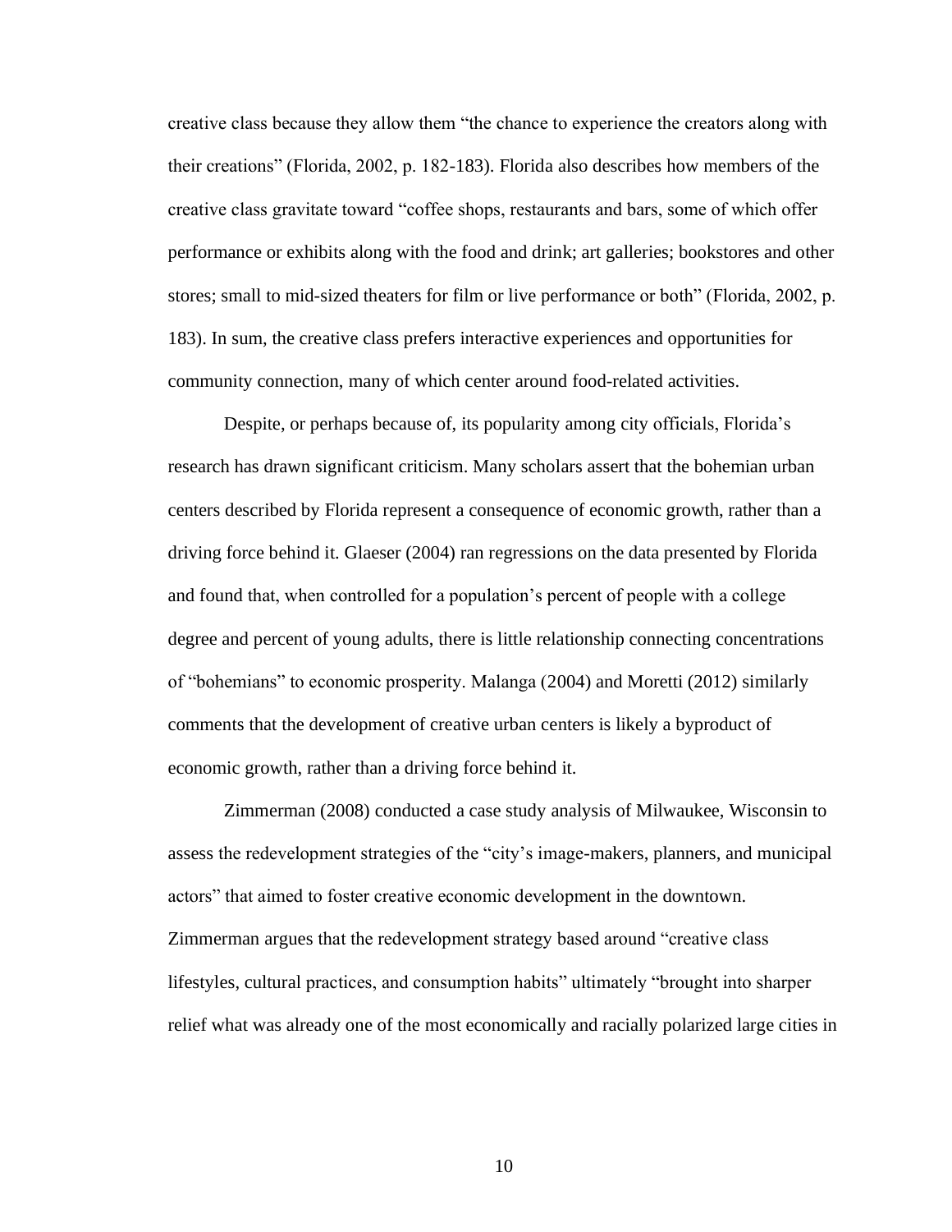creative class because they allow them "the chance to experience the creators along with their creations" (Florida, 2002, p. 182-183). Florida also describes how members of the creative class gravitate toward "coffee shops, restaurants and bars, some of which offer performance or exhibits along with the food and drink; art galleries; bookstores and other stores; small to mid-sized theaters for film or live performance or both" (Florida, 2002, p. 183). In sum, the creative class prefers interactive experiences and opportunities for community connection, many of which center around food-related activities.

Despite, or perhaps because of, its popularity among city officials, Florida's research has drawn significant criticism. Many scholars assert that the bohemian urban centers described by Florida represent a consequence of economic growth, rather than a driving force behind it. Glaeser (2004) ran regressions on the data presented by Florida and found that, when controlled for a population's percent of people with a college degree and percent of young adults, there is little relationship connecting concentrations of "bohemians" to economic prosperity. Malanga (2004) and Moretti (2012) similarly comments that the development of creative urban centers is likely a byproduct of economic growth, rather than a driving force behind it.

Zimmerman (2008) conducted a case study analysis of Milwaukee, Wisconsin to assess the redevelopment strategies of the "city's image-makers, planners, and municipal actors" that aimed to foster creative economic development in the downtown. Zimmerman argues that the redevelopment strategy based around "creative class lifestyles, cultural practices, and consumption habits" ultimately "brought into sharper relief what was already one of the most economically and racially polarized large cities in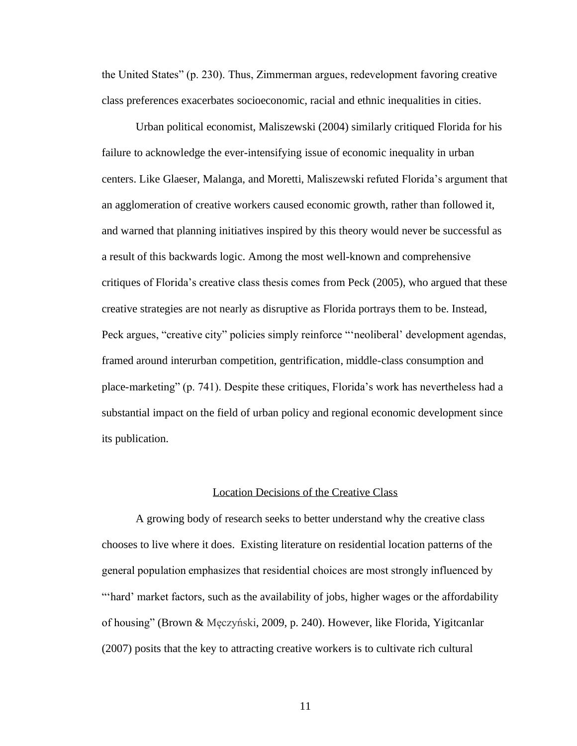the United States" (p. 230). Thus, Zimmerman argues, redevelopment favoring creative class preferences exacerbates socioeconomic, racial and ethnic inequalities in cities.

Urban political economist, Maliszewski (2004) similarly critiqued Florida for his failure to acknowledge the ever-intensifying issue of economic inequality in urban centers. Like Glaeser, Malanga, and Moretti, Maliszewski refuted Florida's argument that an agglomeration of creative workers caused economic growth, rather than followed it, and warned that planning initiatives inspired by this theory would never be successful as a result of this backwards logic. Among the most well-known and comprehensive critiques of Florida's creative class thesis comes from Peck (2005), who argued that these creative strategies are not nearly as disruptive as Florida portrays them to be. Instead, Peck argues, "creative city" policies simply reinforce "'neoliberal' development agendas, framed around interurban competition, gentrification, middle-class consumption and place-marketing" (p. 741). Despite these critiques, Florida's work has nevertheless had a substantial impact on the field of urban policy and regional economic development since its publication.

## Location Decisions of the Creative Class

A growing body of research seeks to better understand why the creative class chooses to live where it does. Existing literature on residential location patterns of the general population emphasizes that residential choices are most strongly influenced by "'hard' market factors, such as the availability of jobs, higher wages or the affordability of housing" (Brown & Męczyński, 2009, p. 240). However, like Florida, Yigitcanlar (2007) posits that the key to attracting creative workers is to cultivate rich cultural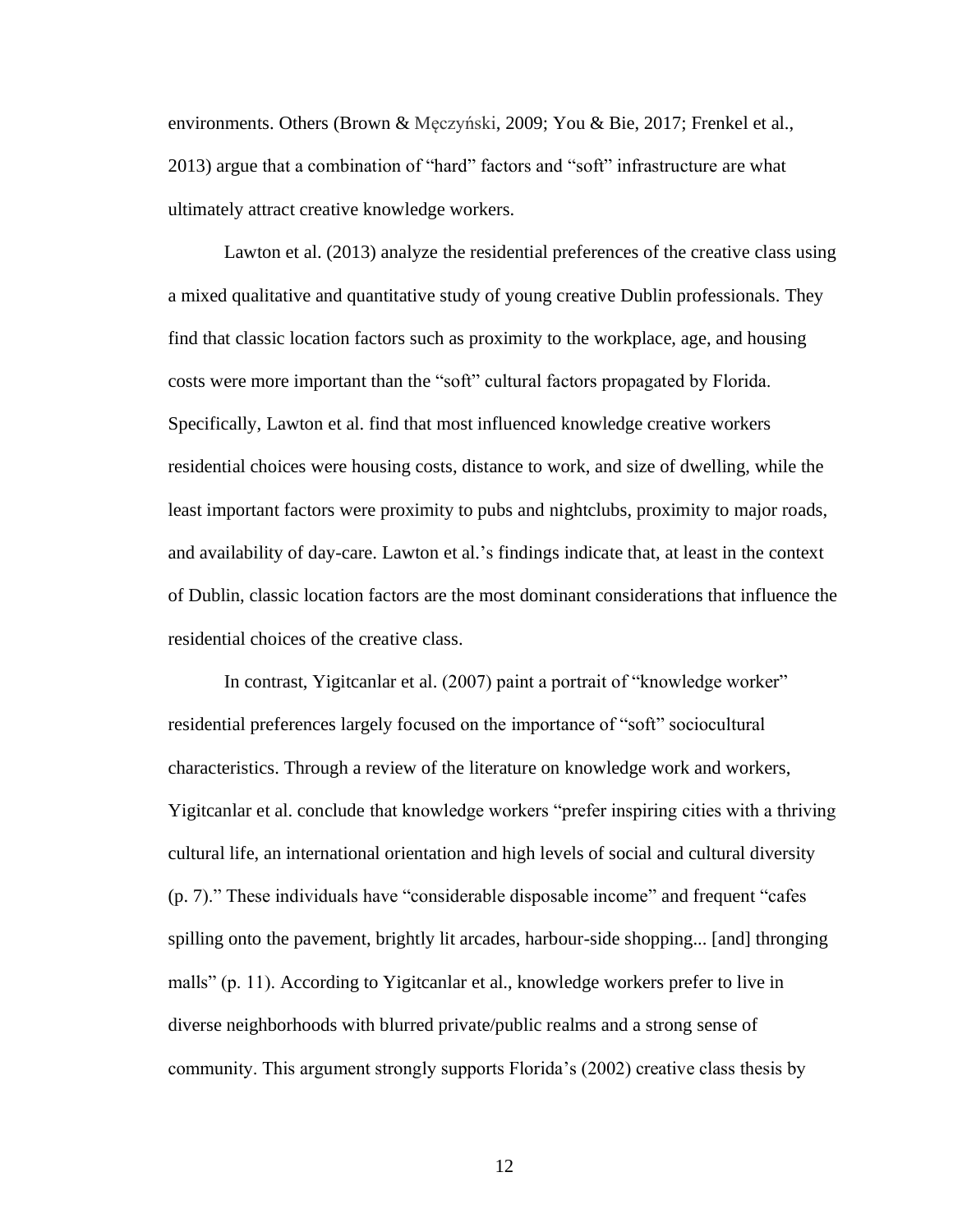environments. Others (Brown & Męczyński, 2009; You & Bie, 2017; Frenkel et al., 2013) argue that a combination of "hard" factors and "soft" infrastructure are what ultimately attract creative knowledge workers.

Lawton et al. (2013) analyze the residential preferences of the creative class using a mixed qualitative and quantitative study of young creative Dublin professionals. They find that classic location factors such as proximity to the workplace, age, and housing costs were more important than the "soft" cultural factors propagated by Florida. Specifically, Lawton et al. find that most influenced knowledge creative workers residential choices were housing costs, distance to work, and size of dwelling, while the least important factors were proximity to pubs and nightclubs, proximity to major roads, and availability of day-care. Lawton et al.'s findings indicate that, at least in the context of Dublin, classic location factors are the most dominant considerations that influence the residential choices of the creative class.

In contrast, Yigitcanlar et al. (2007) paint a portrait of "knowledge worker" residential preferences largely focused on the importance of "soft" sociocultural characteristics. Through a review of the literature on knowledge work and workers, Yigitcanlar et al. conclude that knowledge workers "prefer inspiring cities with a thriving cultural life, an international orientation and high levels of social and cultural diversity (p. 7)." These individuals have "considerable disposable income" and frequent "cafes spilling onto the pavement, brightly lit arcades, harbour-side shopping... [and] thronging malls" (p. 11). According to Yigitcanlar et al., knowledge workers prefer to live in diverse neighborhoods with blurred private/public realms and a strong sense of community. This argument strongly supports Florida's (2002) creative class thesis by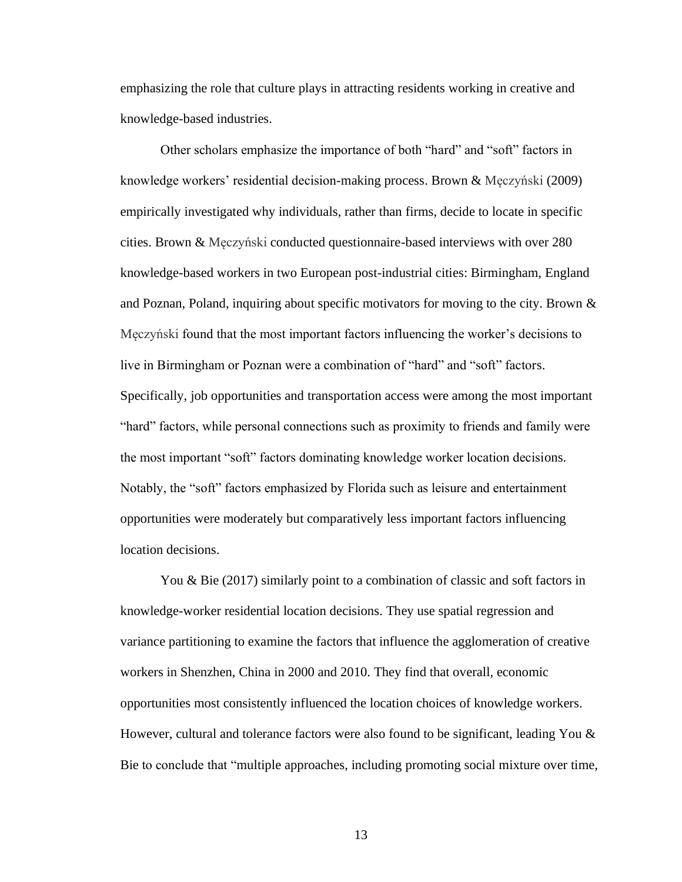emphasizing the role that culture plays in attracting residents working in creative and knowledge-based industries.

Other scholars emphasize the importance of both "hard" and "soft" factors in knowledge workers' residential decision-making process. Brown & Męczyński (2009) empirically investigated why individuals, rather than firms, decide to locate in specific cities. Brown & Męczyński conducted questionnaire-based interviews with over 280 knowledge-based workers in two European post-industrial cities: Birmingham, England and Poznan, Poland, inquiring about specific motivators for moving to the city. Brown & Męczyński found that the most important factors influencing the worker's decisions to live in Birmingham or Poznan were a combination of "hard" and "soft" factors. Specifically, job opportunities and transportation access were among the most important "hard" factors, while personal connections such as proximity to friends and family were the most important "soft" factors dominating knowledge worker location decisions. Notably, the "soft" factors emphasized by Florida such as leisure and entertainment opportunities were moderately but comparatively less important factors influencing location decisions.

You & Bie (2017) similarly point to a combination of classic and soft factors in knowledge-worker residential location decisions. They use spatial regression and variance partitioning to examine the factors that influence the agglomeration of creative workers in Shenzhen, China in 2000 and 2010. They find that overall, economic opportunities most consistently influenced the location choices of knowledge workers. However, cultural and tolerance factors were also found to be significant, leading You & Bie to conclude that "multiple approaches, including promoting social mixture over time,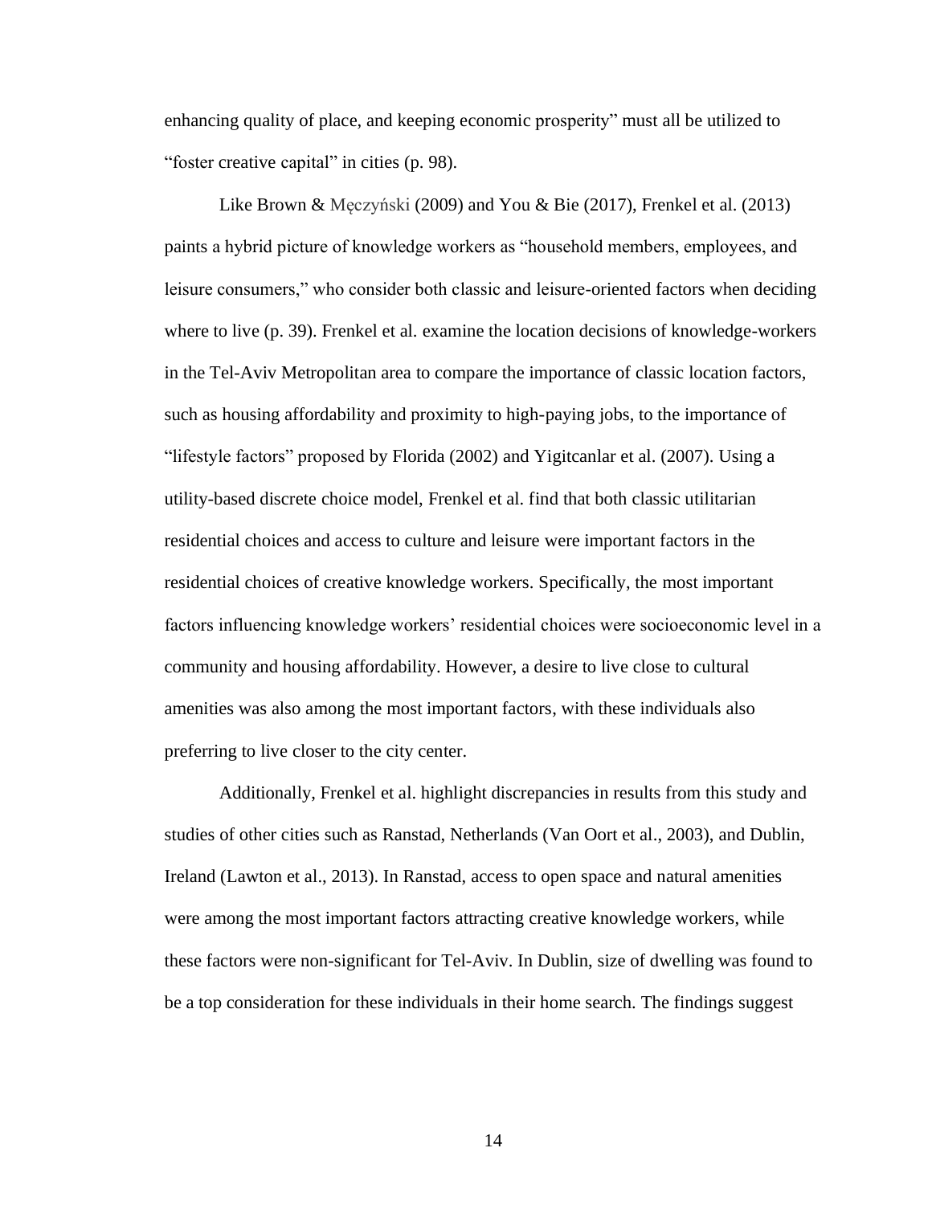enhancing quality of place, and keeping economic prosperity" must all be utilized to "foster creative capital" in cities (p. 98).

Like Brown & Męczyński (2009) and You & Bie (2017), Frenkel et al. (2013) paints a hybrid picture of knowledge workers as "household members, employees, and leisure consumers," who consider both classic and leisure-oriented factors when deciding where to live (p. 39). Frenkel et al. examine the location decisions of knowledge-workers in the Tel-Aviv Metropolitan area to compare the importance of classic location factors, such as housing affordability and proximity to high-paying jobs, to the importance of "lifestyle factors" proposed by Florida (2002) and Yigitcanlar et al. (2007). Using a utility-based discrete choice model, Frenkel et al. find that both classic utilitarian residential choices and access to culture and leisure were important factors in the residential choices of creative knowledge workers. Specifically, the most important factors influencing knowledge workers' residential choices were socioeconomic level in a community and housing affordability. However, a desire to live close to cultural amenities was also among the most important factors, with these individuals also preferring to live closer to the city center.

Additionally, Frenkel et al. highlight discrepancies in results from this study and studies of other cities such as Ranstad, Netherlands (Van Oort et al., 2003), and Dublin, Ireland (Lawton et al., 2013). In Ranstad, access to open space and natural amenities were among the most important factors attracting creative knowledge workers, while these factors were non-significant for Tel-Aviv. In Dublin, size of dwelling was found to be a top consideration for these individuals in their home search. The findings suggest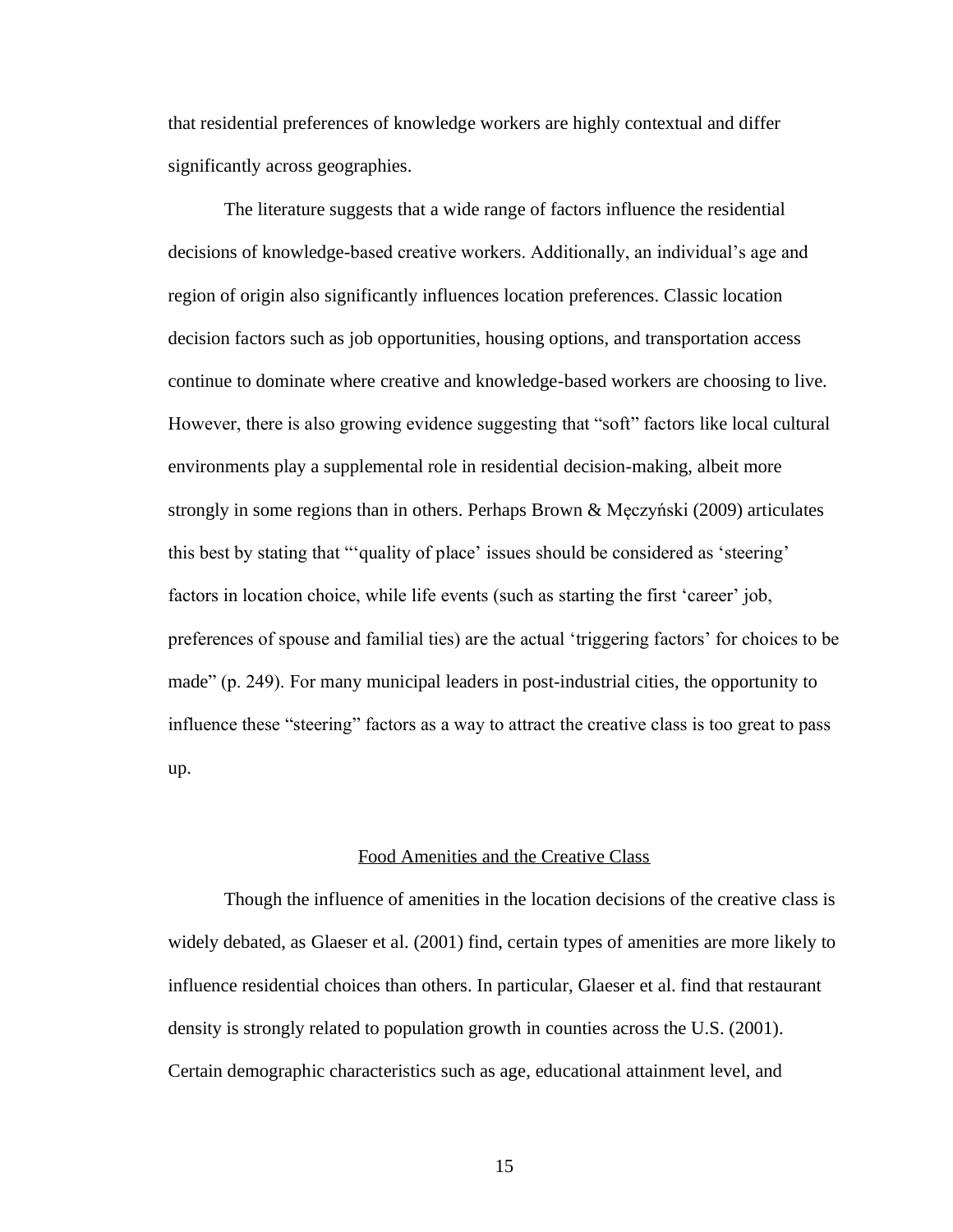that residential preferences of knowledge workers are highly contextual and differ significantly across geographies.

The literature suggests that a wide range of factors influence the residential decisions of knowledge-based creative workers. Additionally, an individual's age and region of origin also significantly influences location preferences. Classic location decision factors such as job opportunities, housing options, and transportation access continue to dominate where creative and knowledge-based workers are choosing to live. However, there is also growing evidence suggesting that "soft" factors like local cultural environments play a supplemental role in residential decision-making, albeit more strongly in some regions than in others. Perhaps Brown & Męczyński (2009) articulates this best by stating that "'quality of place' issues should be considered as 'steering' factors in location choice, while life events (such as starting the first 'career' job, preferences of spouse and familial ties) are the actual 'triggering factors' for choices to be made" (p. 249). For many municipal leaders in post-industrial cities, the opportunity to influence these "steering" factors as a way to attract the creative class is too great to pass up.

## Food Amenities and the Creative Class

Though the influence of amenities in the location decisions of the creative class is widely debated, as Glaeser et al. (2001) find, certain types of amenities are more likely to influence residential choices than others. In particular, Glaeser et al. find that restaurant density is strongly related to population growth in counties across the U.S. (2001). Certain demographic characteristics such as age, educational attainment level, and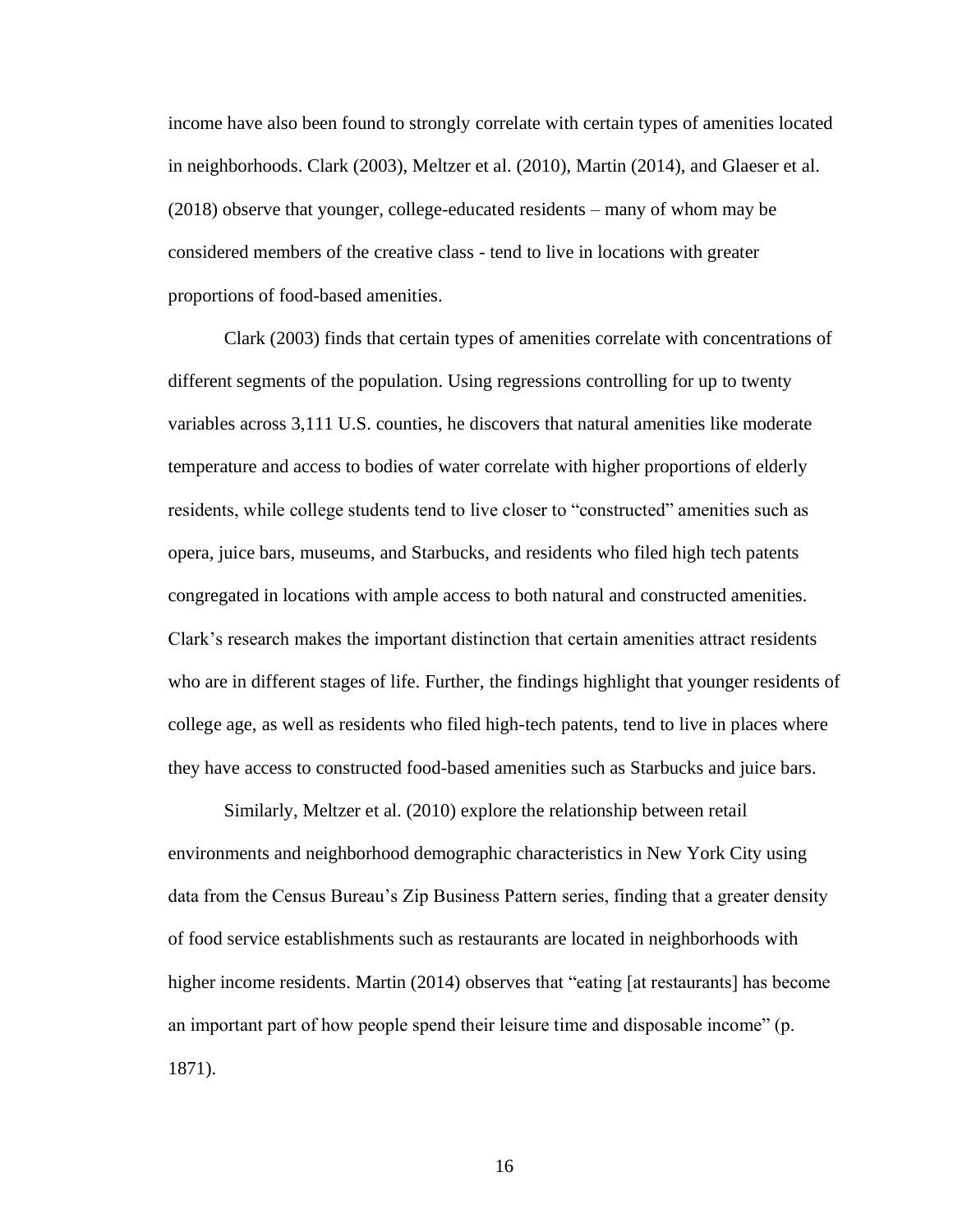income have also been found to strongly correlate with certain types of amenities located in neighborhoods. Clark (2003), Meltzer et al. (2010), Martin (2014), and Glaeser et al. (2018) observe that younger, college-educated residents – many of whom may be considered members of the creative class - tend to live in locations with greater proportions of food-based amenities.

Clark (2003) finds that certain types of amenities correlate with concentrations of different segments of the population. Using regressions controlling for up to twenty variables across 3,111 U.S. counties, he discovers that natural amenities like moderate temperature and access to bodies of water correlate with higher proportions of elderly residents, while college students tend to live closer to "constructed" amenities such as opera, juice bars, museums, and Starbucks, and residents who filed high tech patents congregated in locations with ample access to both natural and constructed amenities. Clark's research makes the important distinction that certain amenities attract residents who are in different stages of life. Further, the findings highlight that younger residents of college age, as well as residents who filed high-tech patents, tend to live in places where they have access to constructed food-based amenities such as Starbucks and juice bars.

Similarly, Meltzer et al. (2010) explore the relationship between retail environments and neighborhood demographic characteristics in New York City using data from the Census Bureau's Zip Business Pattern series, finding that a greater density of food service establishments such as restaurants are located in neighborhoods with higher income residents. Martin (2014) observes that "eating [at restaurants] has become an important part of how people spend their leisure time and disposable income" (p. 1871).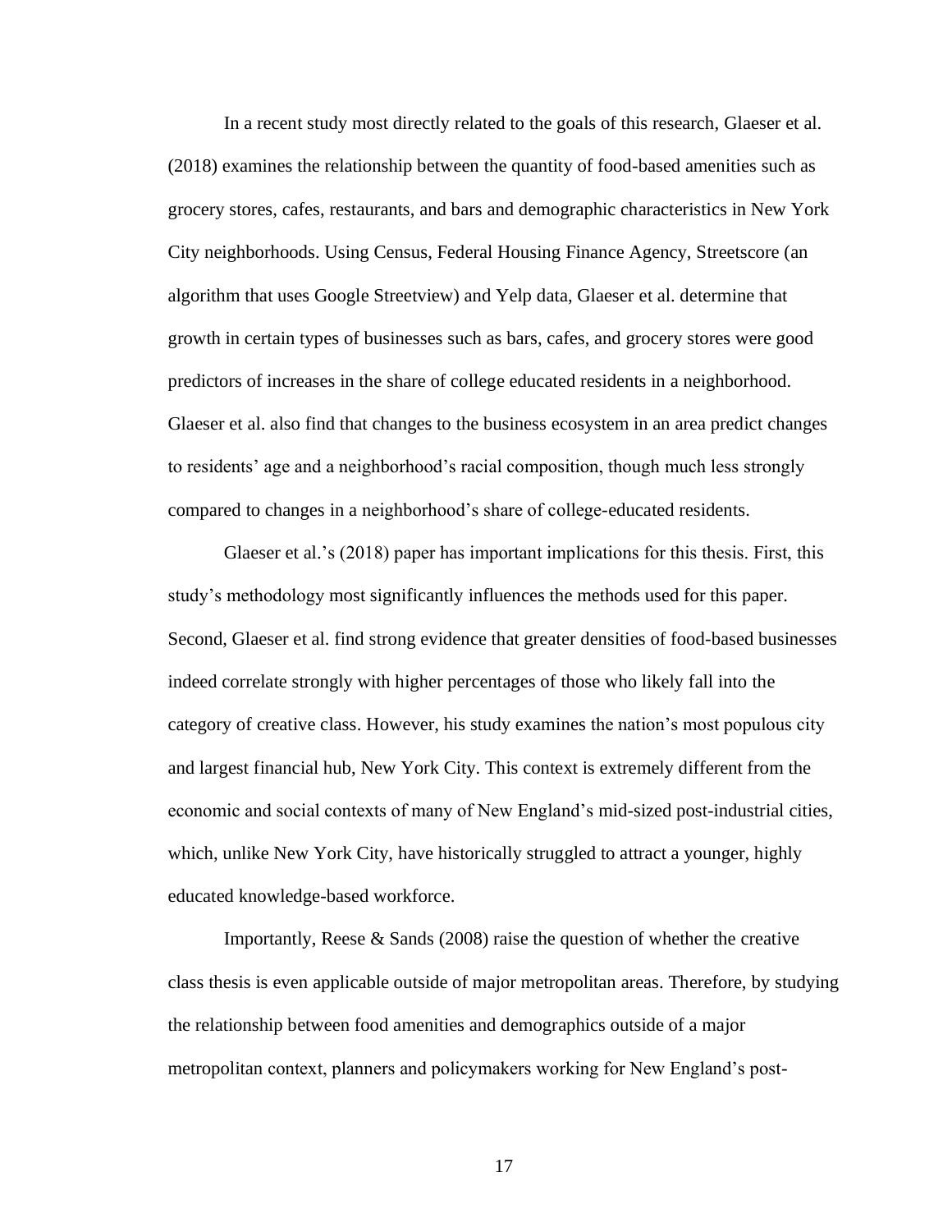In a recent study most directly related to the goals of this research, Glaeser et al. (2018) examines the relationship between the quantity of food-based amenities such as grocery stores, cafes, restaurants, and bars and demographic characteristics in New York City neighborhoods. Using Census, Federal Housing Finance Agency, Streetscore (an algorithm that uses Google Streetview) and Yelp data, Glaeser et al. determine that growth in certain types of businesses such as bars, cafes, and grocery stores were good predictors of increases in the share of college educated residents in a neighborhood. Glaeser et al. also find that changes to the business ecosystem in an area predict changes to residents' age and a neighborhood's racial composition, though much less strongly compared to changes in a neighborhood's share of college-educated residents.

Glaeser et al.'s (2018) paper has important implications for this thesis. First, this study's methodology most significantly influences the methods used for this paper. Second, Glaeser et al. find strong evidence that greater densities of food-based businesses indeed correlate strongly with higher percentages of those who likely fall into the category of creative class. However, his study examines the nation's most populous city and largest financial hub, New York City. This context is extremely different from the economic and social contexts of many of New England's mid-sized post-industrial cities, which, unlike New York City, have historically struggled to attract a younger, highly educated knowledge-based workforce.

Importantly, Reese & Sands (2008) raise the question of whether the creative class thesis is even applicable outside of major metropolitan areas. Therefore, by studying the relationship between food amenities and demographics outside of a major metropolitan context, planners and policymakers working for New England's post-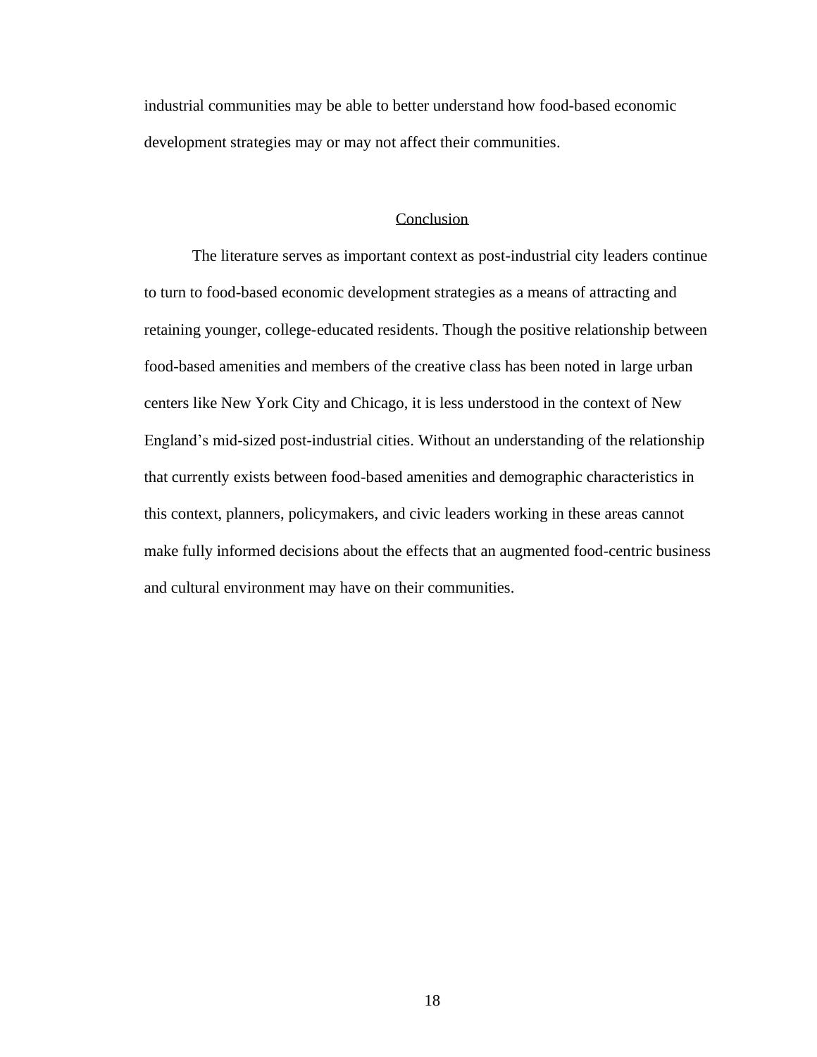industrial communities may be able to better understand how food-based economic development strategies may or may not affect their communities.

## Conclusion

The literature serves as important context as post-industrial city leaders continue to turn to food-based economic development strategies as a means of attracting and retaining younger, college-educated residents. Though the positive relationship between food-based amenities and members of the creative class has been noted in large urban centers like New York City and Chicago, it is less understood in the context of New England's mid-sized post-industrial cities. Without an understanding of the relationship that currently exists between food-based amenities and demographic characteristics in this context, planners, policymakers, and civic leaders working in these areas cannot make fully informed decisions about the effects that an augmented food-centric business and cultural environment may have on their communities.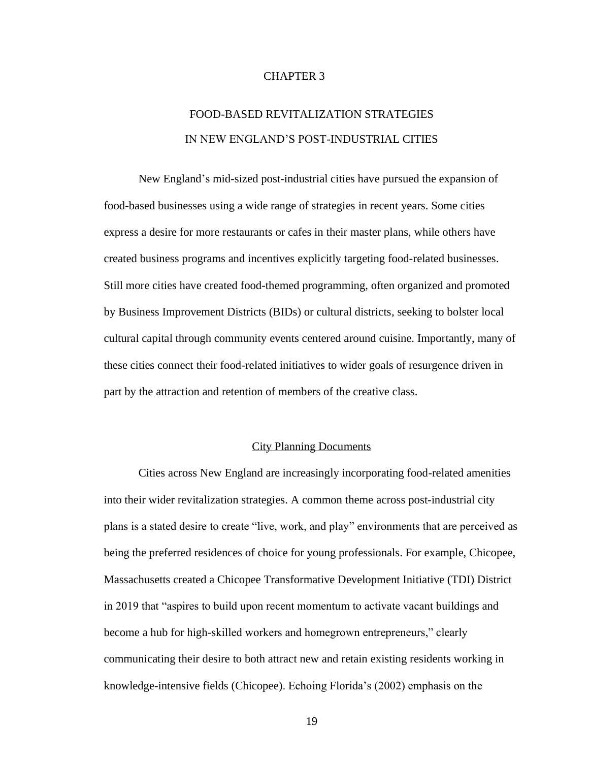# CHAPTER 3

# FOOD-BASED REVITALIZATION STRATEGIES IN NEW ENGLAND'S POST-INDUSTRIAL CITIES

New England's mid-sized post-industrial cities have pursued the expansion of food-based businesses using a wide range of strategies in recent years. Some cities express a desire for more restaurants or cafes in their master plans, while others have created business programs and incentives explicitly targeting food-related businesses. Still more cities have created food-themed programming, often organized and promoted by Business Improvement Districts (BIDs) or cultural districts, seeking to bolster local cultural capital through community events centered around cuisine. Importantly, many of these cities connect their food-related initiatives to wider goals of resurgence driven in part by the attraction and retention of members of the creative class.

## City Planning Documents

Cities across New England are increasingly incorporating food-related amenities into their wider revitalization strategies. A common theme across post-industrial city plans is a stated desire to create "live, work, and play" environments that are perceived as being the preferred residences of choice for young professionals. For example, Chicopee, Massachusetts created a Chicopee Transformative Development Initiative (TDI) District in 2019 that "aspires to build upon recent momentum to activate vacant buildings and become a hub for high-skilled workers and homegrown entrepreneurs," clearly communicating their desire to both attract new and retain existing residents working in knowledge-intensive fields (Chicopee). Echoing Florida's (2002) emphasis on the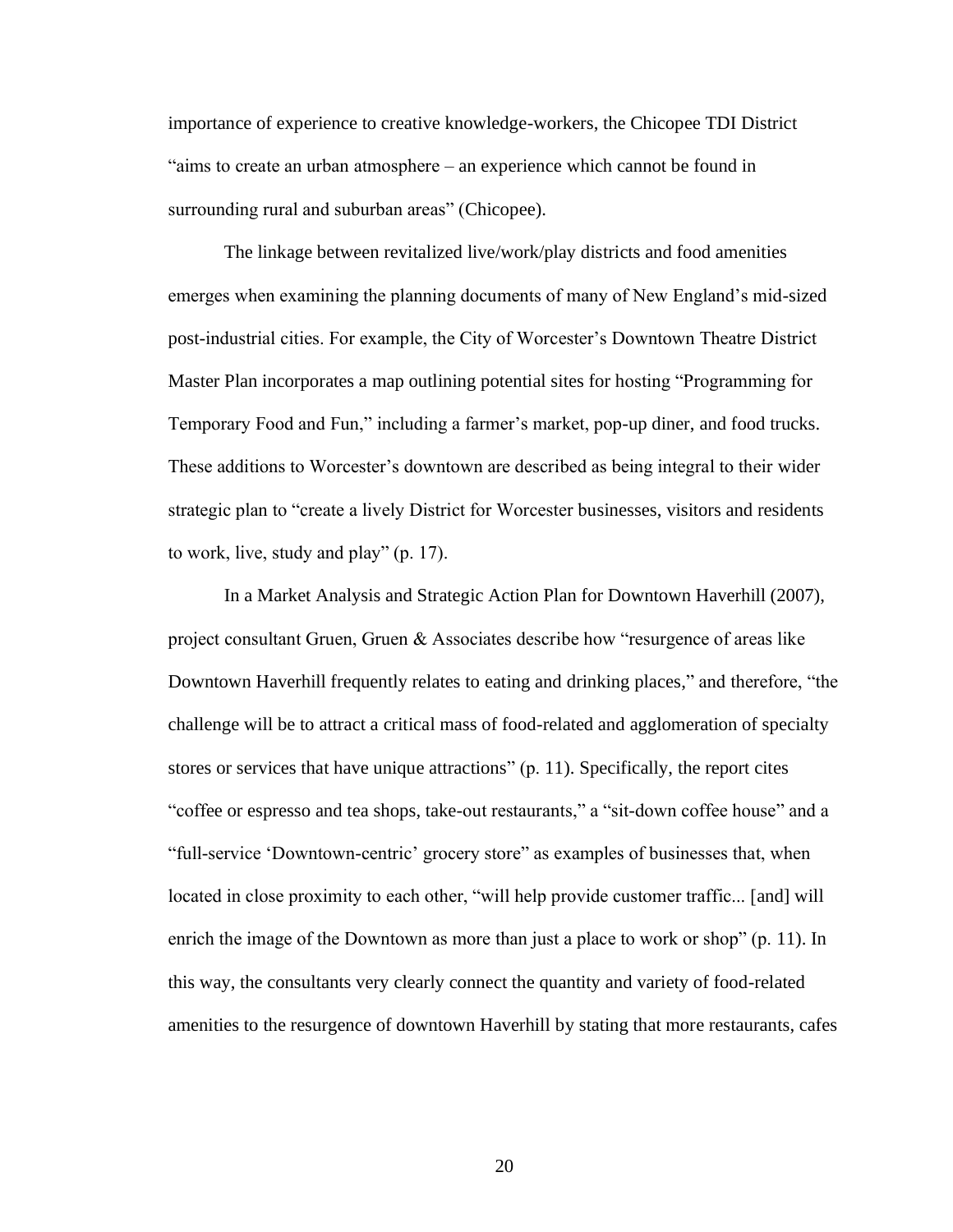importance of experience to creative knowledge-workers, the Chicopee TDI District "aims to create an urban atmosphere – an experience which cannot be found in surrounding rural and suburban areas" (Chicopee).

The linkage between revitalized live/work/play districts and food amenities emerges when examining the planning documents of many of New England's mid-sized post-industrial cities. For example, the City of Worcester's Downtown Theatre District Master Plan incorporates a map outlining potential sites for hosting "Programming for Temporary Food and Fun," including a farmer's market, pop-up diner, and food trucks. These additions to Worcester's downtown are described as being integral to their wider strategic plan to "create a lively District for Worcester businesses, visitors and residents to work, live, study and play" (p. 17).

In a Market Analysis and Strategic Action Plan for Downtown Haverhill (2007), project consultant Gruen, Gruen & Associates describe how "resurgence of areas like Downtown Haverhill frequently relates to eating and drinking places," and therefore, "the challenge will be to attract a critical mass of food-related and agglomeration of specialty stores or services that have unique attractions" (p. 11). Specifically, the report cites "coffee or espresso and tea shops, take-out restaurants," a "sit-down coffee house" and a "full-service 'Downtown-centric' grocery store" as examples of businesses that, when located in close proximity to each other, "will help provide customer traffic... [and] will enrich the image of the Downtown as more than just a place to work or shop" (p. 11). In this way, the consultants very clearly connect the quantity and variety of food-related amenities to the resurgence of downtown Haverhill by stating that more restaurants, cafes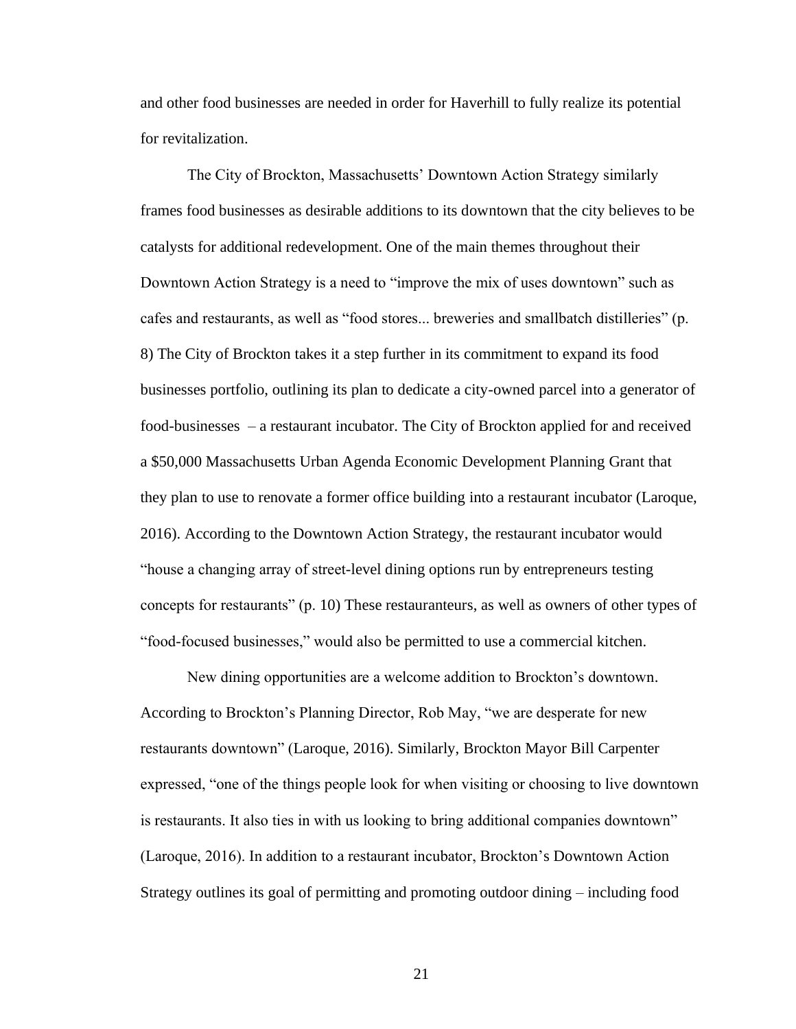and other food businesses are needed in order for Haverhill to fully realize its potential for revitalization.

The City of Brockton, Massachusetts' Downtown Action Strategy similarly frames food businesses as desirable additions to its downtown that the city believes to be catalysts for additional redevelopment. One of the main themes throughout their Downtown Action Strategy is a need to "improve the mix of uses downtown" such as cafes and restaurants, as well as "food stores... breweries and smallbatch distilleries" (p. 8) The City of Brockton takes it a step further in its commitment to expand its food businesses portfolio, outlining its plan to dedicate a city-owned parcel into a generator of food-businesses – a restaurant incubator. The City of Brockton applied for and received a $50,000 Massachusetts Urban Agenda Economic Development Planning Grant that they plan to use to renovate a former office building into a restaurant incubator (Laroque, 2016). According to the Downtown Action Strategy, the restaurant incubator would "house a changing array of street-level dining options run by entrepreneurs testing concepts for restaurants" (p. 10) These restauranteurs, as well as owners of other types of "food-focused businesses," would also be permitted to use a commercial kitchen.

New dining opportunities are a welcome addition to Brockton's downtown. According to Brockton's Planning Director, Rob May, "we are desperate for new restaurants downtown" (Laroque, 2016). Similarly, Brockton Mayor Bill Carpenter expressed, "one of the things people look for when visiting or choosing to live downtown is restaurants. It also ties in with us looking to bring additional companies downtown" (Laroque, 2016). In addition to a restaurant incubator, Brockton's Downtown Action Strategy outlines its goal of permitting and promoting outdoor dining – including food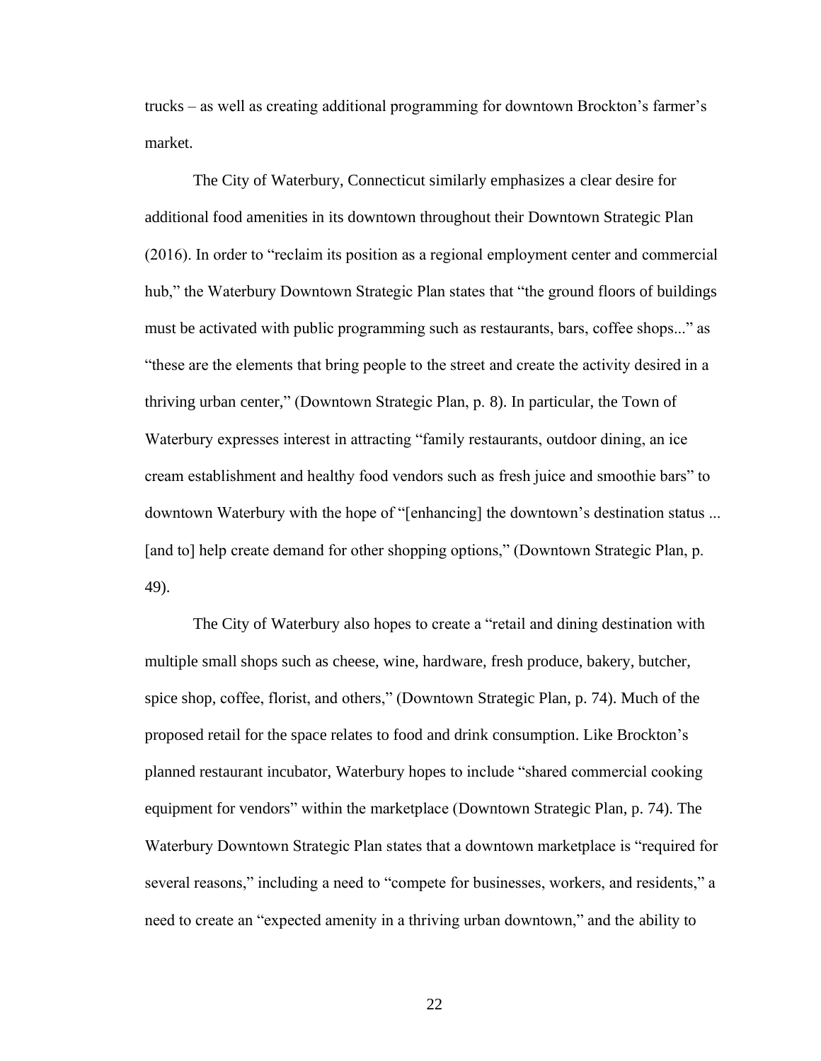trucks – as well as creating additional programming for downtown Brockton's farmer's market.

The City of Waterbury, Connecticut similarly emphasizes a clear desire for additional food amenities in its downtown throughout their Downtown Strategic Plan (2016). In order to "reclaim its position as a regional employment center and commercial hub," the Waterbury Downtown Strategic Plan states that "the ground floors of buildings must be activated with public programming such as restaurants, bars, coffee shops..." as "these are the elements that bring people to the street and create the activity desired in a thriving urban center," (Downtown Strategic Plan, p. 8). In particular, the Town of Waterbury expresses interest in attracting "family restaurants, outdoor dining, an ice cream establishment and healthy food vendors such as fresh juice and smoothie bars" to downtown Waterbury with the hope of "[enhancing] the downtown's destination status ... [and to] help create demand for other shopping options," (Downtown Strategic Plan, p. 49).

The City of Waterbury also hopes to create a "retail and dining destination with multiple small shops such as cheese, wine, hardware, fresh produce, bakery, butcher, spice shop, coffee, florist, and others," (Downtown Strategic Plan, p. 74). Much of the proposed retail for the space relates to food and drink consumption. Like Brockton's planned restaurant incubator, Waterbury hopes to include "shared commercial cooking equipment for vendors" within the marketplace (Downtown Strategic Plan, p. 74). The Waterbury Downtown Strategic Plan states that a downtown marketplace is "required for several reasons," including a need to "compete for businesses, workers, and residents," a need to create an "expected amenity in a thriving urban downtown," and the ability to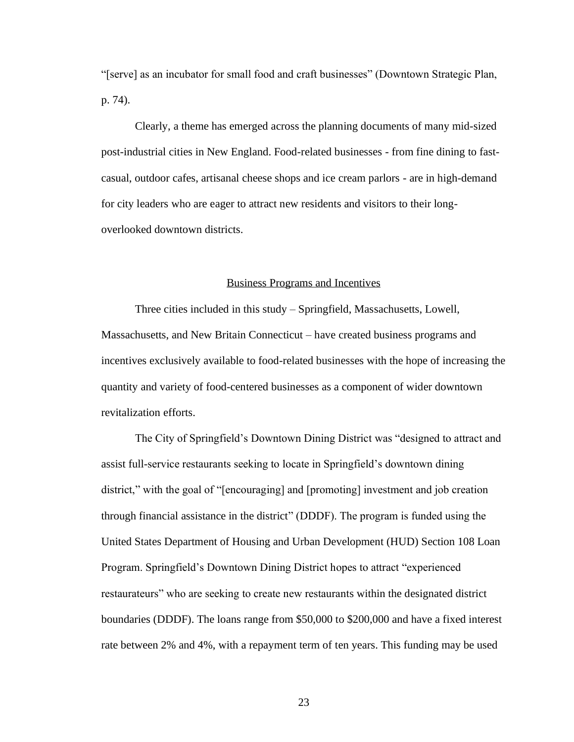"[serve] as an incubator for small food and craft businesses" (Downtown Strategic Plan, p. 74).

Clearly, a theme has emerged across the planning documents of many mid-sized post-industrial cities in New England. Food-related businesses - from fine dining to fast-casual, outdoor cafes, artisanal cheese shops and ice cream parlors - are in high-demand for city leaders who are eager to attract new residents and visitors to their long-overlooked downtown districts.

## Business Programs and Incentives

Three cities included in this study – Springfield, Massachusetts, Lowell, Massachusetts, and New Britain Connecticut – have created business programs and incentives exclusively available to food-related businesses with the hope of increasing the quantity and variety of food-centered businesses as a component of wider downtown revitalization efforts.

The City of Springfield's Downtown Dining District was "designed to attract and assist full-service restaurants seeking to locate in Springfield's downtown dining district," with the goal of "[encouraging] and [promoting] investment and job creation through financial assistance in the district" (DDDF). The program is funded using the United States Department of Housing and Urban Development (HUD) Section 108 Loan Program. Springfield's Downtown Dining District hopes to attract "experienced restaurateurs" who are seeking to create new restaurants within the designated district boundaries (DDDF). The loans range from $50,000 to $200,000 and have a fixed interest rate between 2% and 4%, with a repayment term of ten years. This funding may be used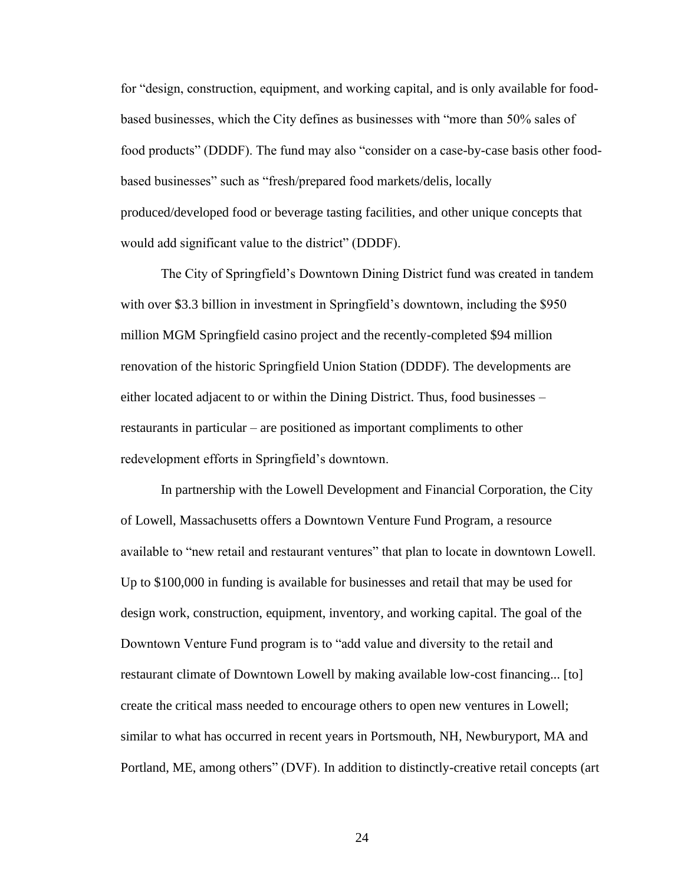for "design, construction, equipment, and working capital, and is only available for food-based businesses, which the City defines as businesses with "more than 50% sales of food products" (DDDF). The fund may also "consider on a case-by-case basis other food-based businesses" such as "fresh/prepared food markets/delis, locally produced/developed food or beverage tasting facilities, and other unique concepts that would add significant value to the district" (DDDF).

The City of Springfield's Downtown Dining District fund was created in tandem with over $3.3 billion in investment in Springfield's downtown, including the $950 million MGM Springfield casino project and the recently-completed $94 million renovation of the historic Springfield Union Station (DDDF). The developments are either located adjacent to or within the Dining District. Thus, food businesses – restaurants in particular – are positioned as important compliments to other redevelopment efforts in Springfield's downtown.

In partnership with the Lowell Development and Financial Corporation, the City of Lowell, Massachusetts offers a Downtown Venture Fund Program, a resource available to "new retail and restaurant ventures" that plan to locate in downtown Lowell. Up to $100,000 in funding is available for businesses and retail that may be used for design work, construction, equipment, inventory, and working capital. The goal of the Downtown Venture Fund program is to "add value and diversity to the retail and restaurant climate of Downtown Lowell by making available low-cost financing... [to] create the critical mass needed to encourage others to open new ventures in Lowell; similar to what has occurred in recent years in Portsmouth, NH, Newburyport, MA and Portland, ME, among others" (DVF). In addition to distinctly-creative retail concepts (art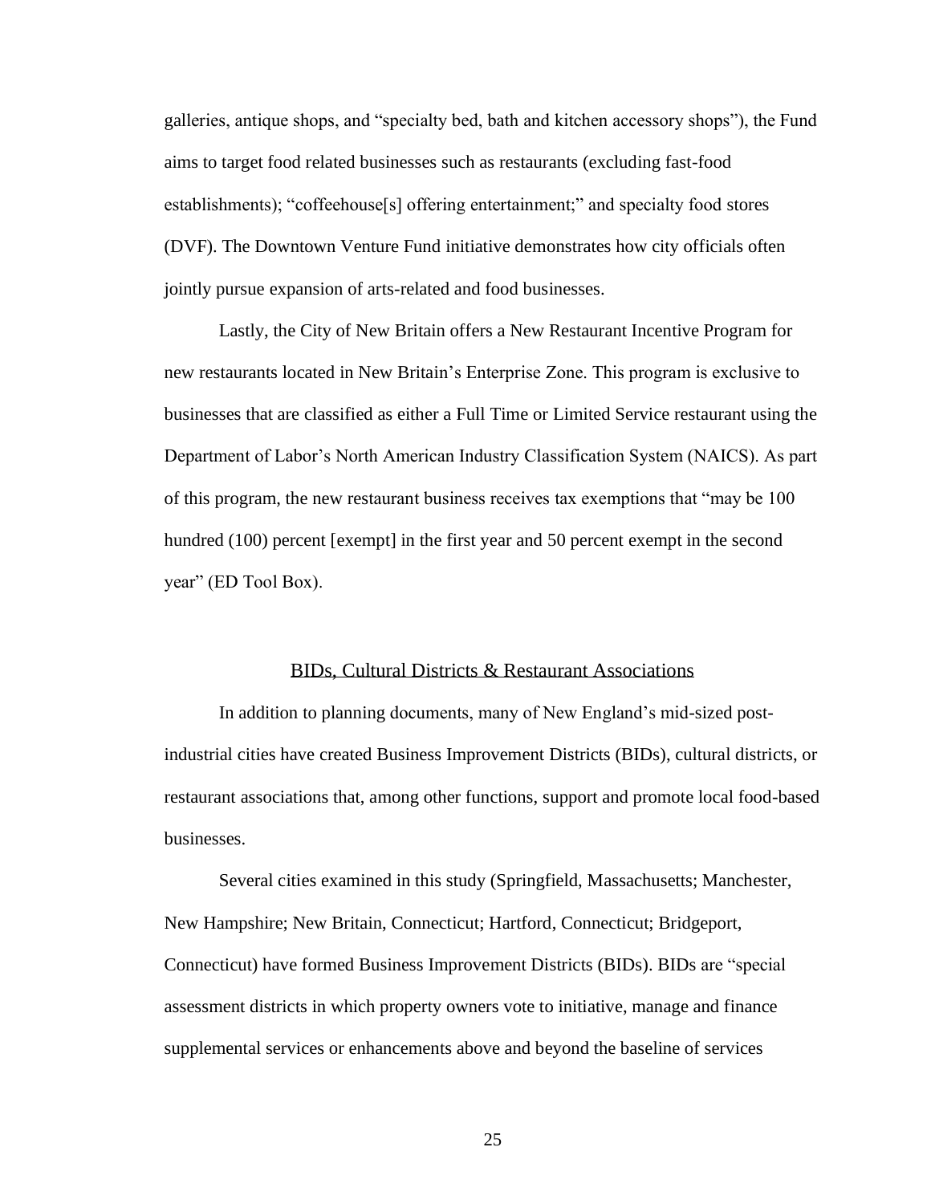galleries, antique shops, and "specialty bed, bath and kitchen accessory shops"), the Fund aims to target food related businesses such as restaurants (excluding fast-food establishments); "coffeehouse[s] offering entertainment;" and specialty food stores (DVF). The Downtown Venture Fund initiative demonstrates how city officials often jointly pursue expansion of arts-related and food businesses.

Lastly, the City of New Britain offers a New Restaurant Incentive Program for new restaurants located in New Britain's Enterprise Zone. This program is exclusive to businesses that are classified as either a Full Time or Limited Service restaurant using the Department of Labor's North American Industry Classification System (NAICS). As part of this program, the new restaurant business receives tax exemptions that "may be 100 hundred (100) percent [exempt] in the first year and 50 percent exempt in the second year" (ED Tool Box).

## BIDs, Cultural Districts & Restaurant Associations

In addition to planning documents, many of New England's mid-sized post-industrial cities have created Business Improvement Districts (BIDs), cultural districts, or restaurant associations that, among other functions, support and promote local food-based businesses.

Several cities examined in this study (Springfield, Massachusetts; Manchester, New Hampshire; New Britain, Connecticut; Hartford, Connecticut; Bridgeport, Connecticut) have formed Business Improvement Districts (BIDs). BIDs are "special assessment districts in which property owners vote to initiative, manage and finance supplemental services or enhancements above and beyond the baseline of services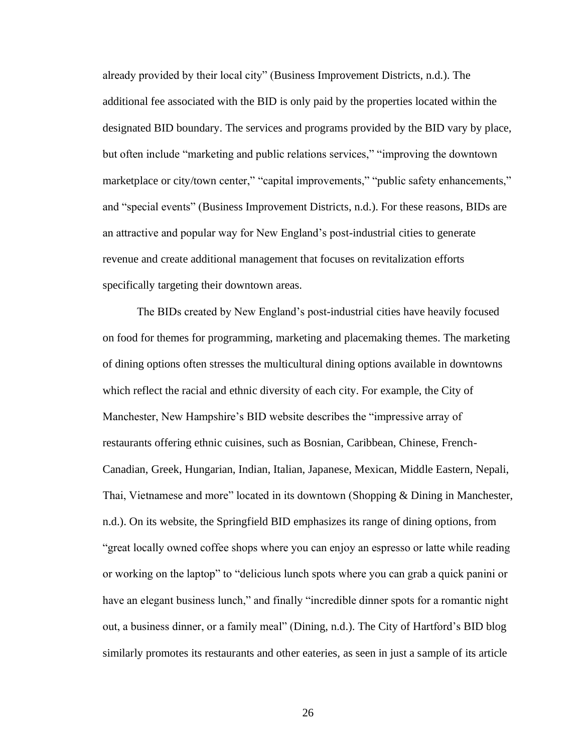already provided by their local city" (Business Improvement Districts, n.d.). The additional fee associated with the BID is only paid by the properties located within the designated BID boundary. The services and programs provided by the BID vary by place, but often include "marketing and public relations services," "improving the downtown marketplace or city/town center," "capital improvements," "public safety enhancements," and "special events" (Business Improvement Districts, n.d.). For these reasons, BIDs are an attractive and popular way for New England's post-industrial cities to generate revenue and create additional management that focuses on revitalization efforts specifically targeting their downtown areas.

The BIDs created by New England's post-industrial cities have heavily focused on food for themes for programming, marketing and placemaking themes. The marketing of dining options often stresses the multicultural dining options available in downtowns which reflect the racial and ethnic diversity of each city. For example, the City of Manchester, New Hampshire's BID website describes the "impressive array of restaurants offering ethnic cuisines, such as Bosnian, Caribbean, Chinese, French-Canadian, Greek, Hungarian, Indian, Italian, Japanese, Mexican, Middle Eastern, Nepali, Thai, Vietnamese and more" located in its downtown (Shopping & Dining in Manchester, n.d.). On its website, the Springfield BID emphasizes its range of dining options, from "great locally owned coffee shops where you can enjoy an espresso or latte while reading or working on the laptop" to "delicious lunch spots where you can grab a quick panini or have an elegant business lunch," and finally "incredible dinner spots for a romantic night out, a business dinner, or a family meal" (Dining, n.d.). The City of Hartford's BID blog similarly promotes its restaurants and other eateries, as seen in just a sample of its article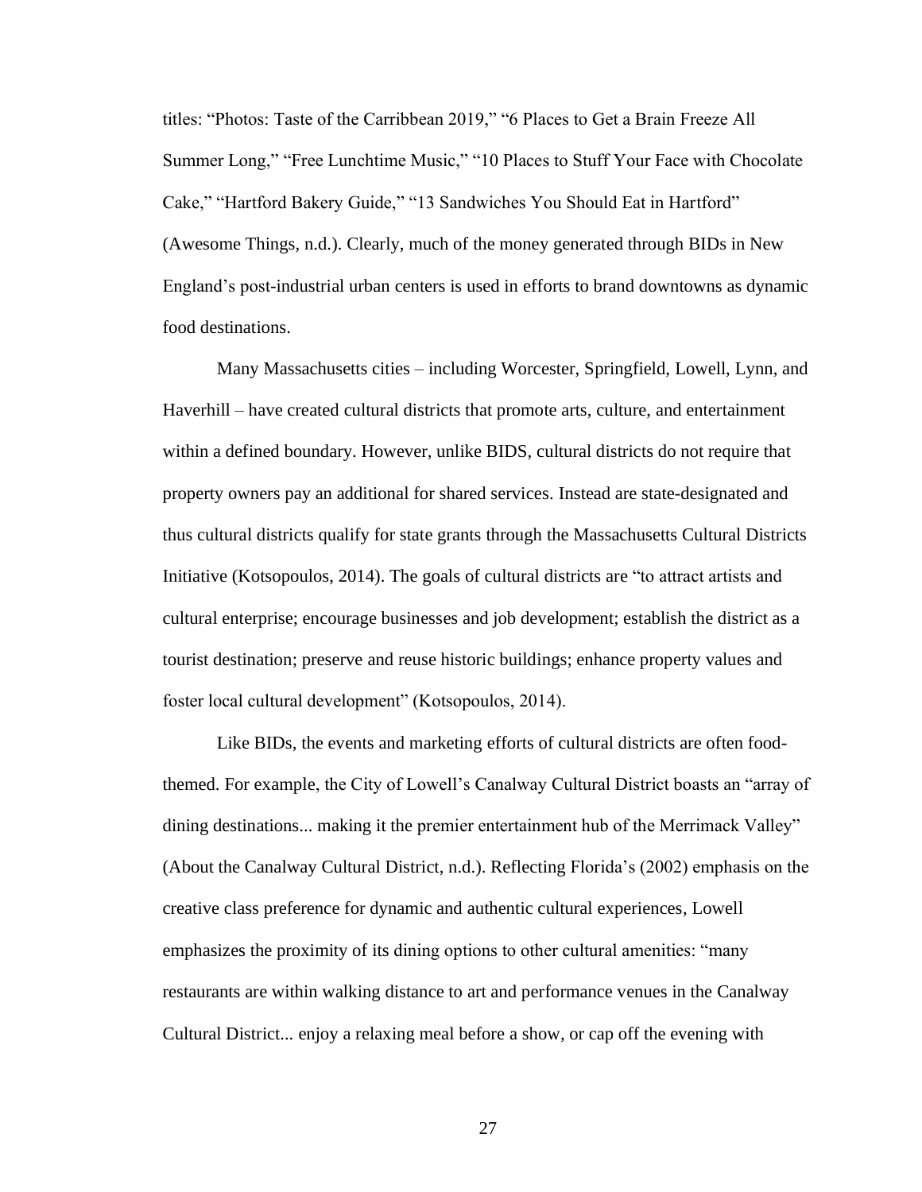titles: “Photos: Taste of the Carribbean 2019,” “6 Places to Get a Brain Freeze All Summer Long,” “Free Lunchtime Music,” “10 Places to Stuff Your Face with Chocolate Cake,” “Hartford Bakery Guide,” “13 Sandwiches You Should Eat in Hartford” (Awesome Things, n.d.). Clearly, much of the money generated through BIDs in New England’s post-industrial urban centers is used in efforts to brand downtowns as dynamic food destinations.

Many Massachusetts cities – including Worcester, Springfield, Lowell, Lynn, and Haverhill – have created cultural districts that promote arts, culture, and entertainment within a defined boundary. However, unlike BIDS, cultural districts do not require that property owners pay an additional for shared services. Instead are state-designated and thus cultural districts qualify for state grants through the Massachusetts Cultural Districts Initiative (Kotsopoulos, 2014). The goals of cultural districts are “to attract artists and cultural enterprise; encourage businesses and job development; establish the district as a tourist destination; preserve and reuse historic buildings; enhance property values and foster local cultural development” (Kotsopoulos, 2014).

Like BIDs, the events and marketing efforts of cultural districts are often food-themed. For example, the City of Lowell’s Canalway Cultural District boasts an “array of dining destinations... making it the premier entertainment hub of the Merrimack Valley” (About the Canalway Cultural District, n.d.). Reflecting Florida’s (2002) emphasis on the creative class preference for dynamic and authentic cultural experiences, Lowell emphasizes the proximity of its dining options to other cultural amenities: “many restaurants are within walking distance to art and performance venues in the Canalway Cultural District... enjoy a relaxing meal before a show, or cap off the evening with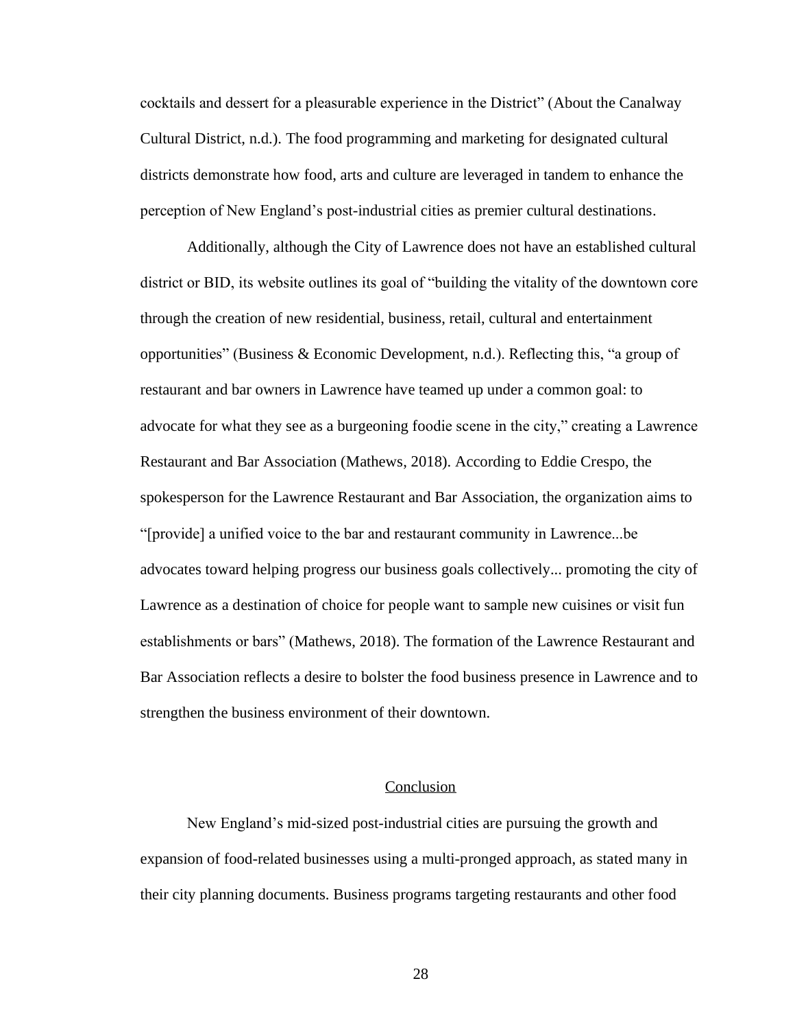cocktails and dessert for a pleasurable experience in the District" (About the Canalway Cultural District, n.d.). The food programming and marketing for designated cultural districts demonstrate how food, arts and culture are leveraged in tandem to enhance the perception of New England's post-industrial cities as premier cultural destinations.

Additionally, although the City of Lawrence does not have an established cultural district or BID, its website outlines its goal of "building the vitality of the downtown core through the creation of new residential, business, retail, cultural and entertainment opportunities" (Business & Economic Development, n.d.). Reflecting this, "a group of restaurant and bar owners in Lawrence have teamed up under a common goal: to advocate for what they see as a burgeoning foodie scene in the city," creating a Lawrence Restaurant and Bar Association (Mathews, 2018). According to Eddie Crespo, the spokesperson for the Lawrence Restaurant and Bar Association, the organization aims to "[provide] a unified voice to the bar and restaurant community in Lawrence...be advocates toward helping progress our business goals collectively... promoting the city of Lawrence as a destination of choice for people want to sample new cuisines or visit fun establishments or bars" (Mathews, 2018). The formation of the Lawrence Restaurant and Bar Association reflects a desire to bolster the food business presence in Lawrence and to strengthen the business environment of their downtown.

## Conclusion

New England's mid-sized post-industrial cities are pursuing the growth and expansion of food-related businesses using a multi-pronged approach, as stated many in their city planning documents. Business programs targeting restaurants and other food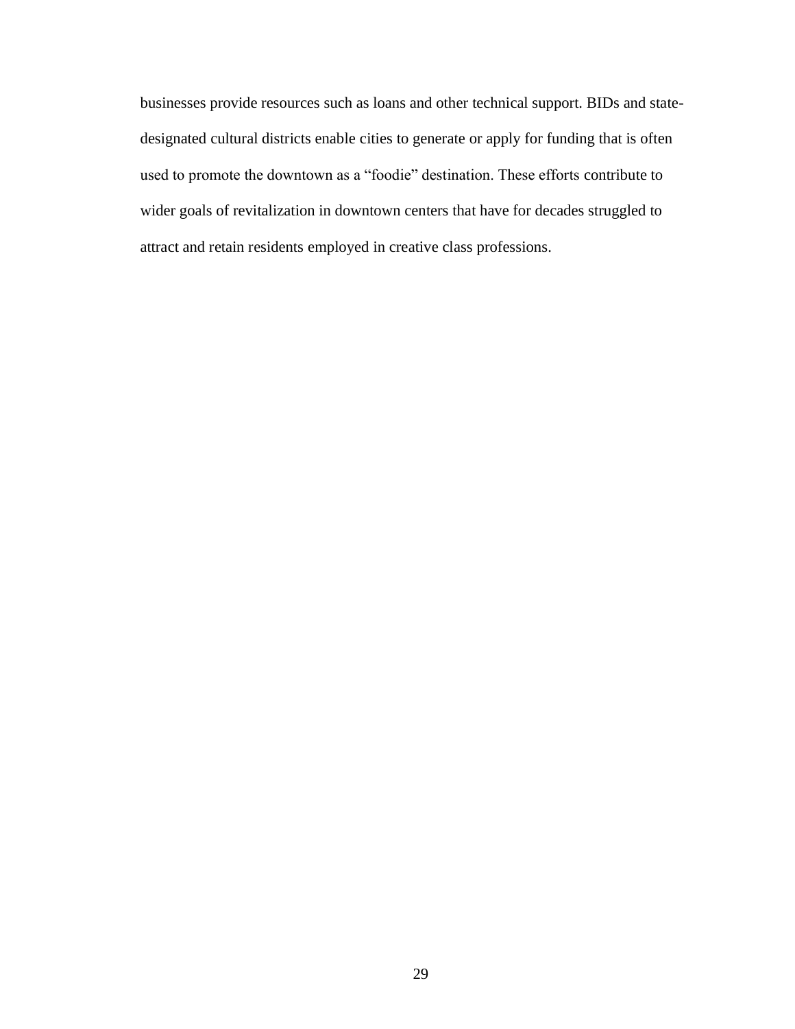businesses provide resources such as loans and other technical support. BIDs and state-designated cultural districts enable cities to generate or apply for funding that is often used to promote the downtown as a “foodie” destination. These efforts contribute to wider goals of revitalization in downtown centers that have for decades struggled to attract and retain residents employed in creative class professions.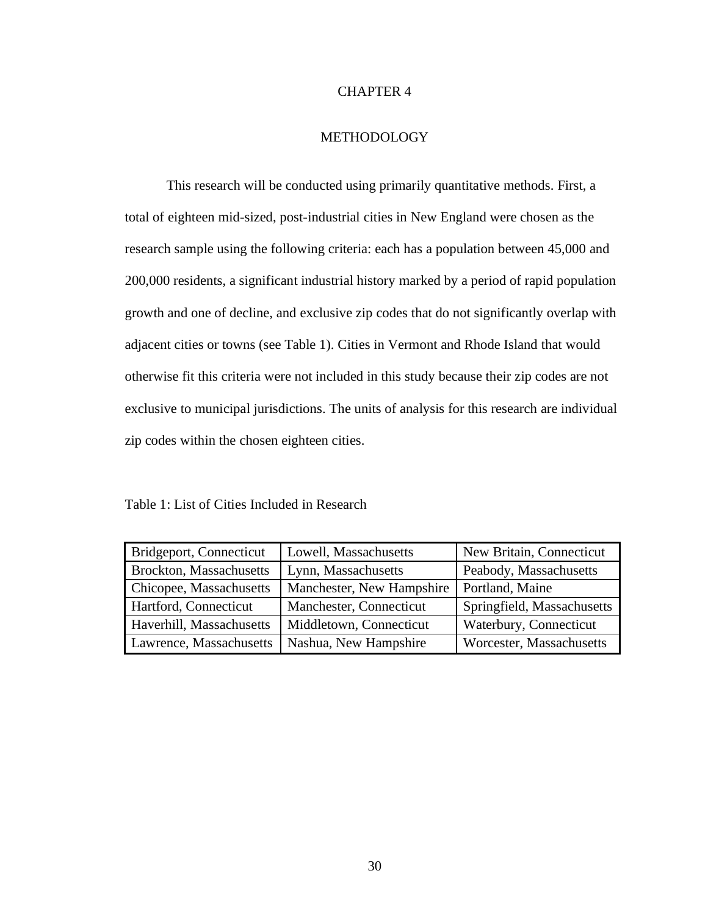# CHAPTER 4

## METHODOLOGY

This research will be conducted using primarily quantitative methods. First, a total of eighteen mid-sized, post-industrial cities in New England were chosen as the research sample using the following criteria: each has a population between 45,000 and 200,000 residents, a significant industrial history marked by a period of rapid population growth and one of decline, and exclusive zip codes that do not significantly overlap with adjacent cities or towns (see Table 1). Cities in Vermont and Rhode Island that would otherwise fit this criteria were not included in this study because their zip codes are not exclusive to municipal jurisdictions. The units of analysis for this research are individual zip codes within the chosen eighteen cities.

Table 1: List of Cities Included in Research

| | | |
|---|---|---|
| Bridgeport, Connecticut | Lowell, Massachusetts | New Britain, Connecticut |
| Brockton, Massachusetts | Lynn, Massachusetts | Peabody, Massachusetts |
| Chicopee, Massachusetts | Manchester, New Hampshire | Portland, Maine |
| Hartford, Connecticut | Manchester, Connecticut | Springfield, Massachusetts |
| Haverhill, Massachusetts | Middletown, Connecticut | Waterbury, Connecticut |
| Lawrence, Massachusetts | Nashua, New Hampshire | Worcester, Massachusetts |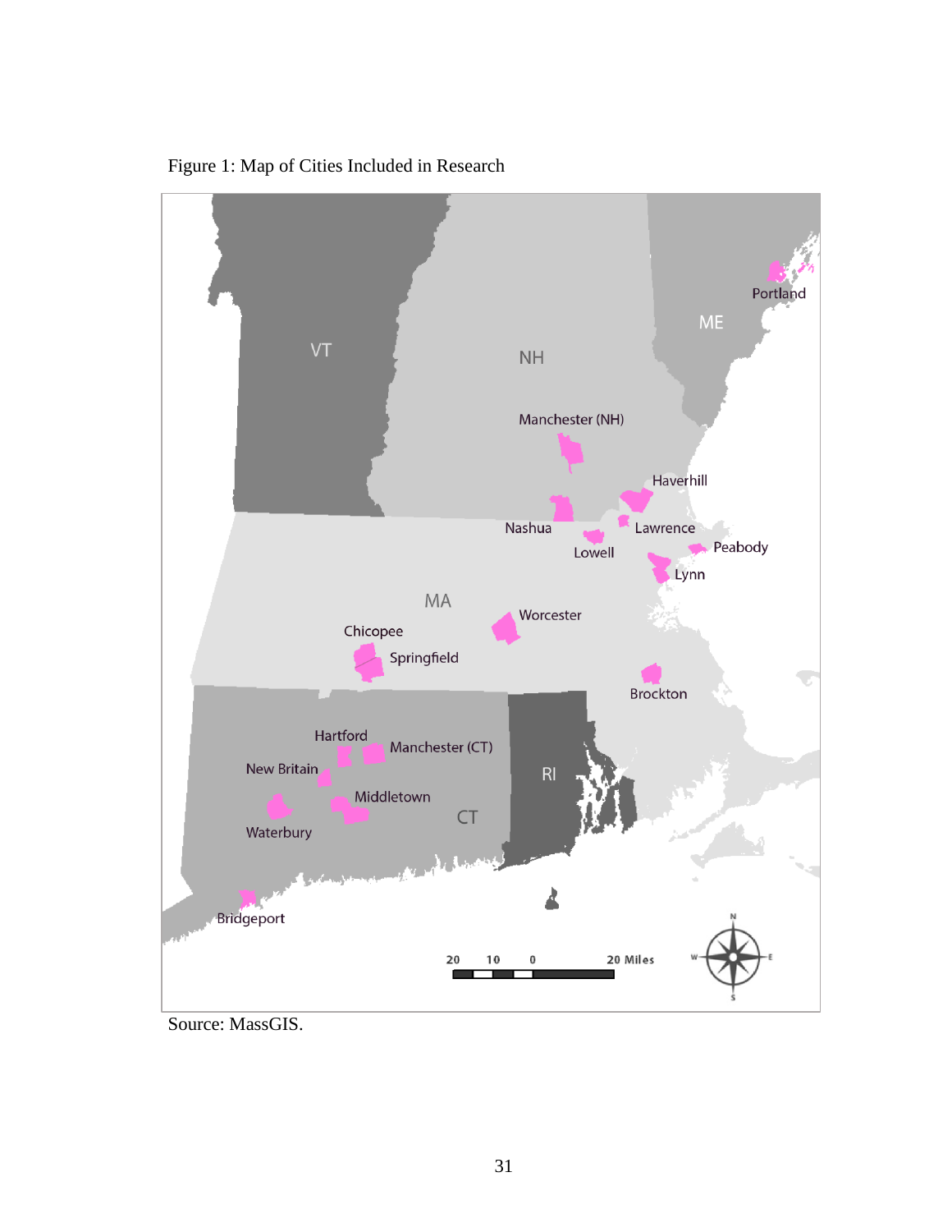Figure 1: Map of Cities Included in Research

Source: MassGIS.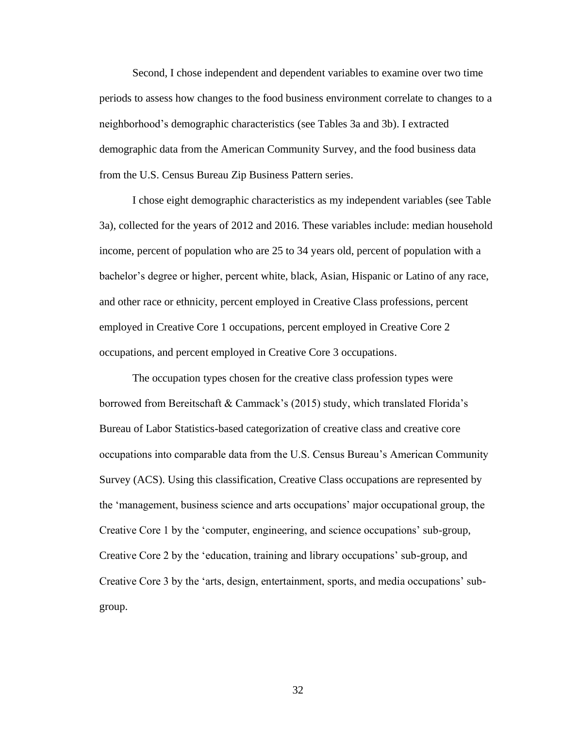Second, I chose independent and dependent variables to examine over two time periods to assess how changes to the food business environment correlate to changes to a neighborhood's demographic characteristics (see Tables 3a and 3b). I extracted demographic data from the American Community Survey, and the food business data from the U.S. Census Bureau Zip Business Pattern series.

I chose eight demographic characteristics as my independent variables (see Table 3a), collected for the years of 2012 and 2016. These variables include: median household income, percent of population who are 25 to 34 years old, percent of population with a bachelor's degree or higher, percent white, black, Asian, Hispanic or Latino of any race, and other race or ethnicity, percent employed in Creative Class professions, percent employed in Creative Core 1 occupations, percent employed in Creative Core 2 occupations, and percent employed in Creative Core 3 occupations.

The occupation types chosen for the creative class profession types were borrowed from Bereitschaft & Cammack's (2015) study, which translated Florida's Bureau of Labor Statistics-based categorization of creative class and creative core occupations into comparable data from the U.S. Census Bureau's American Community Survey (ACS). Using this classification, Creative Class occupations are represented by the 'management, business science and arts occupations' major occupational group, the Creative Core 1 by the 'computer, engineering, and science occupations' sub-group, Creative Core 2 by the 'education, training and library occupations' sub-group, and Creative Core 3 by the 'arts, design, entertainment, sports, and media occupations' sub-group.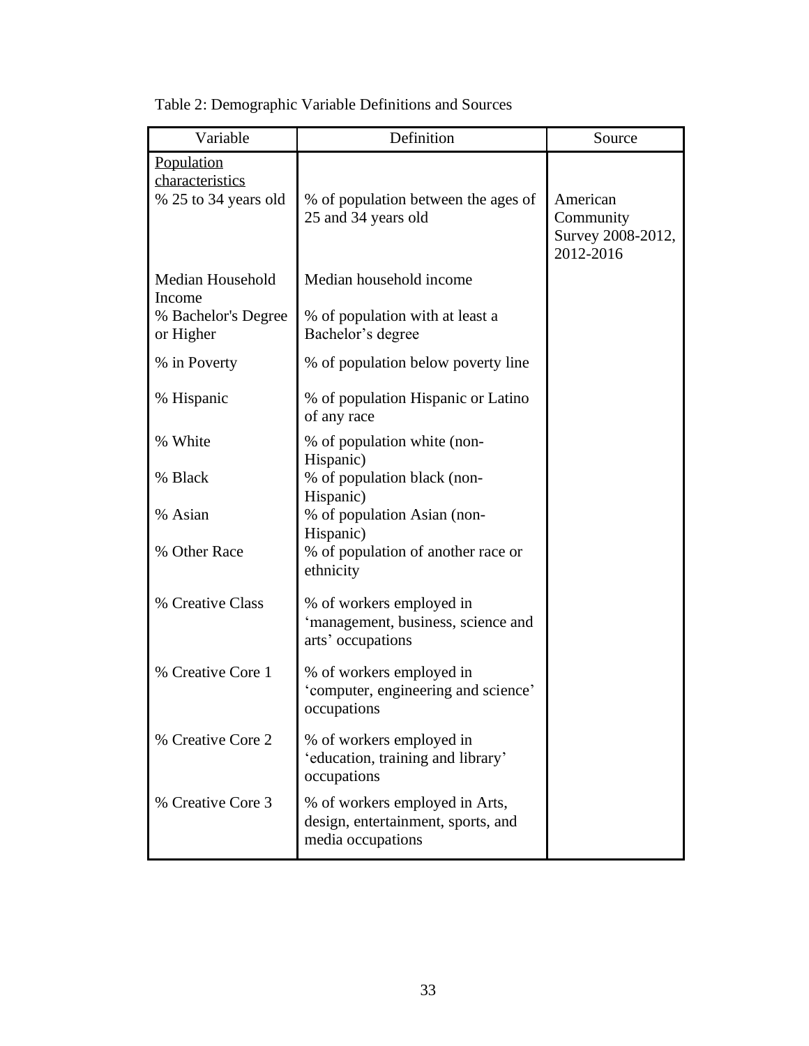Table 2: Demographic Variable Definitions and Sources

| Variable | Definition | Source |
|---|---|---|
| Population characteristics | | |
| % 25 to 34 years old | % of population between the ages of 25 and 34 years old | American Community Survey 2008-2012, 2012-2016 |
| Median Household Income | Median household income | |
| % Bachelor's Degree or Higher | % of population with at least a Bachelor's degree | |
| % in Poverty | % of population below poverty line | |
| % Hispanic | % of population Hispanic or Latino of any race | |
| % White | % of population white (non-Hispanic) | |
| % Black | % of population black (non-Hispanic) | |
| % Asian | % of population Asian (non-Hispanic) | |
| % Other Race | % of population of another race or ethnicity | |
| % Creative Class | % of workers employed in 'management, business, science and arts' occupations | |
| % Creative Core 1 | % of workers employed in 'computer, engineering and science' occupations | |
| % Creative Core 2 | % of workers employed in 'education, training and library' occupations | |
| % Creative Core 3 | % of workers employed in Arts, design, entertainment, sports, and media occupations | |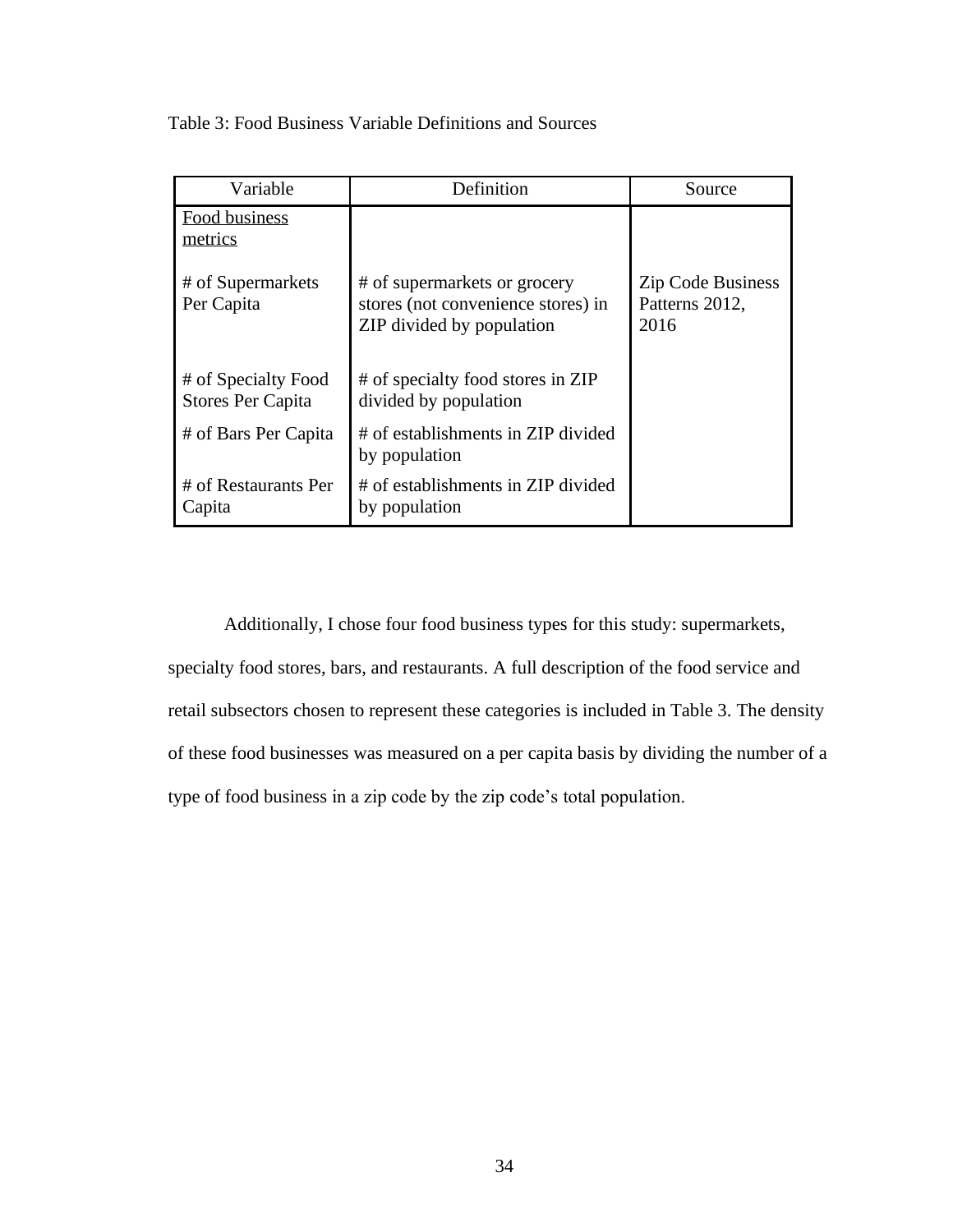Table 3: Food Business Variable Definitions and Sources

| Variable | Definition | Source |
|---|---|---|
| Food business metrics | | |
| # of Supermarkets Per Capita | # of supermarkets or grocery stores (not convenience stores) in ZIP divided by population | Zip Code Business Patterns 2012, 2016 |
| # of Specialty Food Stores Per Capita | # of specialty food stores in ZIP divided by population | |
| # of Bars Per Capita | # of establishments in ZIP divided by population | |
| # of Restaurants Per Capita | # of establishments in ZIP divided by population | |

Additionally, I chose four food business types for this study: supermarkets, specialty food stores, bars, and restaurants. A full description of the food service and retail subsectors chosen to represent these categories is included in Table 3. The density of these food businesses was measured on a per capita basis by dividing the number of a type of food business in a zip code by the zip code's total population.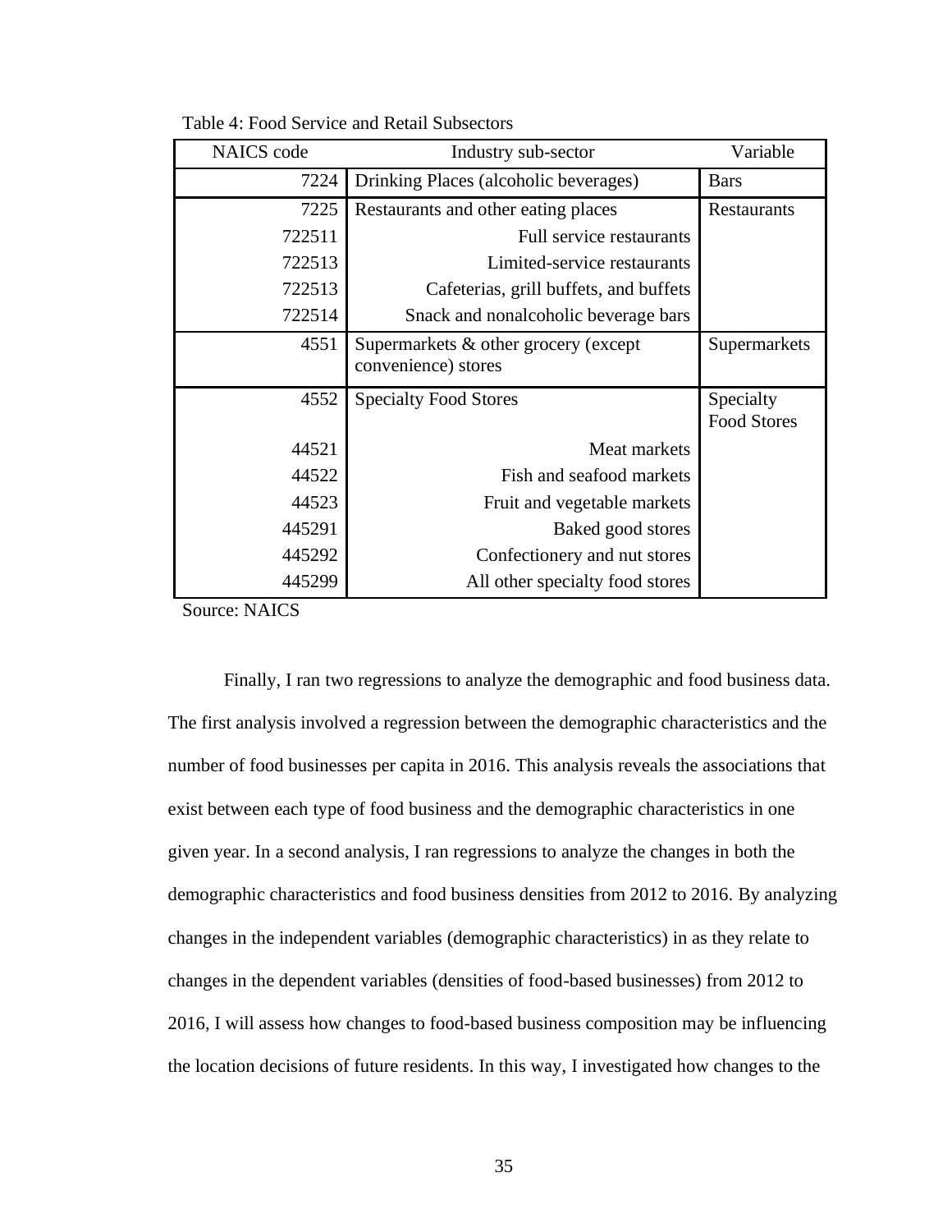Table 4: Food Service and Retail Subsectors

| NAICS code | Industry sub-sector | Variable |
|---|---|---|
| 7224 | Drinking Places (alcoholic beverages) | Bars |
| 7225 | Restaurants and other eating places | Restaurants |
| 722511 | Full service restaurants | |
| 722513 | Limited-service restaurants | |
| 722513 | Cafeterias, grill buffets, and buffets | |
| 722514 | Snack and nonalcoholic beverage bars | |
| 4551 | Supermarkets & other grocery (except convenience) stores | Supermarkets |
| 4552 | Specialty Food Stores | Specialty Food Stores |
| 44521 | Meat markets | |
| 44522 | Fish and seafood markets | |
| 44523 | Fruit and vegetable markets | |
| 445291 | Baked good stores | |
| 445292 | Confectionery and nut stores | |
| 445299 | All other specialty food stores | |

Source: NAICS

Finally, I ran two regressions to analyze the demographic and food business data. The first analysis involved a regression between the demographic characteristics and the number of food businesses per capita in 2016. This analysis reveals the associations that exist between each type of food business and the demographic characteristics in one given year. In a second analysis, I ran regressions to analyze the changes in both the demographic characteristics and food business densities from 2012 to 2016. By analyzing changes in the independent variables (demographic characteristics) in as they relate to changes in the dependent variables (densities of food-based businesses) from 2012 to 2016, I will assess how changes to food-based business composition may be influencing the location decisions of future residents. In this way, I investigated how changes to the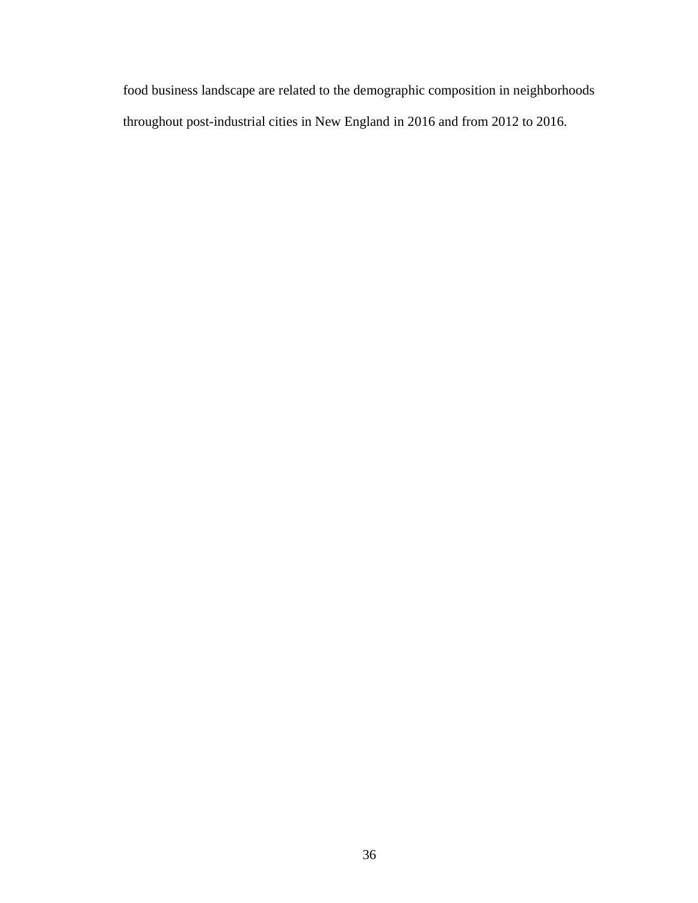food business landscape are related to the demographic composition in neighborhoods throughout post-industrial cities in New England in 2016 and from 2012 to 2016.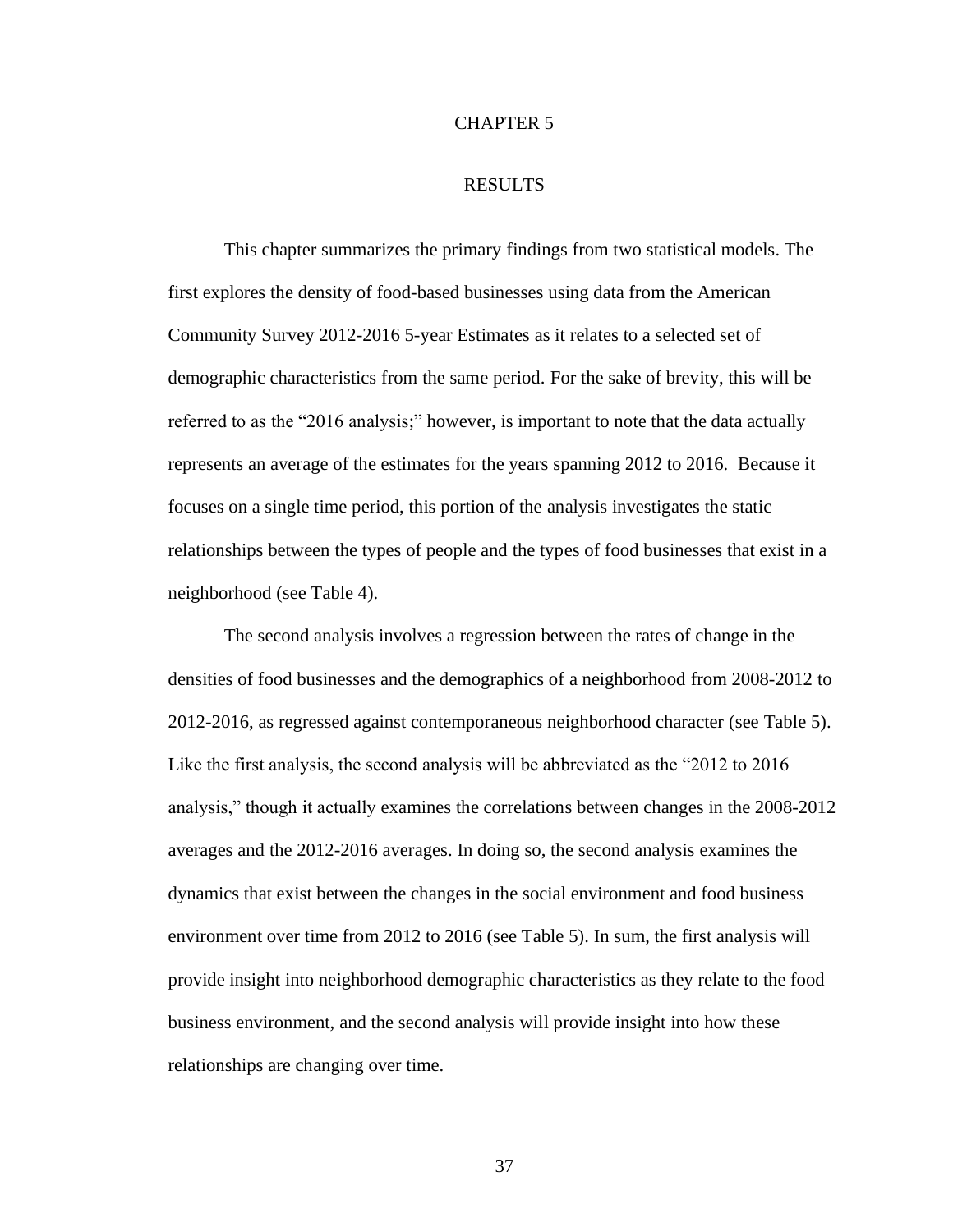# CHAPTER 5

## RESULTS

This chapter summarizes the primary findings from two statistical models. The first explores the density of food-based businesses using data from the American Community Survey 2012-2016 5-year Estimates as it relates to a selected set of demographic characteristics from the same period. For the sake of brevity, this will be referred to as the "2016 analysis;" however, is important to note that the data actually represents an average of the estimates for the years spanning 2012 to 2016. Because it focuses on a single time period, this portion of the analysis investigates the static relationships between the types of people and the types of food businesses that exist in a neighborhood (see Table 4).

The second analysis involves a regression between the rates of change in the densities of food businesses and the demographics of a neighborhood from 2008-2012 to 2012-2016, as regressed against contemporaneous neighborhood character (see Table 5). Like the first analysis, the second analysis will be abbreviated as the "2012 to 2016 analysis," though it actually examines the correlations between changes in the 2008-2012 averages and the 2012-2016 averages. In doing so, the second analysis examines the dynamics that exist between the changes in the social environment and food business environment over time from 2012 to 2016 (see Table 5). In sum, the first analysis will provide insight into neighborhood demographic characteristics as they relate to the food business environment, and the second analysis will provide insight into how these relationships are changing over time.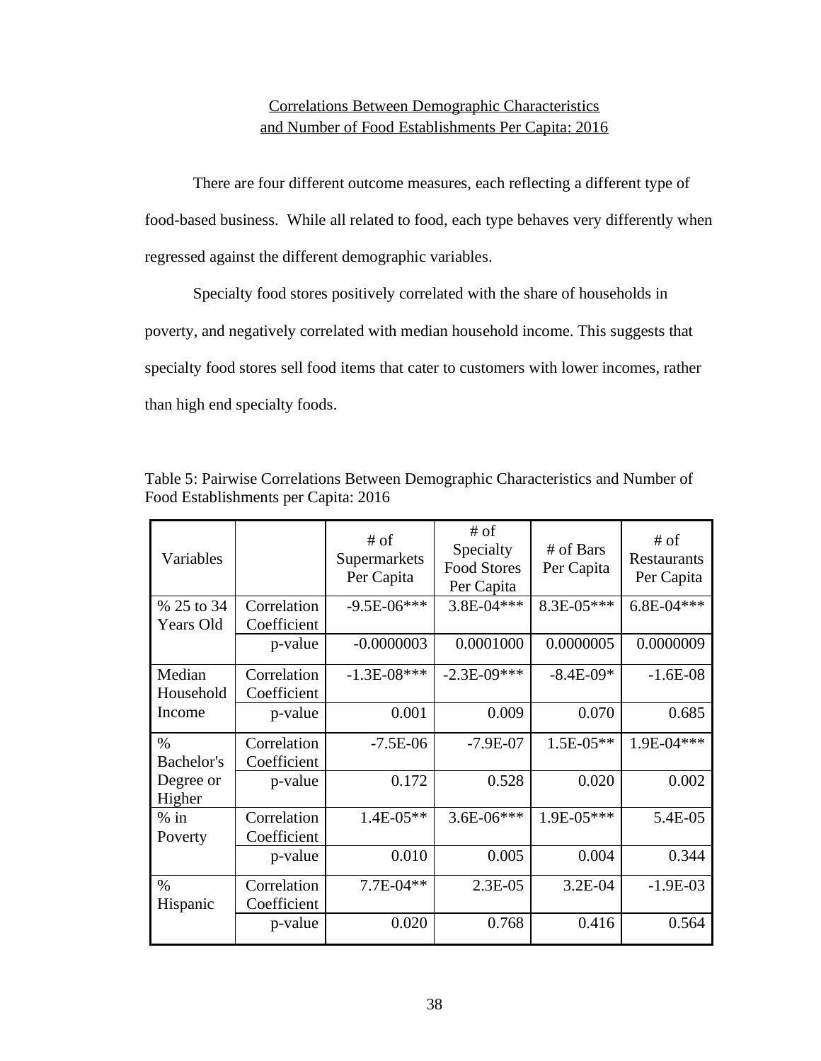## Correlations Between Demographic Characteristics and Number of Food Establishments Per Capita: 2016

There are four different outcome measures, each reflecting a different type of food-based business. While all related to food, each type behaves very differently when regressed against the different demographic variables.

Specialty food stores positively correlated with the share of households in poverty, and negatively correlated with median household income. This suggests that specialty food stores sell food items that cater to customers with lower incomes, rather than high end specialty foods.

Table 5: Pairwise Correlations Between Demographic Characteristics and Number of Food Establishments per Capita: 2016

| Variables | | # of Supermarkets Per Capita | # of Specialty Food Stores Per Capita | # of Bars Per Capita | # of Restaurants Per Capita |
|---|---|---|---|---|---|
| % 25 to 34 Years Old | Correlation Coefficient | -9.5E-06*** | 3.8E-04*** | 8.3E-05*** | 6.8E-04*** |
| | p-value | -0.0000003 | 0.0001000 | 0.0000005 | 0.0000009 |
| Median Household Income | Correlation Coefficient | -1.3E-08*** | -2.3E-09*** | -8.4E-09* | -1.6E-08 |
| | p-value | 0.001 | 0.009 | 0.070 | 0.685 |
| % Bachelor's Degree or Higher | Correlation Coefficient | -7.5E-06 | -7.9E-07 | 1.5E-05** | 1.9E-04*** |
| | p-value | 0.172 | 0.528 | 0.020 | 0.002 |
| % in Poverty | Correlation Coefficient | 1.4E-05** | 3.6E-06*** | 1.9E-05*** | 5.4E-05 |
| | p-value | 0.010 | 0.005 | 0.004 | 0.344 |
| % Hispanic | Correlation Coefficient | 7.7E-04** | 2.3E-05 | 3.2E-04 | -1.9E-03 |
| | p-value | 0.020 | 0.768 | 0.416 | 0.564 |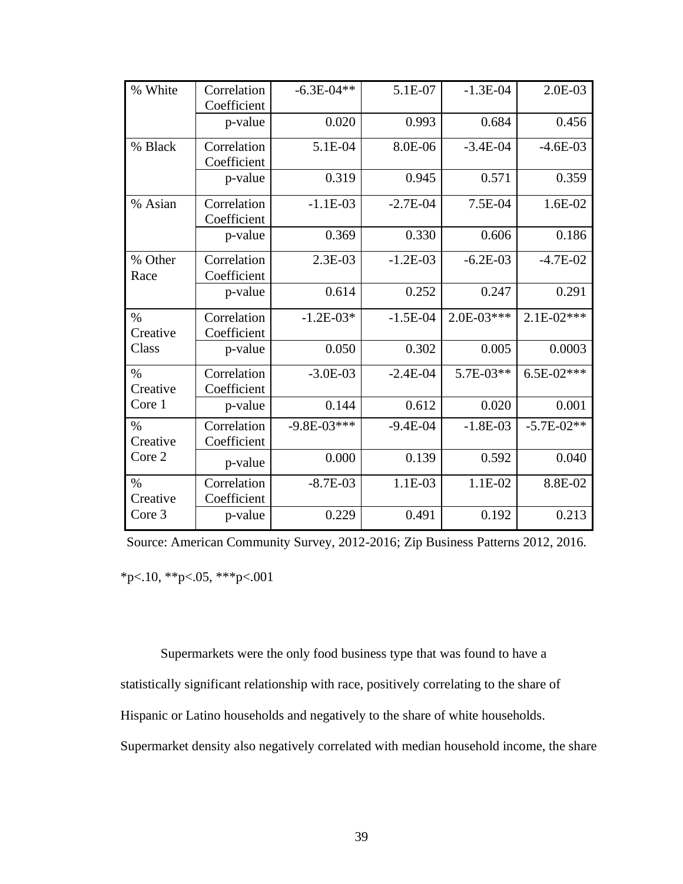| | | | | | |
|---|---|---|---|---|---|
| % White | Correlation Coefficient | -6.3E-04** | 5.1E-07 | -1.3E-04 | 2.0E-03 |
| | p-value | 0.020 | 0.993 | 0.684 | 0.456 |
| % Black | Correlation Coefficient | 5.1E-04 | 8.0E-06 | -3.4E-04 | -4.6E-03 |
| | p-value | 0.319 | 0.945 | 0.571 | 0.359 |
| % Asian | Correlation Coefficient | -1.1E-03 | -2.7E-04 | 7.5E-04 | 1.6E-02 |
| | p-value | 0.369 | 0.330 | 0.606 | 0.186 |
| % Other Race | Correlation Coefficient | 2.3E-03 | -1.2E-03 | -6.2E-03 | -4.7E-02 |
| | p-value | 0.614 | 0.252 | 0.247 | 0.291 |
| % Creative Class | Correlation Coefficient | -1.2E-03* | -1.5E-04 | 2.0E-03*** | 2.1E-02*** |
| | p-value | 0.050 | 0.302 | 0.005 | 0.0003 |
| % Creative Core 1 | Correlation Coefficient | -3.0E-03 | -2.4E-04 | 5.7E-03** | 6.5E-02*** |
| | p-value | 0.144 | 0.612 | 0.020 | 0.001 |
| % Creative Core 2 | Correlation Coefficient | -9.8E-03*** | -9.4E-04 | -1.8E-03 | -5.7E-02** |
| | p-value | 0.000 | 0.139 | 0.592 | 0.040 |
| % Creative Core 3 | Correlation Coefficient | -8.7E-03 | 1.1E-03 | 1.1E-02 | 8.8E-02 |
| | p-value | 0.229 | 0.491 | 0.192 | 0.213 |

Source: American Community Survey, 2012-2016; Zip Business Patterns 2012, 2016.

*p<.10, **p<.05, ***p<.001

Supermarkets were the only food business type that was found to have a statistically significant relationship with race, positively correlating to the share of Hispanic or Latino households and negatively to the share of white households. Supermarket density also negatively correlated with median household income, the share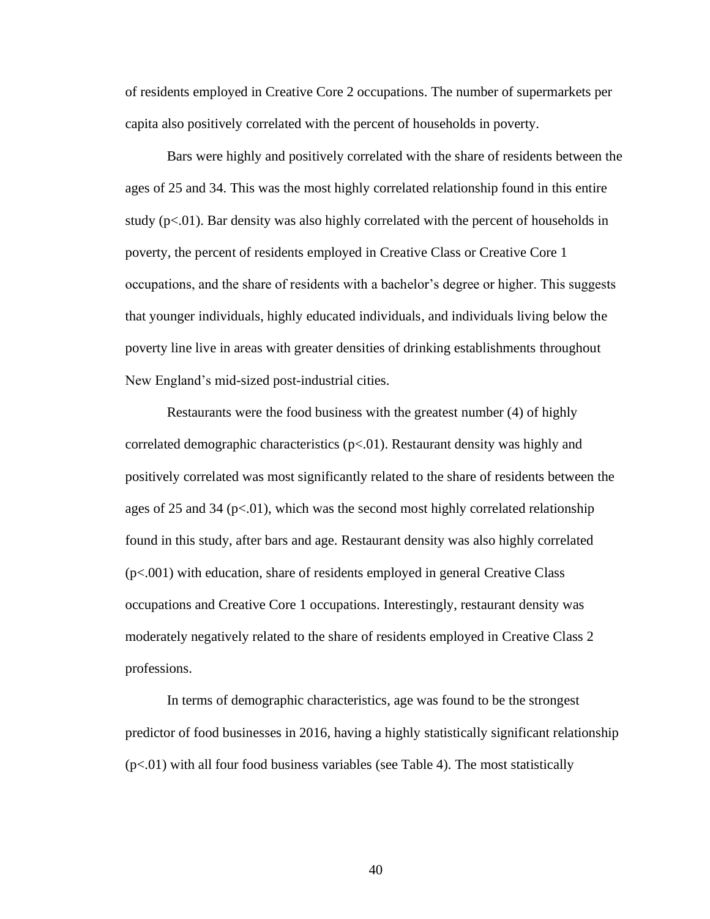of residents employed in Creative Core 2 occupations. The number of supermarkets per capita also positively correlated with the percent of households in poverty.

Bars were highly and positively correlated with the share of residents between the ages of 25 and 34. This was the most highly correlated relationship found in this entire study ($p<.01$). Bar density was also highly correlated with the percent of households in poverty, the percent of residents employed in Creative Class or Creative Core 1 occupations, and the share of residents with a bachelor's degree or higher. This suggests that younger individuals, highly educated individuals, and individuals living below the poverty line live in areas with greater densities of drinking establishments throughout New England's mid-sized post-industrial cities.

Restaurants were the food business with the greatest number (4) of highly correlated demographic characteristics ($p<.01$). Restaurant density was highly and positively correlated was most significantly related to the share of residents between the ages of 25 and 34 ($p<.01$), which was the second most highly correlated relationship found in this study, after bars and age. Restaurant density was also highly correlated ($p<.001$) with education, share of residents employed in general Creative Class occupations and Creative Core 1 occupations. Interestingly, restaurant density was moderately negatively related to the share of residents employed in Creative Class 2 professions.

In terms of demographic characteristics, age was found to be the strongest predictor of food businesses in 2016, having a highly statistically significant relationship ($p<.01$) with all four food business variables (see Table 4). The most statistically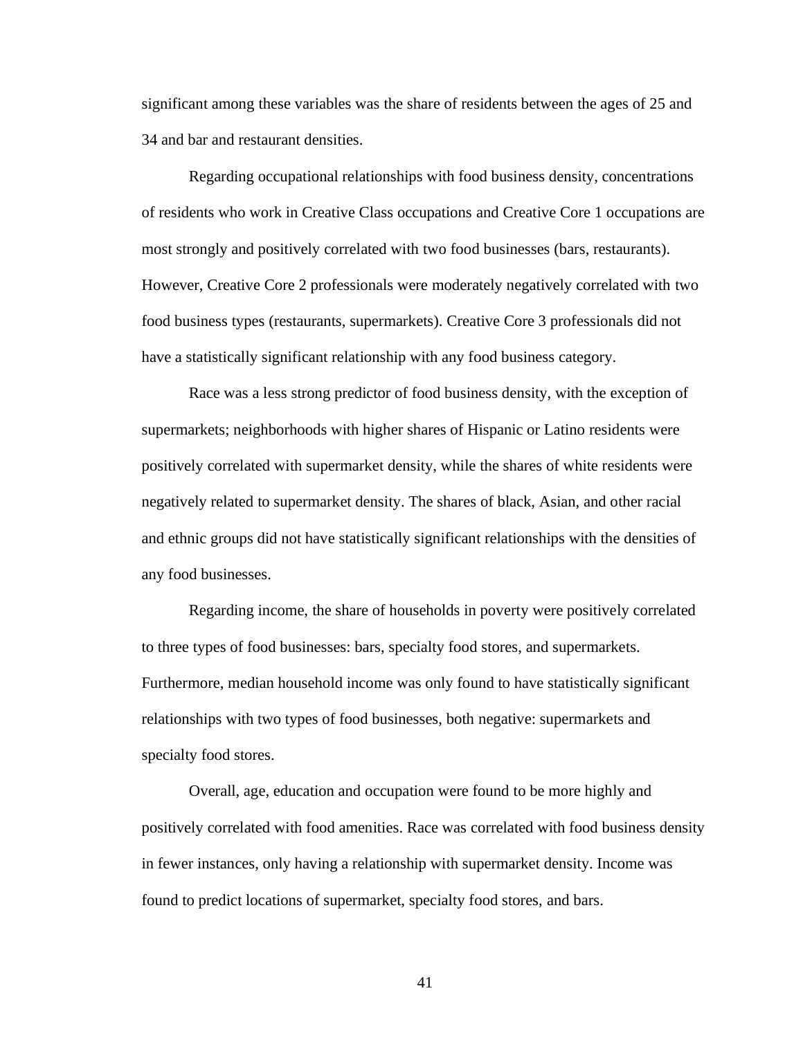significant among these variables was the share of residents between the ages of 25 and 34 and bar and restaurant densities.

Regarding occupational relationships with food business density, concentrations of residents who work in Creative Class occupations and Creative Core 1 occupations are most strongly and positively correlated with two food businesses (bars, restaurants). However, Creative Core 2 professionals were moderately negatively correlated with two food business types (restaurants, supermarkets). Creative Core 3 professionals did not have a statistically significant relationship with any food business category.

Race was a less strong predictor of food business density, with the exception of supermarkets; neighborhoods with higher shares of Hispanic or Latino residents were positively correlated with supermarket density, while the shares of white residents were negatively related to supermarket density. The shares of black, Asian, and other racial and ethnic groups did not have statistically significant relationships with the densities of any food businesses.

Regarding income, the share of households in poverty were positively correlated to three types of food businesses: bars, specialty food stores, and supermarkets. Furthermore, median household income was only found to have statistically significant relationships with two types of food businesses, both negative: supermarkets and specialty food stores.

Overall, age, education and occupation were found to be more highly and positively correlated with food amenities. Race was correlated with food business density in fewer instances, only having a relationship with supermarket density. Income was found to predict locations of supermarket, specialty food stores, and bars.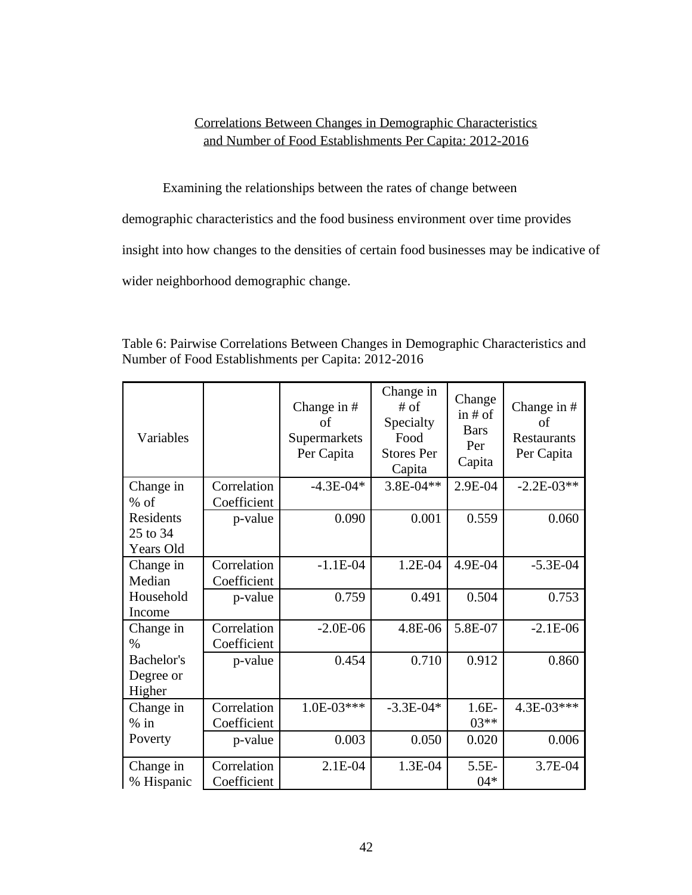## Correlations Between Changes in Demographic Characteristics and Number of Food Establishments Per Capita: 2012-2016

Examining the relationships between the rates of change between demographic characteristics and the food business environment over time provides insight into how changes to the densities of certain food businesses may be indicative of wider neighborhood demographic change.

Table 6: Pairwise Correlations Between Changes in Demographic Characteristics and Number of Food Establishments per Capita: 2012-2016

| Variables | | Change in # of Supermarkets Per Capita | Change in # of Specialty Food Stores Per Capita | Change in # of Bars Per Capita | Change in # of Restaurants Per Capita |
|---|---|---|---|---|---|
| Change in % of Residents 25 to 34 Years Old | Correlation Coefficient | -4.3E-04* | 3.8E-04** | 2.9E-04 | -2.2E-03** |
| | p-value | 0.090 | 0.001 | 0.559 | 0.060 |
| Change in Median Household Income | Correlation Coefficient | -1.1E-04 | 1.2E-04 | 4.9E-04 | -5.3E-04 |
| | p-value | 0.759 | 0.491 | 0.504 | 0.753 |
| Change in % Bachelor's Degree or Higher | Correlation Coefficient | -2.0E-06 | 4.8E-06 | 5.8E-07 | -2.1E-06 |
| | p-value | 0.454 | 0.710 | 0.912 | 0.860 |
| Change in % in Poverty | Correlation Coefficient | 1.0E-03*** | -3.3E-04* | 1.6E-03** | 4.3E-03*** |
| | p-value | 0.003 | 0.050 | 0.020 | 0.006 |
| Change in % Hispanic | Correlation Coefficient | 2.1E-04 | 1.3E-04 | 5.5E-04* | 3.7E-04 |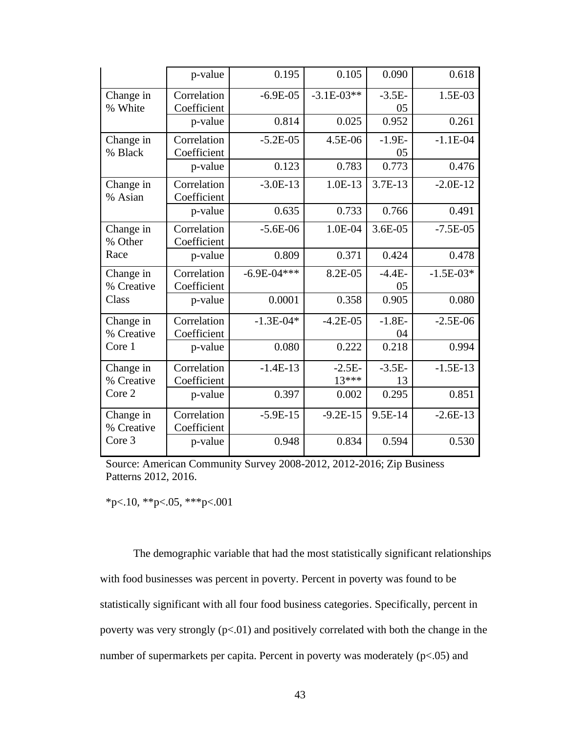| | | | | | |
|---|---|---|---|---|---|
| | p-value | 0.195 | 0.105 | 0.090 | 0.618 |
| Change in % White | Correlation Coefficient | -6.9E-05 | -3.1E-03** | -3.5E-05 | 1.5E-03 |
| | p-value | 0.814 | 0.025 | 0.952 | 0.261 |
| Change in % Black | Correlation Coefficient | -5.2E-05 | 4.5E-06 | -1.9E-05 | -1.1E-04 |
| | p-value | 0.123 | 0.783 | 0.773 | 0.476 |
| Change in % Asian | Correlation Coefficient | -3.0E-13 | 1.0E-13 | 3.7E-13 | -2.0E-12 |
| | p-value | 0.635 | 0.733 | 0.766 | 0.491 |
| Change in % Other Race | Correlation Coefficient | -5.6E-06 | 1.0E-04 | 3.6E-05 | -7.5E-05 |
| | p-value | 0.809 | 0.371 | 0.424 | 0.478 |
| Change in % Creative Class | Correlation Coefficient | -6.9E-04*** | 8.2E-05 | -4.4E-05 | -1.5E-03* |
| | p-value | 0.0001 | 0.358 | 0.905 | 0.080 |
| Change in % Creative Core 1 | Correlation Coefficient | -1.3E-04* | -4.2E-05 | -1.8E-04 | -2.5E-06 |
| | p-value | 0.080 | 0.222 | 0.218 | 0.994 |
| Change in % Creative Core 2 | Correlation Coefficient | -1.4E-13 | -2.5E-13*** | -3.5E-13 | -1.5E-13 |
| | p-value | 0.397 | 0.002 | 0.295 | 0.851 |
| Change in % Creative Core 3 | Correlation Coefficient | -5.9E-15 | -9.2E-15 | 9.5E-14 | -2.6E-13 |
| | p-value | 0.948 | 0.834 | 0.594 | 0.530 |

Source: American Community Survey 2008-2012, 2012-2016; Zip Business Patterns 2012, 2016.

*p<.10, **p<.05, ***p<.001

The demographic variable that had the most statistically significant relationships with food businesses was percent in poverty. Percent in poverty was found to be statistically significant with all four food business categories. Specifically, percent in poverty was very strongly ($p<.01$) and positively correlated with both the change in the number of supermarkets per capita. Percent in poverty was moderately ($p<.05$) and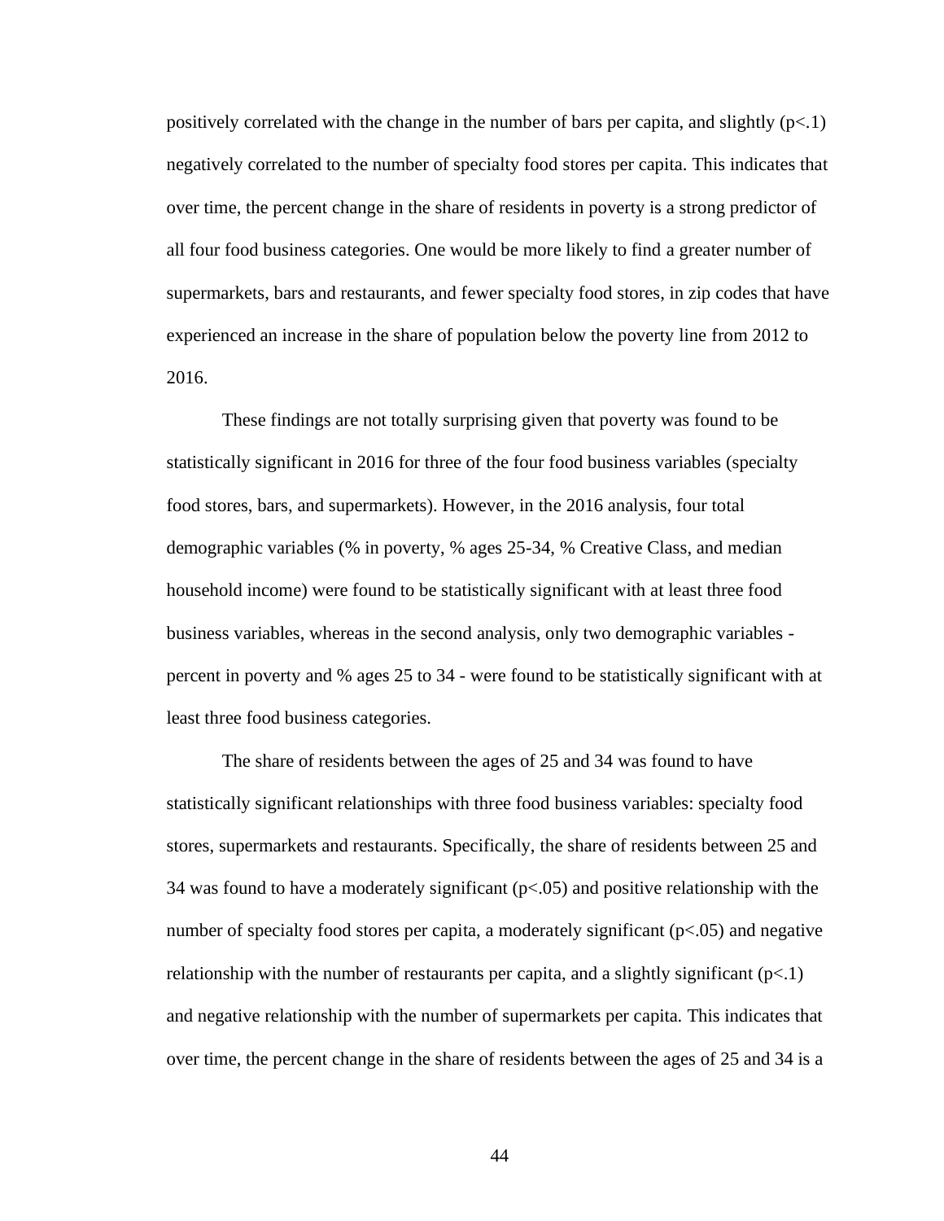positively correlated with the change in the number of bars per capita, and slightly ($p<.1$) negatively correlated to the number of specialty food stores per capita. This indicates that over time, the percent change in the share of residents in poverty is a strong predictor of all four food business categories. One would be more likely to find a greater number of supermarkets, bars and restaurants, and fewer specialty food stores, in zip codes that have experienced an increase in the share of population below the poverty line from 2012 to 2016.

These findings are not totally surprising given that poverty was found to be statistically significant in 2016 for three of the four food business variables (specialty food stores, bars, and supermarkets). However, in the 2016 analysis, four total demographic variables (% in poverty, % ages 25-34, % Creative Class, and median household income) were found to be statistically significant with at least three food business variables, whereas in the second analysis, only two demographic variables - percent in poverty and % ages 25 to 34 - were found to be statistically significant with at least three food business categories.

The share of residents between the ages of 25 and 34 was found to have statistically significant relationships with three food business variables: specialty food stores, supermarkets and restaurants. Specifically, the share of residents between 25 and 34 was found to have a moderately significant ($p<.05$) and positive relationship with the number of specialty food stores per capita, a moderately significant ($p<.05$) and negative relationship with the number of restaurants per capita, and a slightly significant ($p<.1$) and negative relationship with the number of supermarkets per capita. This indicates that over time, the percent change in the share of residents between the ages of 25 and 34 is a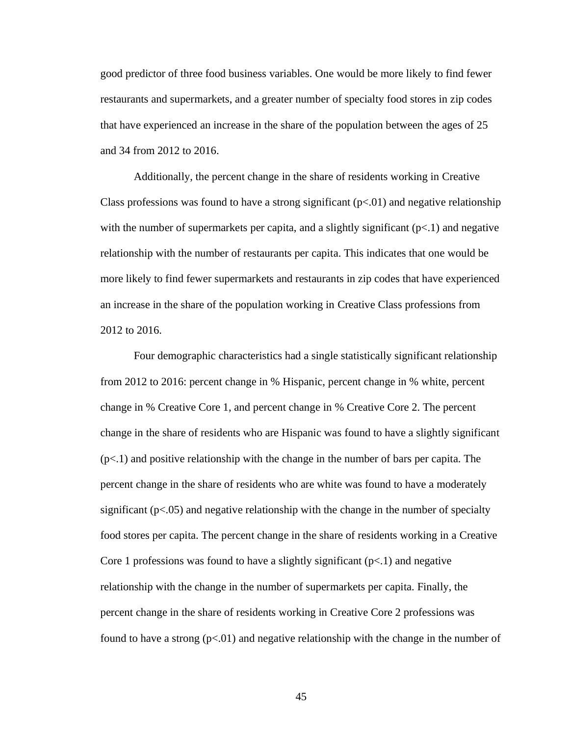good predictor of three food business variables. One would be more likely to find fewer restaurants and supermarkets, and a greater number of specialty food stores in zip codes that have experienced an increase in the share of the population between the ages of 25 and 34 from 2012 to 2016.

Additionally, the percent change in the share of residents working in Creative Class professions was found to have a strong significant ($p<.01$) and negative relationship with the number of supermarkets per capita, and a slightly significant ($p<.1$) and negative relationship with the number of restaurants per capita. This indicates that one would be more likely to find fewer supermarkets and restaurants in zip codes that have experienced an increase in the share of the population working in Creative Class professions from 2012 to 2016.

Four demographic characteristics had a single statistically significant relationship from 2012 to 2016: percent change in % Hispanic, percent change in % white, percent change in % Creative Core 1, and percent change in % Creative Core 2. The percent change in the share of residents who are Hispanic was found to have a slightly significant ($p<.1$) and positive relationship with the change in the number of bars per capita. The percent change in the share of residents who are white was found to have a moderately significant ($p<.05$) and negative relationship with the change in the number of specialty food stores per capita. The percent change in the share of residents working in a Creative Core 1 professions was found to have a slightly significant ($p<.1$) and negative relationship with the change in the number of supermarkets per capita. Finally, the percent change in the share of residents working in Creative Core 2 professions was found to have a strong ($p<.01$) and negative relationship with the change in the number of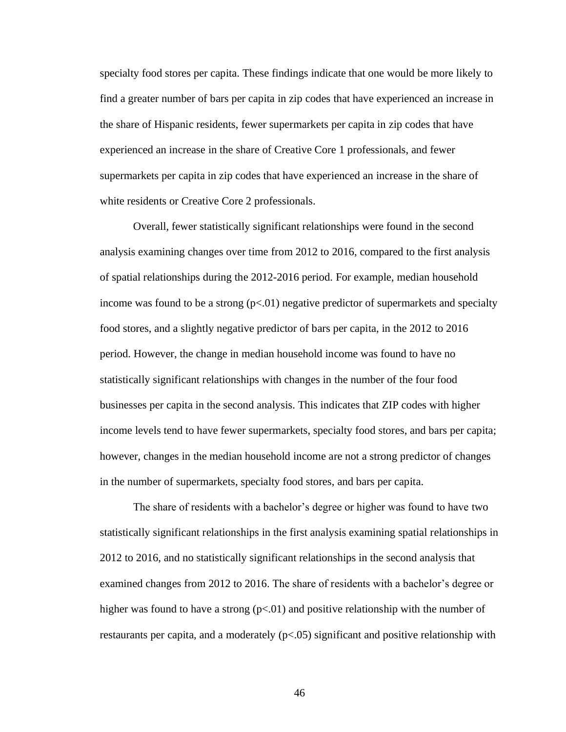specialty food stores per capita. These findings indicate that one would be more likely to find a greater number of bars per capita in zip codes that have experienced an increase in the share of Hispanic residents, fewer supermarkets per capita in zip codes that have experienced an increase in the share of Creative Core 1 professionals, and fewer supermarkets per capita in zip codes that have experienced an increase in the share of white residents or Creative Core 2 professionals.

Overall, fewer statistically significant relationships were found in the second analysis examining changes over time from 2012 to 2016, compared to the first analysis of spatial relationships during the 2012-2016 period. For example, median household income was found to be a strong ($p<.01$) negative predictor of supermarkets and specialty food stores, and a slightly negative predictor of bars per capita, in the 2012 to 2016 period. However, the change in median household income was found to have no statistically significant relationships with changes in the number of the four food businesses per capita in the second analysis. This indicates that ZIP codes with higher income levels tend to have fewer supermarkets, specialty food stores, and bars per capita; however, changes in the median household income are not a strong predictor of changes in the number of supermarkets, specialty food stores, and bars per capita.

The share of residents with a bachelor's degree or higher was found to have two statistically significant relationships in the first analysis examining spatial relationships in 2012 to 2016, and no statistically significant relationships in the second analysis that examined changes from 2012 to 2016. The share of residents with a bachelor's degree or higher was found to have a strong ($p<.01$) and positive relationship with the number of restaurants per capita, and a moderately ($p<.05$) significant and positive relationship with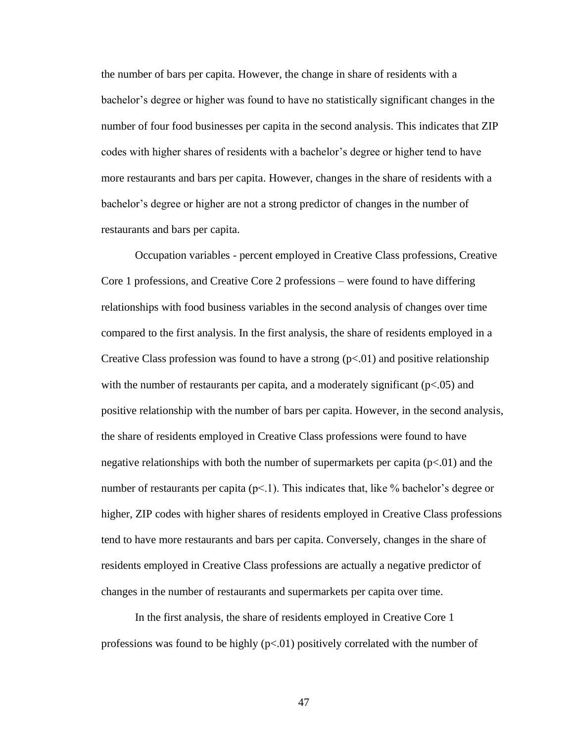the number of bars per capita. However, the change in share of residents with a bachelor's degree or higher was found to have no statistically significant changes in the number of four food businesses per capita in the second analysis. This indicates that ZIP codes with higher shares of residents with a bachelor's degree or higher tend to have more restaurants and bars per capita. However, changes in the share of residents with a bachelor's degree or higher are not a strong predictor of changes in the number of restaurants and bars per capita.

Occupation variables - percent employed in Creative Class professions, Creative Core 1 professions, and Creative Core 2 professions – were found to have differing relationships with food business variables in the second analysis of changes over time compared to the first analysis. In the first analysis, the share of residents employed in a Creative Class profession was found to have a strong ($p<.01$) and positive relationship with the number of restaurants per capita, and a moderately significant ($p<.05$) and positive relationship with the number of bars per capita. However, in the second analysis, the share of residents employed in Creative Class professions were found to have negative relationships with both the number of supermarkets per capita ($p<.01$) and the number of restaurants per capita ($p<.1$). This indicates that, like % bachelor's degree or higher, ZIP codes with higher shares of residents employed in Creative Class professions tend to have more restaurants and bars per capita. Conversely, changes in the share of residents employed in Creative Class professions are actually a negative predictor of changes in the number of restaurants and supermarkets per capita over time.

In the first analysis, the share of residents employed in Creative Core 1 professions was found to be highly ($p<.01$) positively correlated with the number of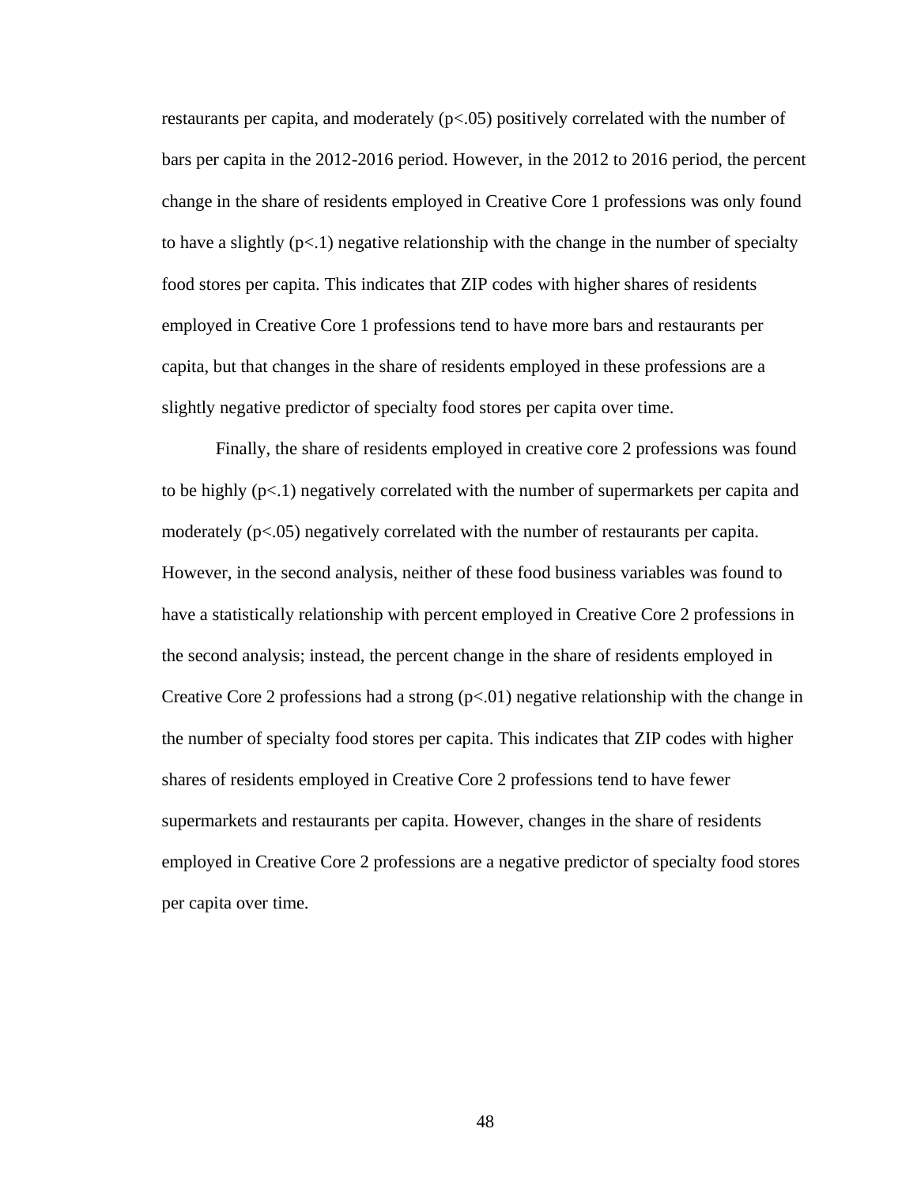restaurants per capita, and moderately ($p<.05$) positively correlated with the number of bars per capita in the 2012-2016 period. However, in the 2012 to 2016 period, the percent change in the share of residents employed in Creative Core 1 professions was only found to have a slightly ($p<.1$) negative relationship with the change in the number of specialty food stores per capita. This indicates that ZIP codes with higher shares of residents employed in Creative Core 1 professions tend to have more bars and restaurants per capita, but that changes in the share of residents employed in these professions are a slightly negative predictor of specialty food stores per capita over time.

Finally, the share of residents employed in creative core 2 professions was found to be highly ($p<.1$) negatively correlated with the number of supermarkets per capita and moderately ($p<.05$) negatively correlated with the number of restaurants per capita. However, in the second analysis, neither of these food business variables was found to have a statistically relationship with percent employed in Creative Core 2 professions in the second analysis; instead, the percent change in the share of residents employed in Creative Core 2 professions had a strong ($p<.01$) negative relationship with the change in the number of specialty food stores per capita. This indicates that ZIP codes with higher shares of residents employed in Creative Core 2 professions tend to have fewer supermarkets and restaurants per capita. However, changes in the share of residents employed in Creative Core 2 professions are a negative predictor of specialty food stores per capita over time.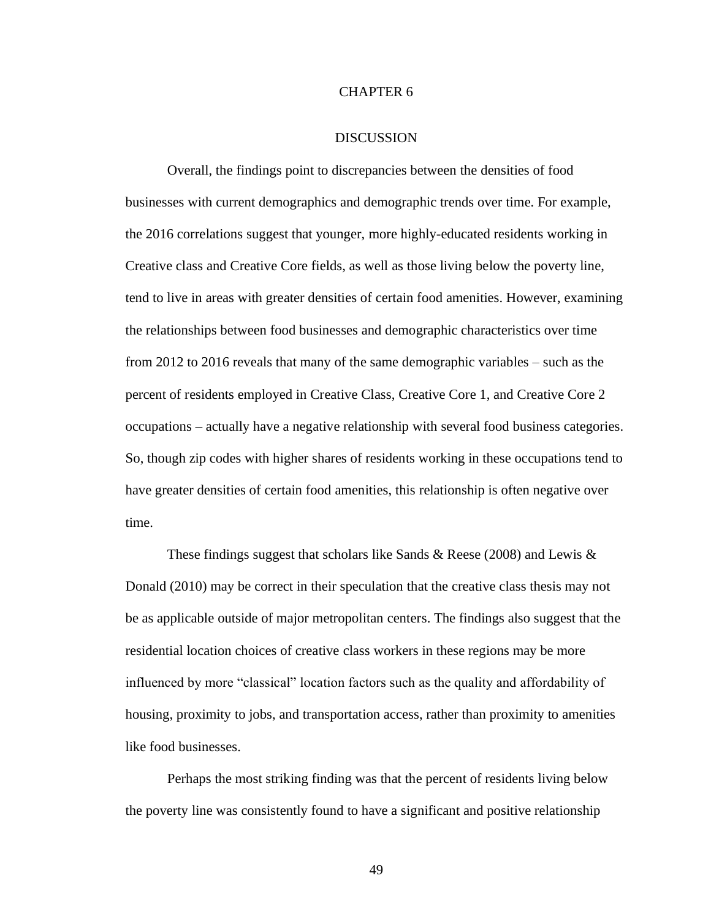# CHAPTER 6

## DISCUSSION

Overall, the findings point to discrepancies between the densities of food businesses with current demographics and demographic trends over time. For example, the 2016 correlations suggest that younger, more highly-educated residents working in Creative class and Creative Core fields, as well as those living below the poverty line, tend to live in areas with greater densities of certain food amenities. However, examining the relationships between food businesses and demographic characteristics over time from 2012 to 2016 reveals that many of the same demographic variables – such as the percent of residents employed in Creative Class, Creative Core 1, and Creative Core 2 occupations – actually have a negative relationship with several food business categories. So, though zip codes with higher shares of residents working in these occupations tend to have greater densities of certain food amenities, this relationship is often negative over time.

These findings suggest that scholars like Sands & Reese (2008) and Lewis & Donald (2010) may be correct in their speculation that the creative class thesis may not be as applicable outside of major metropolitan centers. The findings also suggest that the residential location choices of creative class workers in these regions may be more influenced by more "classical" location factors such as the quality and affordability of housing, proximity to jobs, and transportation access, rather than proximity to amenities like food businesses.

Perhaps the most striking finding was that the percent of residents living below the poverty line was consistently found to have a significant and positive relationship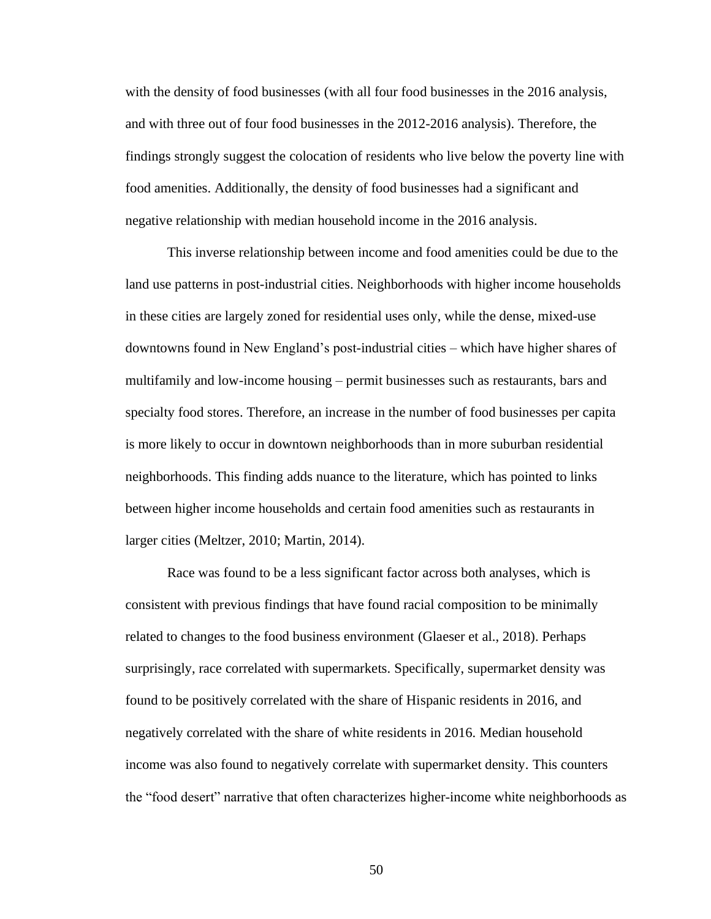with the density of food businesses (with all four food businesses in the 2016 analysis, and with three out of four food businesses in the 2012-2016 analysis). Therefore, the findings strongly suggest the colocation of residents who live below the poverty line with food amenities. Additionally, the density of food businesses had a significant and negative relationship with median household income in the 2016 analysis.

This inverse relationship between income and food amenities could be due to the land use patterns in post-industrial cities. Neighborhoods with higher income households in these cities are largely zoned for residential uses only, while the dense, mixed-use downtowns found in New England's post-industrial cities – which have higher shares of multifamily and low-income housing – permit businesses such as restaurants, bars and specialty food stores. Therefore, an increase in the number of food businesses per capita is more likely to occur in downtown neighborhoods than in more suburban residential neighborhoods. This finding adds nuance to the literature, which has pointed to links between higher income households and certain food amenities such as restaurants in larger cities (Meltzer, 2010; Martin, 2014).

Race was found to be a less significant factor across both analyses, which is consistent with previous findings that have found racial composition to be minimally related to changes to the food business environment (Glaeser et al., 2018). Perhaps surprisingly, race correlated with supermarkets. Specifically, supermarket density was found to be positively correlated with the share of Hispanic residents in 2016, and negatively correlated with the share of white residents in 2016. Median household income was also found to negatively correlate with supermarket density. This counters the "food desert" narrative that often characterizes higher-income white neighborhoods as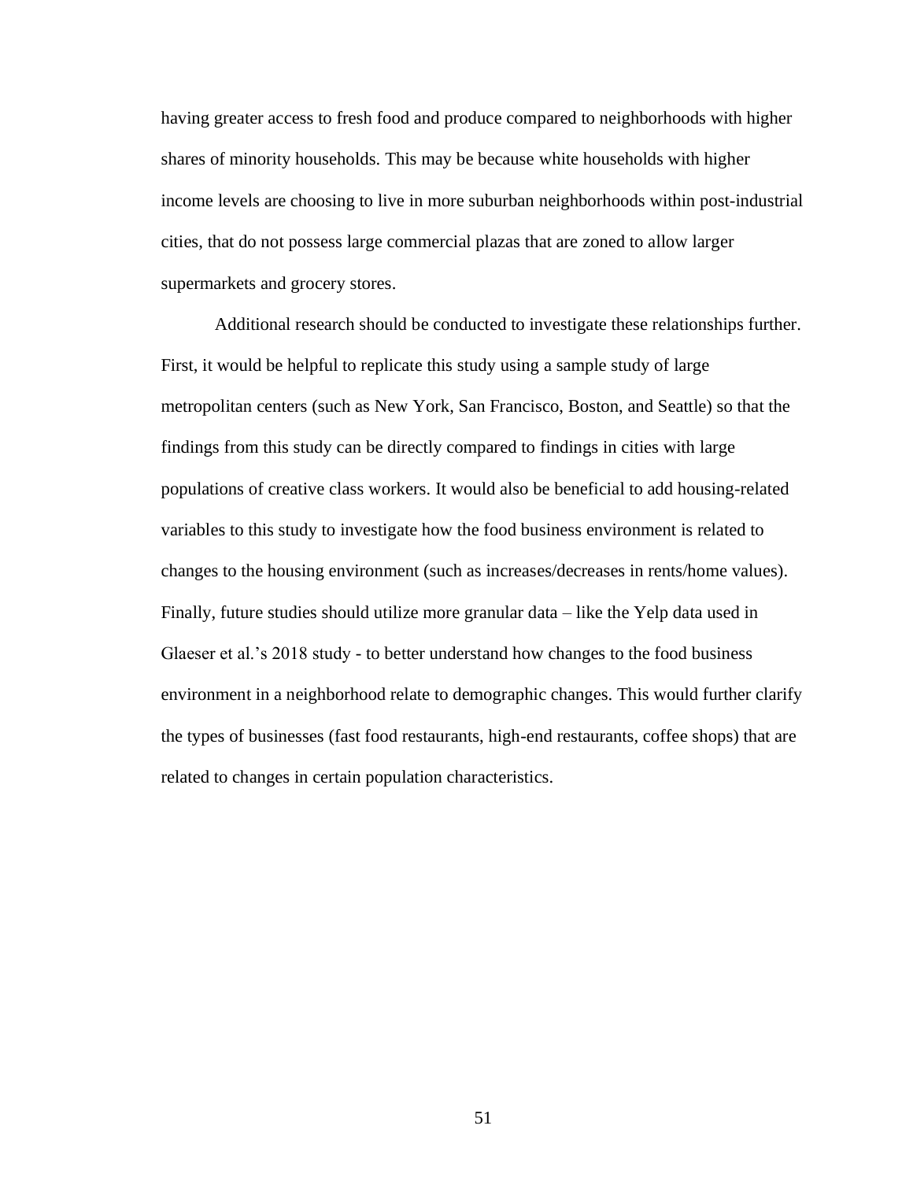having greater access to fresh food and produce compared to neighborhoods with higher shares of minority households. This may be because white households with higher income levels are choosing to live in more suburban neighborhoods within post-industrial cities, that do not possess large commercial plazas that are zoned to allow larger supermarkets and grocery stores.

Additional research should be conducted to investigate these relationships further. First, it would be helpful to replicate this study using a sample study of large metropolitan centers (such as New York, San Francisco, Boston, and Seattle) so that the findings from this study can be directly compared to findings in cities with large populations of creative class workers. It would also be beneficial to add housing-related variables to this study to investigate how the food business environment is related to changes to the housing environment (such as increases/decreases in rents/home values). Finally, future studies should utilize more granular data – like the Yelp data used in Glaeser et al.'s 2018 study - to better understand how changes to the food business environment in a neighborhood relate to demographic changes. This would further clarify the types of businesses (fast food restaurants, high-end restaurants, coffee shops) that are related to changes in certain population characteristics.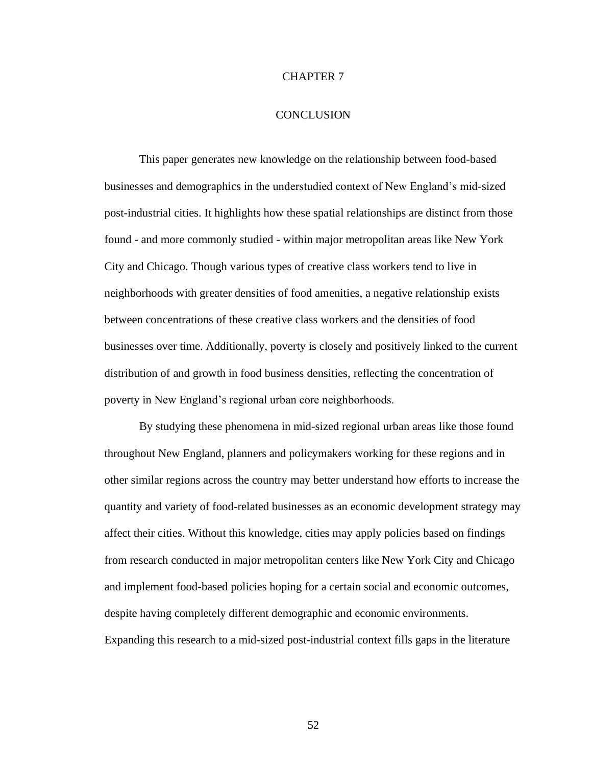# CHAPTER 7

# CONCLUSION

This paper generates new knowledge on the relationship between food-based businesses and demographics in the understudied context of New England's mid-sized post-industrial cities. It highlights how these spatial relationships are distinct from those found - and more commonly studied - within major metropolitan areas like New York City and Chicago. Though various types of creative class workers tend to live in neighborhoods with greater densities of food amenities, a negative relationship exists between concentrations of these creative class workers and the densities of food businesses over time. Additionally, poverty is closely and positively linked to the current distribution of and growth in food business densities, reflecting the concentration of poverty in New England's regional urban core neighborhoods.

By studying these phenomena in mid-sized regional urban areas like those found throughout New England, planners and policymakers working for these regions and in other similar regions across the country may better understand how efforts to increase the quantity and variety of food-related businesses as an economic development strategy may affect their cities. Without this knowledge, cities may apply policies based on findings from research conducted in major metropolitan centers like New York City and Chicago and implement food-based policies hoping for a certain social and economic outcomes, despite having completely different demographic and economic environments. Expanding this research to a mid-sized post-industrial context fills gaps in the literature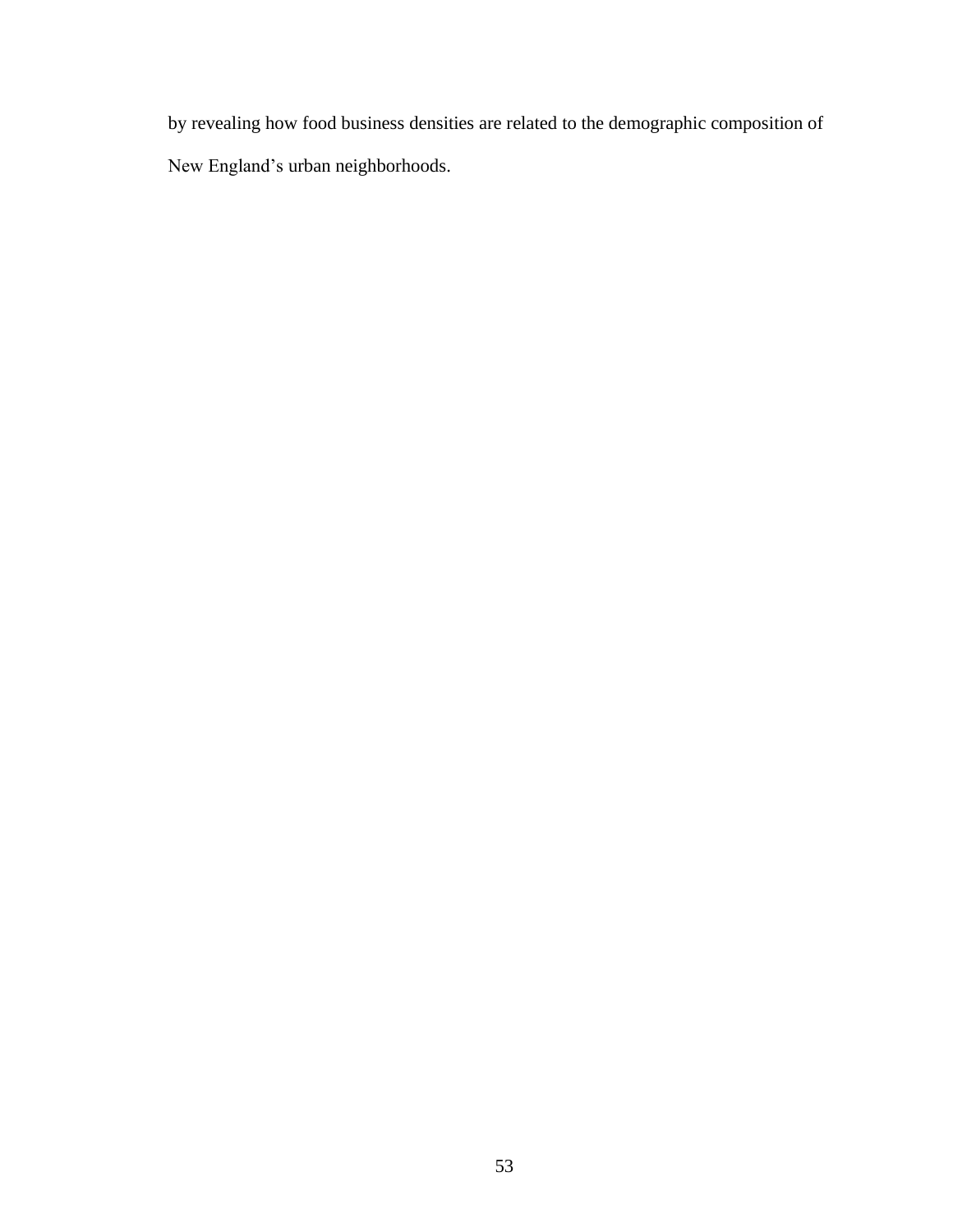by revealing how food business densities are related to the demographic composition of New England’s urban neighborhoods.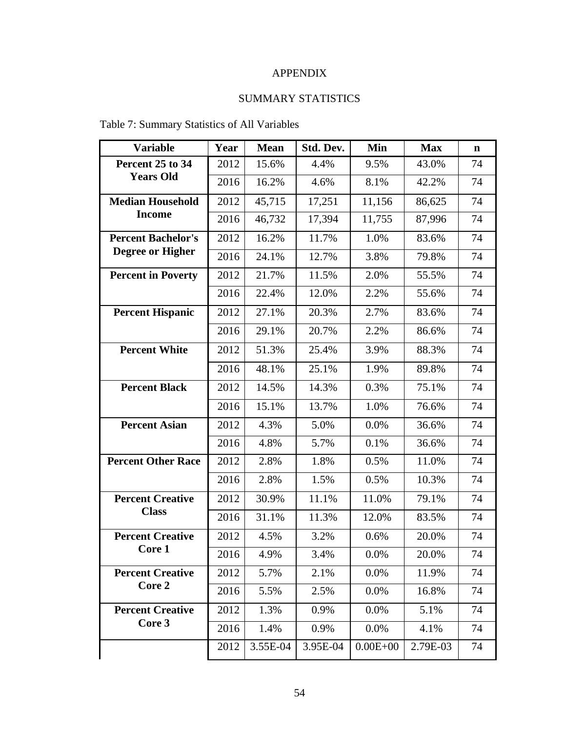# APPENDIX

## SUMMARY STATISTICS

Table 7: Summary Statistics of All Variables

| Variable | Year | Mean | Std. Dev. | Min | Max | n |
|---|---|---|---|---|---|---|
| **Percent 25 to 34 Years Old** | 2012 | 15.6% | 4.4% | 9.5% | 43.0% | 74 |
| | 2016 | 16.2% | 4.6% | 8.1% | 42.2% | 74 |
| **Median Household Income** | 2012 | 45,715 | 17,251 | 11,156 | 86,625 | 74 |
| | 2016 | 46,732 | 17,394 | 11,755 | 87,996 | 74 |
| **Percent Bachelor's Degree or Higher** | 2012 | 16.2% | 11.7% | 1.0% | 83.6% | 74 |
| | 2016 | 24.1% | 12.7% | 3.8% | 79.8% | 74 |
| **Percent in Poverty** | 2012 | 21.7% | 11.5% | 2.0% | 55.5% | 74 |
| | 2016 | 22.4% | 12.0% | 2.2% | 55.6% | 74 |
| **Percent Hispanic** | 2012 | 27.1% | 20.3% | 2.7% | 83.6% | 74 |
| | 2016 | 29.1% | 20.7% | 2.2% | 86.6% | 74 |
| **Percent White** | 2012 | 51.3% | 25.4% | 3.9% | 88.3% | 74 |
| | 2016 | 48.1% | 25.1% | 1.9% | 89.8% | 74 |
| **Percent Black** | 2012 | 14.5% | 14.3% | 0.3% | 75.1% | 74 |
| | 2016 | 15.1% | 13.7% | 1.0% | 76.6% | 74 |
| **Percent Asian** | 2012 | 4.3% | 5.0% | 0.0% | 36.6% | 74 |
| | 2016 | 4.8% | 5.7% | 0.1% | 36.6% | 74 |
| **Percent Other Race** | 2012 | 2.8% | 1.8% | 0.5% | 11.0% | 74 |
| | 2016 | 2.8% | 1.5% | 0.5% | 10.3% | 74 |
| **Percent Creative Class** | 2012 | 30.9% | 11.1% | 11.0% | 79.1% | 74 |
| | 2016 | 31.1% | 11.3% | 12.0% | 83.5% | 74 |
| **Percent Creative Core 1** | 2012 | 4.5% | 3.2% | 0.6% | 20.0% | 74 |
| | 2016 | 4.9% | 3.4% | 0.0% | 20.0% | 74 |
| **Percent Creative Core 2** | 2012 | 5.7% | 2.1% | 0.0% | 11.9% | 74 |
| | 2016 | 5.5% | 2.5% | 0.0% | 16.8% | 74 |
| **Percent Creative Core 3** | 2012 | 1.3% | 0.9% | 0.0% | 5.1% | 74 |
| | 2016 | 1.4% | 0.9% | 0.0% | 4.1% | 74 |
| | 2012 | 3.55E-04 | 3.95E-04 | 0.00E+00 | 2.79E-03 | 74 |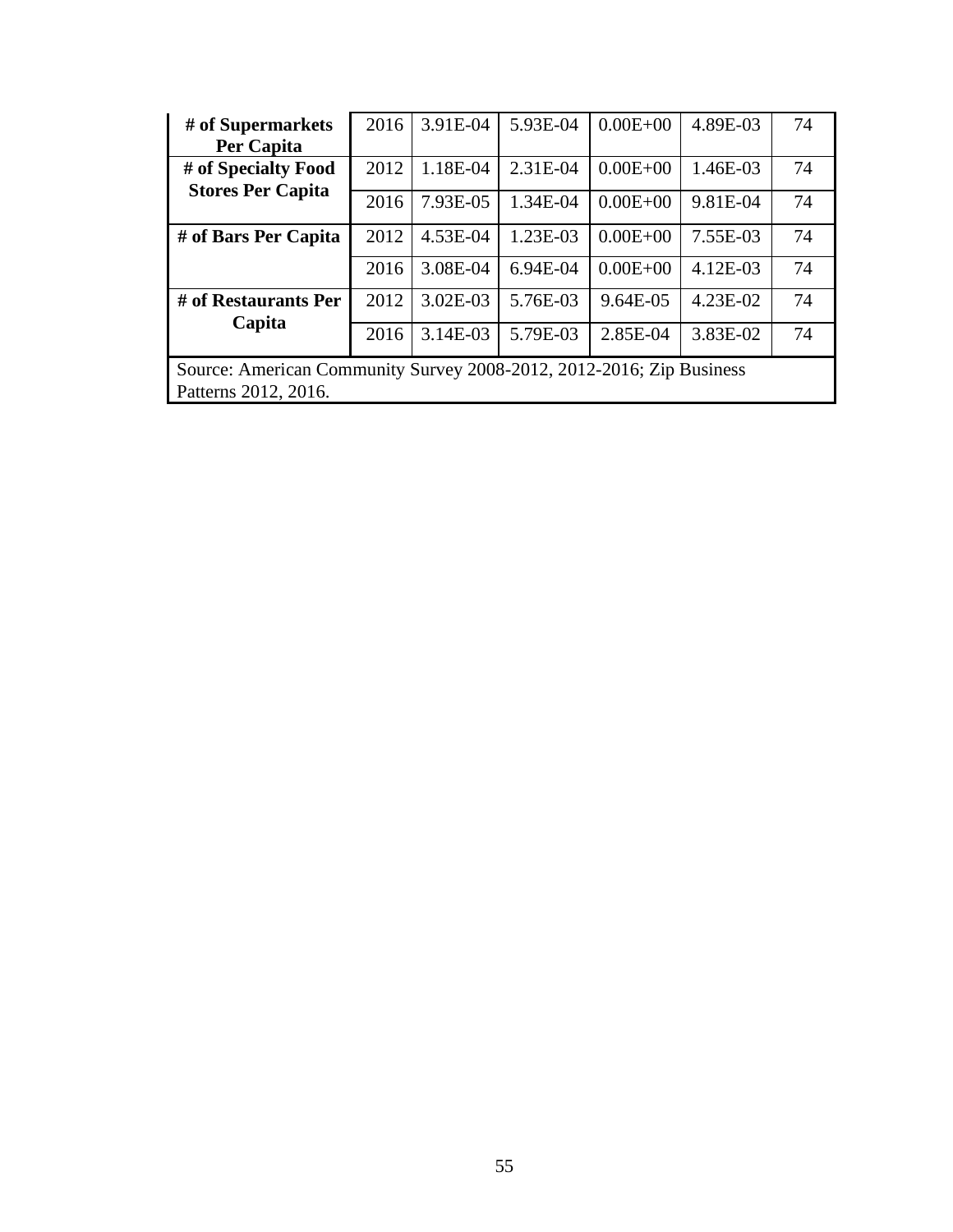| # of Supermarkets Per Capita | 2016 | 3.91E-04 | 5.93E-04 | 0.00E+00 | 4.89E-03 | 74 |
|---|---|---|---|---|---|---|
| # of Specialty Food Stores Per Capita | 2012 | 1.18E-04 | 2.31E-04 | 0.00E+00 | 1.46E-03 | 74 |
| | 2016 | 7.93E-05 | 1.34E-04 | 0.00E+00 | 9.81E-04 | 74 |
| # of Bars Per Capita | 2012 | 4.53E-04 | 1.23E-03 | 0.00E+00 | 7.55E-03 | 74 |
| | 2016 | 3.08E-04 | 6.94E-04 | 0.00E+00 | 4.12E-03 | 74 |
| # of Restaurants Per Capita | 2012 | 3.02E-03 | 5.76E-03 | 9.64E-05 | 4.23E-02 | 74 |
| | 2016 | 3.14E-03 | 5.79E-03 | 2.85E-04 | 3.83E-02 | 74 |
| Source: American Community Survey 2008-2012, 2012-2016; Zip Business Patterns 2012, 2016. | | | | | | |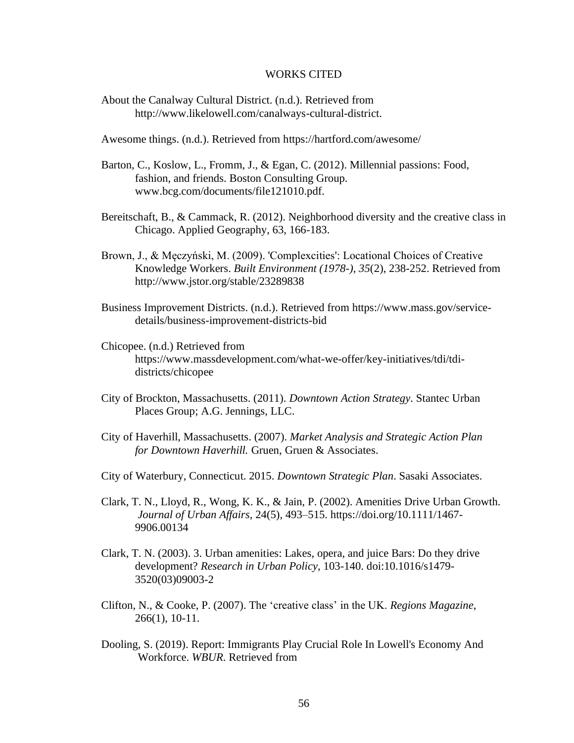# WORKS CITED

About the Canalway Cultural District. (n.d.). Retrieved from http://www.likelowell.com/canalways-cultural-district.

Awesome things. (n.d.). Retrieved from https://hartford.com/awesome/

Barton, C., Koslow, L., Fromm, J., & Egan, C. (2012). Millennial passions: Food, fashion, and friends. Boston Consulting Group. www.bcg.com/documents/file121010.pdf.

Bereitschaft, B., & Cammack, R. (2012). Neighborhood diversity and the creative class in Chicago. Applied Geography, 63, 166-183.

Brown, J., & Męczyński, M. (2009). 'Complexcities': Locational Choices of Creative Knowledge Workers. *Built Environment (1978-), 35*(2), 238-252. Retrieved from http://www.jstor.org/stable/23289838

Business Improvement Districts. (n.d.). Retrieved from https://www.mass.gov/service-details/business-improvement-districts-bid

Chicopee. (n.d.) Retrieved from https://www.massdevelopment.com/what-we-offer/key-initiatives/tdi/tdi-districts/chicopee

City of Brockton, Massachusetts. (2011). *Downtown Action Strategy*. Stantec Urban Places Group; A.G. Jennings, LLC.

City of Haverhill, Massachusetts. (2007). *Market Analysis and Strategic Action Plan for Downtown Haverhill.* Gruen, Gruen & Associates.

City of Waterbury, Connecticut. 2015. *Downtown Strategic Plan*. Sasaki Associates.

Clark, T. N., Lloyd, R., Wong, K. K., & Jain, P. (2002). Amenities Drive Urban Growth. *Journal of Urban Affairs*, 24(5), 493–515. https://doi.org/10.1111/1467-9906.00134

Clark, T. N. (2003). 3. Urban amenities: Lakes, opera, and juice Bars: Do they drive development? *Research in Urban Policy*, 103-140. doi:10.1016/s1479-3520(03)09003-2

Clifton, N., & Cooke, P. (2007). The 'creative class' in the UK. *Regions Magazine*, 266(1), 10-11.

Dooling, S. (2019). Report: Immigrants Play Crucial Role In Lowell's Economy And Workforce. *WBUR*. Retrieved from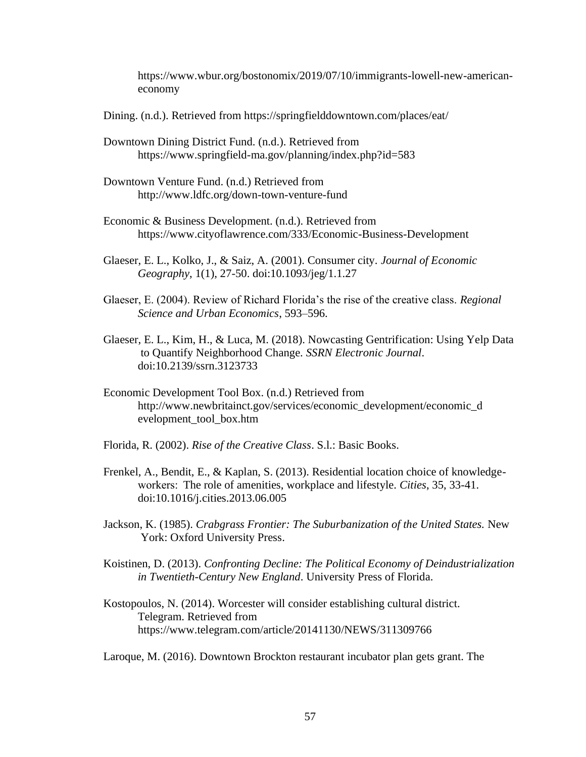https://www.wbur.org/bostonomix/2019/07/10/immigrants-lowell-new-american-economy

Dining. (n.d.). Retrieved from https://springfielddowntown.com/places/eat/

Downtown Dining District Fund. (n.d.). Retrieved from https://www.springfield-ma.gov/planning/index.php?id=583

Downtown Venture Fund. (n.d.) Retrieved from http://www.ldfc.org/down-town-venture-fund

Economic & Business Development. (n.d.). Retrieved from https://www.cityoflawrence.com/333/Economic-Business-Development

Glaeser, E. L., Kolko, J., & Saiz, A. (2001). Consumer city. *Journal of Economic Geography*, 1(1), 27-50. doi:10.1093/jeg/1.1.27

Glaeser, E. (2004). Review of Richard Florida's the rise of the creative class. *Regional Science and Urban Economics*, 593–596.

Glaeser, E. L., Kim, H., & Luca, M. (2018). Nowcasting Gentrification: Using Yelp Data to Quantify Neighborhood Change. *SSRN Electronic Journal*. doi:10.2139/ssrn.3123733

Economic Development Tool Box. (n.d.) Retrieved from http://www.newbritainct.gov/services/economic_development/economic_development_tool_box.htm

Florida, R. (2002). *Rise of the Creative Class*. S.l.: Basic Books.

Frenkel, A., Bendit, E., & Kaplan, S. (2013). Residential location choice of knowledge-workers: The role of amenities, workplace and lifestyle. *Cities*, 35, 33-41. doi:10.1016/j.cities.2013.06.005

Jackson, K. (1985). *Crabgrass Frontier: The Suburbanization of the United States.* New York: Oxford University Press.

Koistinen, D. (2013). *Confronting Decline: The Political Economy of Deindustrialization in Twentieth-Century New England*. University Press of Florida.

Kostopoulos, N. (2014). Worcester will consider establishing cultural district. Telegram. Retrieved from https://www.telegram.com/article/20141130/NEWS/311309766

Laroque, M. (2016). Downtown Brockton restaurant incubator plan gets grant. The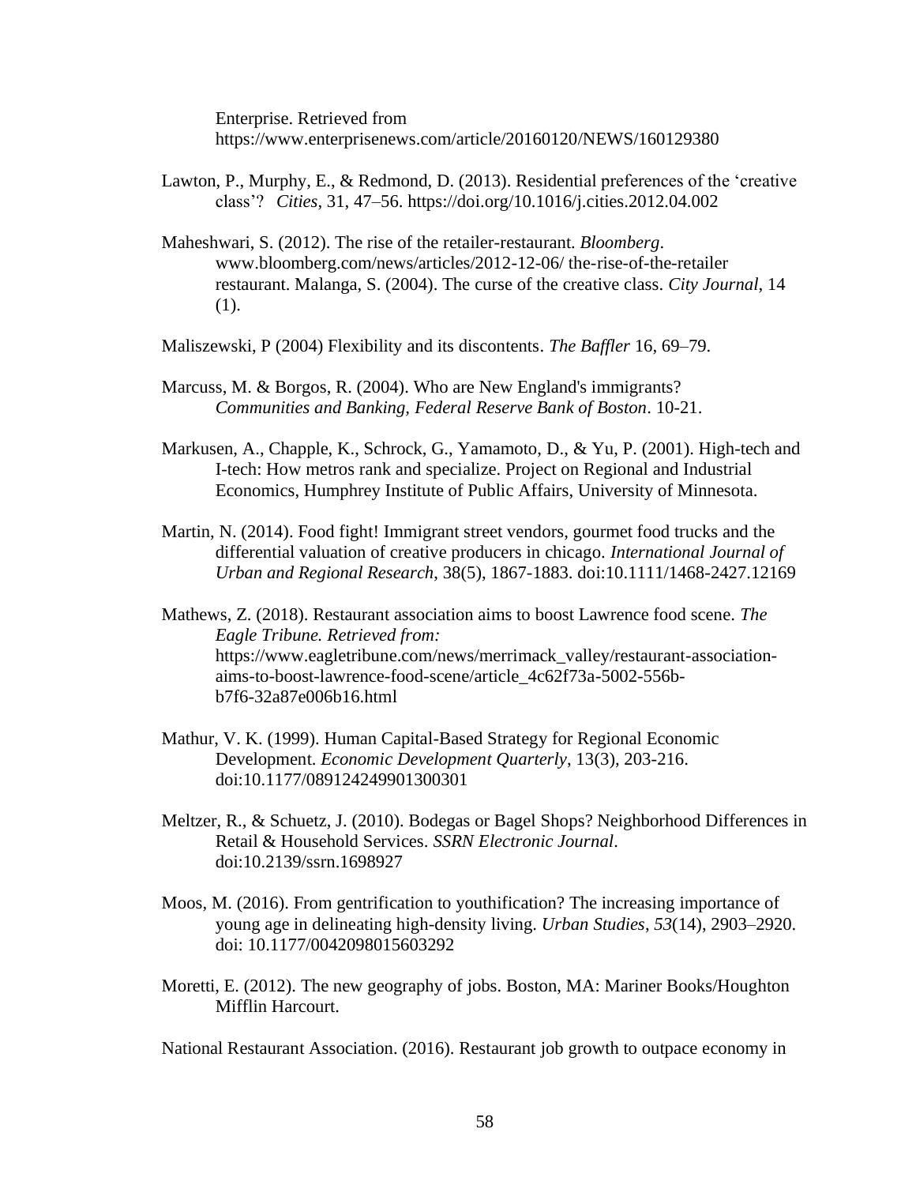Enterprise. Retrieved from https://www.enterprisenews.com/article/20160120/NEWS/160129380

Lawton, P., Murphy, E., & Redmond, D. (2013). Residential preferences of the 'creative class'? *Cities*, 31, 47–56. https://doi.org/10.1016/j.cities.2012.04.002

Maheshwari, S. (2012). The rise of the retailer-restaurant. *Bloomberg*. www.bloomberg.com/news/articles/2012-12-06/ the-rise-of-the-retailer restaurant. Malanga, S. (2004). The curse of the creative class. *City Journal*, 14 (1).

Maliszewski, P (2004) Flexibility and its discontents. *The Baffler* 16, 69–79.

Marcuss, M. & Borgos, R. (2004). Who are New England's immigrants? *Communities and Banking, Federal Reserve Bank of Boston*. 10-21.

Markusen, A., Chapple, K., Schrock, G., Yamamoto, D., & Yu, P. (2001). High-tech and I-tech: How metros rank and specialize. Project on Regional and Industrial Economics, Humphrey Institute of Public Affairs, University of Minnesota.

Martin, N. (2014). Food fight! Immigrant street vendors, gourmet food trucks and the differential valuation of creative producers in chicago. *International Journal of Urban and Regional Research*, 38(5), 1867-1883. doi:10.1111/1468-2427.12169

Mathews, Z. (2018). Restaurant association aims to boost Lawrence food scene. *The Eagle Tribune. Retrieved from:* https://www.eagletribune.com/news/merrimack_valley/restaurant-association-aims-to-boost-lawrence-food-scene/article_4c62f73a-5002-556b-b7f6-32a87e006b16.html

Mathur, V. K. (1999). Human Capital-Based Strategy for Regional Economic Development. *Economic Development Quarterly*, 13(3), 203-216. doi:10.1177/089124249901300301

Meltzer, R., & Schuetz, J. (2010). Bodegas or Bagel Shops? Neighborhood Differences in Retail & Household Services. *SSRN Electronic Journal*. doi:10.2139/ssrn.1698927

Moos, M. (2016). From gentrification to youthification? The increasing importance of young age in delineating high-density living. *Urban Studies*, *53*(14), 2903–2920. doi: 10.1177/0042098015603292

Moretti, E. (2012). The new geography of jobs. Boston, MA: Mariner Books/Houghton Mifflin Harcourt.

National Restaurant Association. (2016). Restaurant job growth to outpace economy in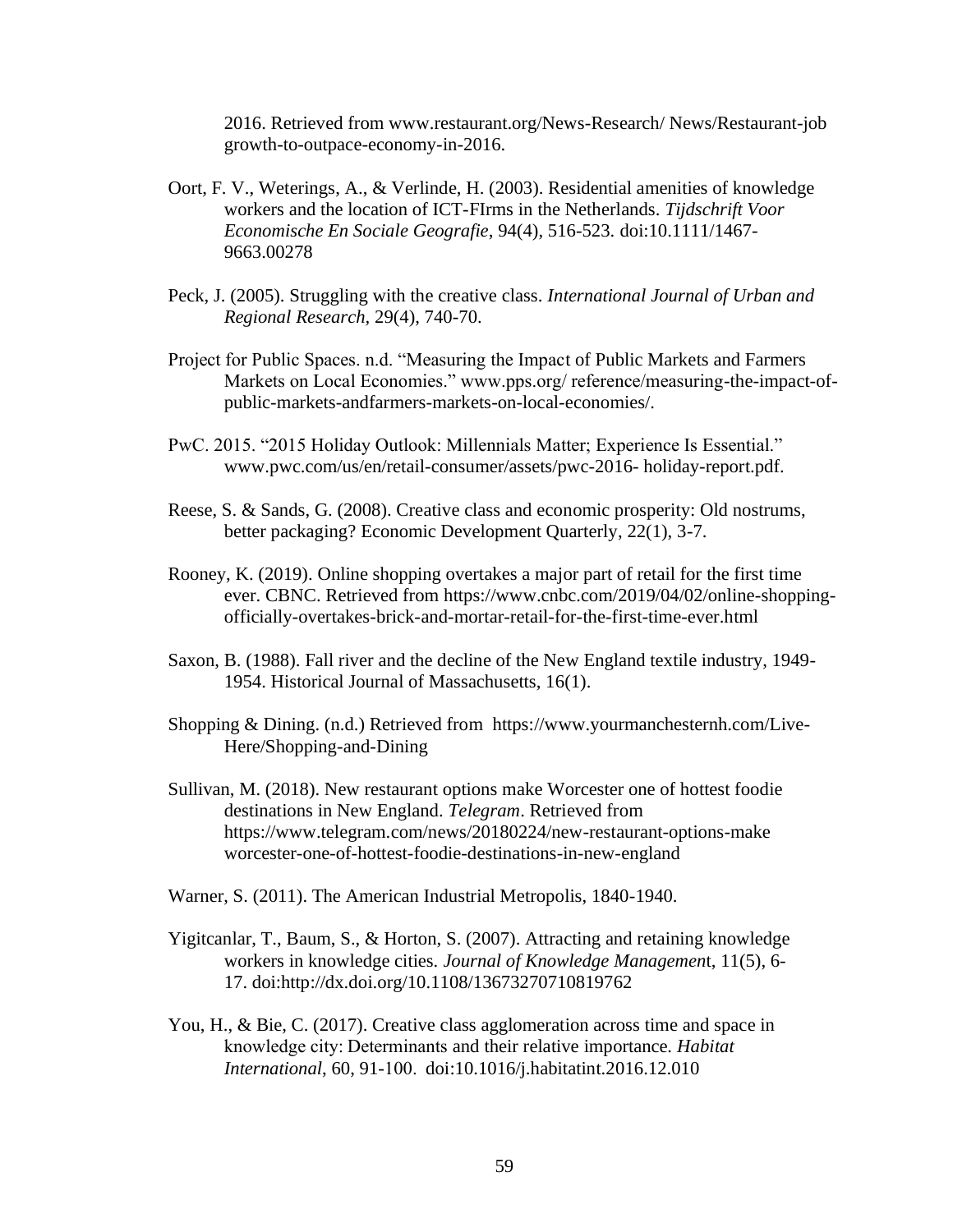2016. Retrieved from www.restaurant.org/News-Research/ News/Restaurant-job growth-to-outpace-economy-in-2016.

Oort, F. V., Weterings, A., & Verlinde, H. (2003). Residential amenities of knowledge workers and the location of ICT-FIrms in the Netherlands. *Tijdschrift Voor Economische En Sociale Geografie*, 94(4), 516-523. doi:10.1111/1467-9663.00278

Peck, J. (2005). Struggling with the creative class. *International Journal of Urban and Regional Research*, 29(4), 740-70.

Project for Public Spaces. n.d. "Measuring the Impact of Public Markets and Farmers Markets on Local Economies." www.pps.org/ reference/measuring-the-impact-of-public-markets-andfarmers-markets-on-local-economies/.

PwC. 2015. "2015 Holiday Outlook: Millennials Matter; Experience Is Essential." www.pwc.com/us/en/retail-consumer/assets/pwc-2016- holiday-report.pdf.

Reese, S. & Sands, G. (2008). Creative class and economic prosperity: Old nostrums, better packaging? Economic Development Quarterly, 22(1), 3-7.

Rooney, K. (2019). Online shopping overtakes a major part of retail for the first time ever. CBNC. Retrieved from https://www.cnbc.com/2019/04/02/online-shopping-officially-overtakes-brick-and-mortar-retail-for-the-first-time-ever.html

Saxon, B. (1988). Fall river and the decline of the New England textile industry, 1949-1954. Historical Journal of Massachusetts, 16(1).

Shopping & Dining. (n.d.) Retrieved from https://www.yourmanchesternh.com/Live-Here/Shopping-and-Dining

Sullivan, M. (2018). New restaurant options make Worcester one of hottest foodie destinations in New England. *Telegram*. Retrieved from https://www.telegram.com/news/20180224/new-restaurant-options-make worcester-one-of-hottest-foodie-destinations-in-new-england

Warner, S. (2011). The American Industrial Metropolis, 1840-1940.

Yigitcanlar, T., Baum, S., & Horton, S. (2007). Attracting and retaining knowledge workers in knowledge cities. *Journal of Knowledge Management*, 11(5), 6-17. doi:http://dx.doi.org/10.1108/13673270710819762

You, H., & Bie, C. (2017). Creative class agglomeration across time and space in knowledge city: Determinants and their relative importance. *Habitat International*, 60, 91-100. doi:10.1016/j.habitatint.2016.12.010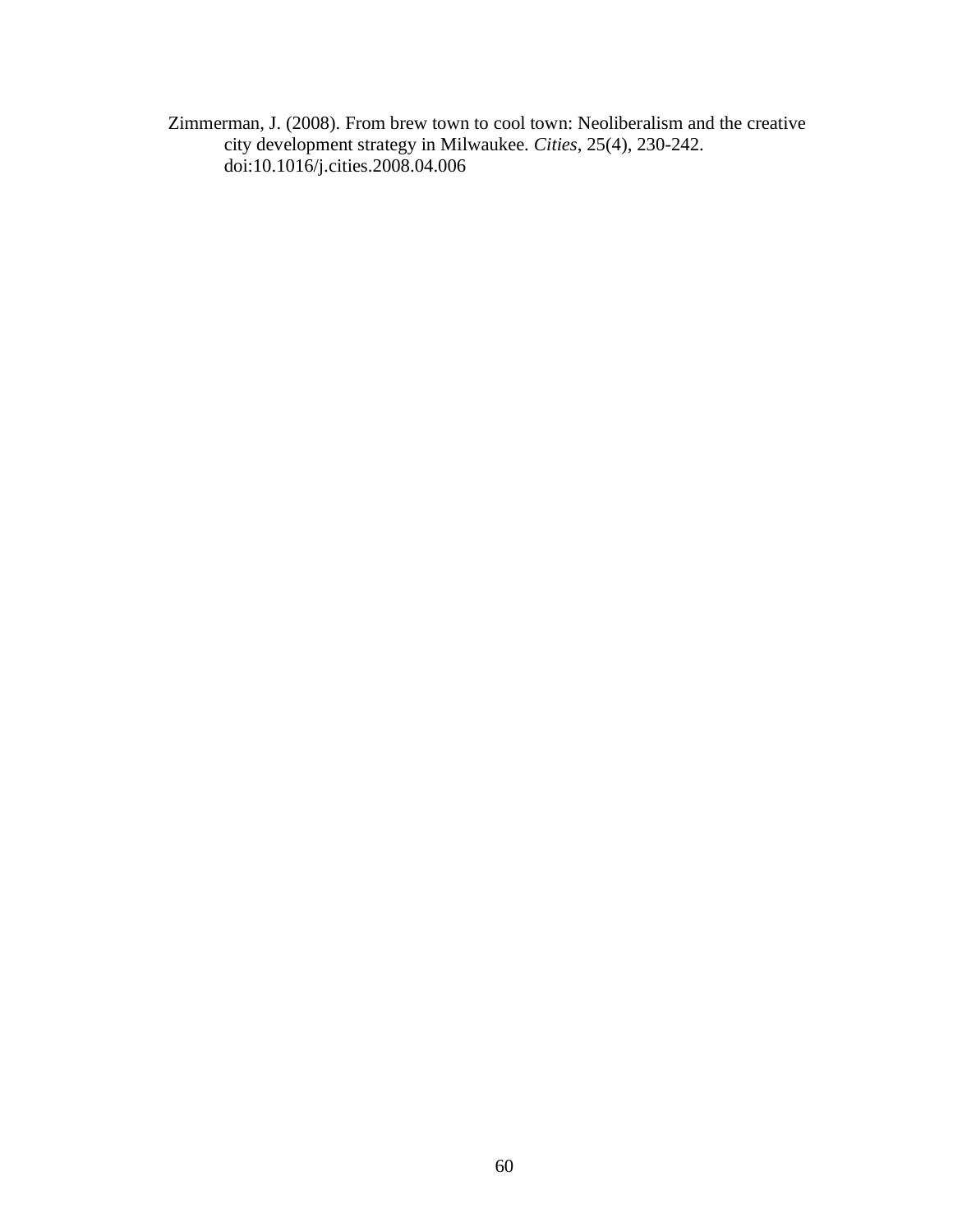Zimmerman, J. (2008). From brew town to cool town: Neoliberalism and the creative city development strategy in Milwaukee. *Cities*, 25(4), 230-242. doi:10.1016/j.cities.2008.04.006